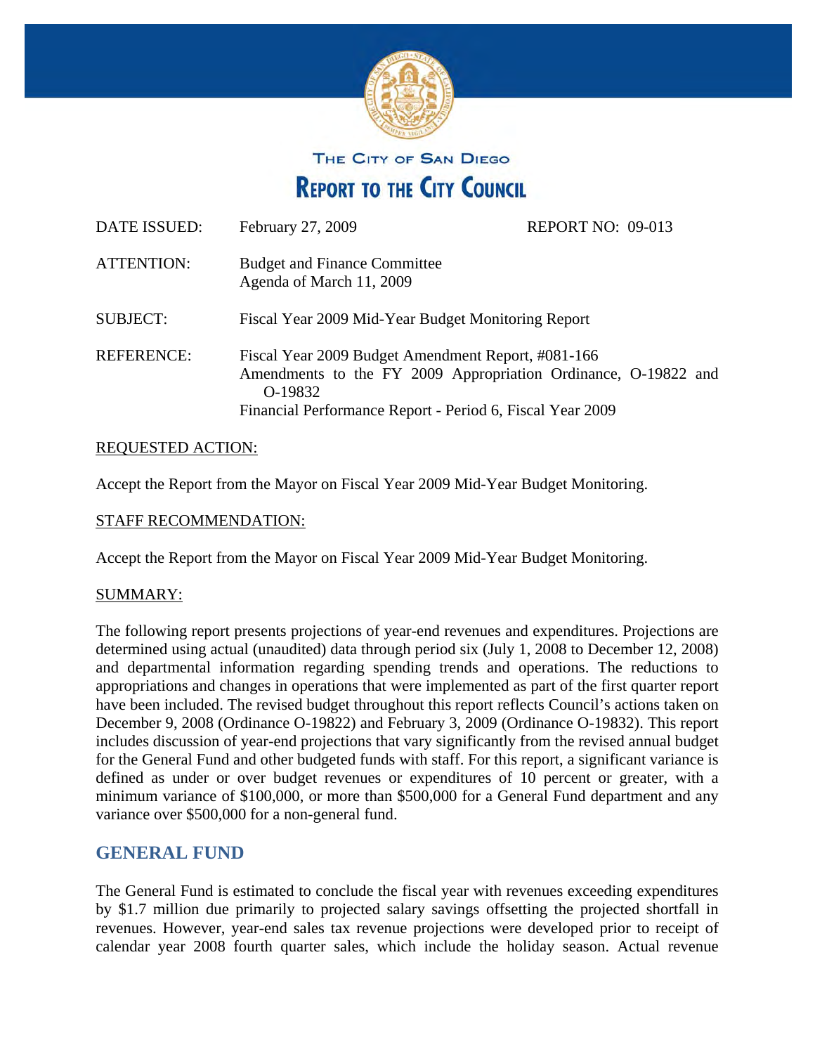THE CITY OF SAN DIEGO

# REPORT TO THE CITY COUNCIL

| | | |
|---|---|---|
| DATE ISSUED: | February 27, 2009 | REPORT NO: 09-013 |
| ATTENTION: | Budget and Finance Committee<br>Agenda of March 11, 2009 | |
| SUBJECT: | Fiscal Year 2009 Mid-Year Budget Monitoring Report | |
| REFERENCE: | Fiscal Year 2009 Budget Amendment Report, #081-166<br>Amendments to the FY 2009 Appropriation Ordinance, O-19822 and O-19832<br>Financial Performance Report - Period 6, Fiscal Year 2009 | |

REQUESTED ACTION:

Accept the Report from the Mayor on Fiscal Year 2009 Mid-Year Budget Monitoring.

STAFF RECOMMENDATION:

Accept the Report from the Mayor on Fiscal Year 2009 Mid-Year Budget Monitoring.

SUMMARY:

The following report presents projections of year-end revenues and expenditures. Projections are determined using actual (unaudited) data through period six (July 1, 2008 to December 12, 2008) and departmental information regarding spending trends and operations. The reductions to appropriations and changes in operations that were implemented as part of the first quarter report have been included. The revised budget throughout this report reflects Council's actions taken on December 9, 2008 (Ordinance O-19822) and February 3, 2009 (Ordinance O-19832). This report includes discussion of year-end projections that vary significantly from the revised annual budget for the General Fund and other budgeted funds with staff. For this report, a significant variance is defined as under or over budget revenues or expenditures of 10 percent or greater, with a minimum variance of $100,000, or more than $500,000 for a General Fund department and any variance over $500,000 for a non-general fund.

## GENERAL FUND

The General Fund is estimated to conclude the fiscal year with revenues exceeding expenditures by $1.7 million due primarily to projected salary savings offsetting the projected shortfall in revenues. However, year-end sales tax revenue projections were developed prior to receipt of calendar year 2008 fourth quarter sales, which include the holiday season. Actual revenue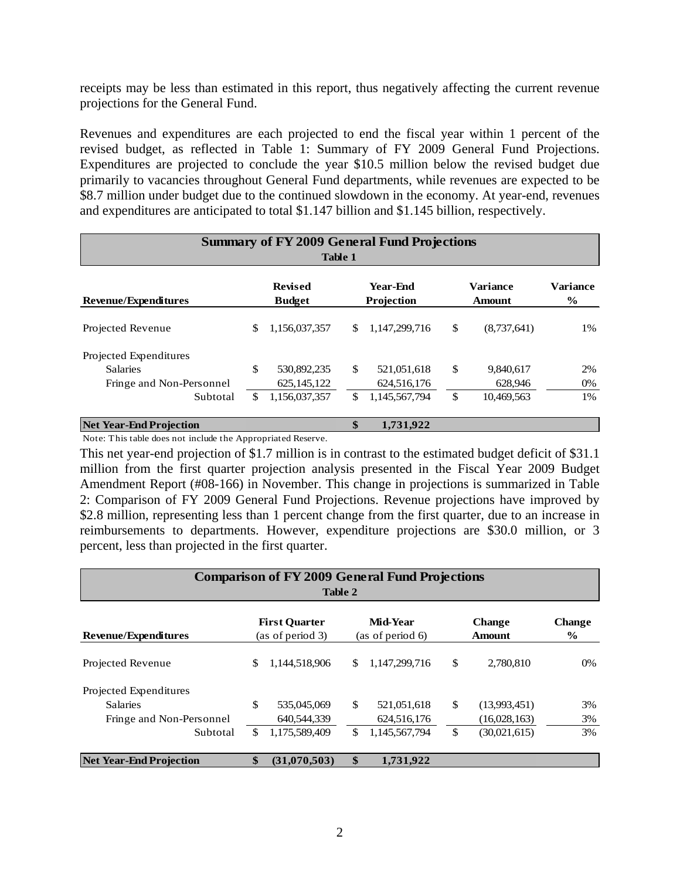receipts may be less than estimated in this report, thus negatively affecting the current revenue projections for the General Fund.

Revenues and expenditures are each projected to end the fiscal year within 1 percent of the revised budget, as reflected in Table 1: Summary of FY 2009 General Fund Projections. Expenditures are projected to conclude the year $10.5 million below the revised budget due primarily to vacancies throughout General Fund departments, while revenues are expected to be $8.7 million under budget due to the continued slowdown in the economy. At year-end, revenues and expenditures are anticipated to total $1.147 billion and $1.145 billion, respectively.

**Summary of FY 2009 General Fund Projections**
**Table 1**

| Revenue/Expenditures | Revised Budget | Year-End Projection | Variance Amount | Variance % |
|---|---|---|---|---|
| Projected Revenue | $ 1,156,037,357 | $ 1,147,299,716 | $ (8,737,641) | 1% |
| Projected Expenditures | | | | |
| Salaries | $ 530,892,235 | $ 521,051,618 | $ 9,840,617 | 2% |
| Fringe and Non-Personnel | 625,145,122 | 624,516,176 | 628,946 | 0% |
| Subtotal | $ 1,156,037,357 | $ 1,145,567,794 | $ 10,469,563 | 1% |
| **Net Year-End Projection** | | **$ 1,731,922** | | |

Note: This table does not include the Appropriated Reserve.

This net year-end projection of $1.7 million is in contrast to the estimated budget deficit of $31.1 million from the first quarter projection analysis presented in the Fiscal Year 2009 Budget Amendment Report (#08-166) in November. This change in projections is summarized in Table 2: Comparison of FY 2009 General Fund Projections. Revenue projections have improved by $2.8 million, representing less than 1 percent change from the first quarter, due to an increase in reimbursements to departments. However, expenditure projections are $30.0 million, or 3 percent, less than projected in the first quarter.

**Comparison of FY 2009 General Fund Projections**
**Table 2**

| Revenue/Expenditures | First Quarter (as of period 3) | Mid-Year (as of period 6) | Change Amount | Change % |
|---|---|---|---|---|
| Projected Revenue | $ 1,144,518,906 | $ 1,147,299,716 | $ 2,780,810 | 0% |
| Projected Expenditures | | | | |
| Salaries | $ 535,045,069 | $ 521,051,618 | $ (13,993,451) | 3% |
| Fringe and Non-Personnel | 640,544,339 | 624,516,176 | (16,028,163) | 3% |
| Subtotal | $ 1,175,589,409 | $ 1,145,567,794 | $ (30,021,615) | 3% |
| **Net Year-End Projection** | **$ (31,070,503)** | **$ 1,731,922** | | |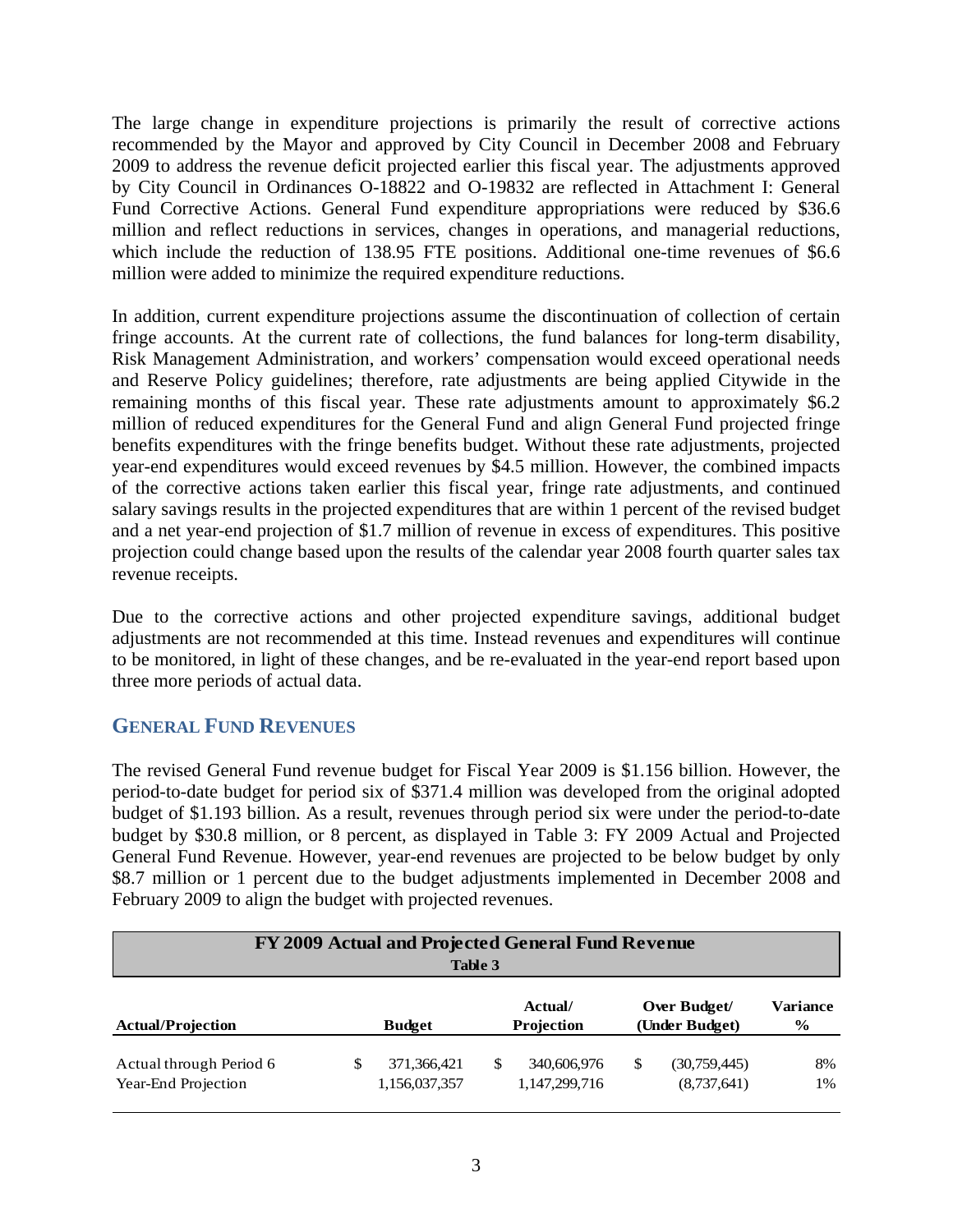The large change in expenditure projections is primarily the result of corrective actions recommended by the Mayor and approved by City Council in December 2008 and February 2009 to address the revenue deficit projected earlier this fiscal year. The adjustments approved by City Council in Ordinances O-18822 and O-19832 are reflected in Attachment I: General Fund Corrective Actions. General Fund expenditure appropriations were reduced by $36.6 million and reflect reductions in services, changes in operations, and managerial reductions, which include the reduction of 138.95 FTE positions. Additional one-time revenues of $6.6 million were added to minimize the required expenditure reductions.

In addition, current expenditure projections assume the discontinuation of collection of certain fringe accounts. At the current rate of collections, the fund balances for long-term disability, Risk Management Administration, and workers' compensation would exceed operational needs and Reserve Policy guidelines; therefore, rate adjustments are being applied Citywide in the remaining months of this fiscal year. These rate adjustments amount to approximately $6.2 million of reduced expenditures for the General Fund and align General Fund projected fringe benefits expenditures with the fringe benefits budget. Without these rate adjustments, projected year-end expenditures would exceed revenues by $4.5 million. However, the combined impacts of the corrective actions taken earlier this fiscal year, fringe rate adjustments, and continued salary savings results in the projected expenditures that are within 1 percent of the revised budget and a net year-end projection of $1.7 million of revenue in excess of expenditures. This positive projection could change based upon the results of the calendar year 2008 fourth quarter sales tax revenue receipts.

Due to the corrective actions and other projected expenditure savings, additional budget adjustments are not recommended at this time. Instead revenues and expenditures will continue to be monitored, in light of these changes, and be re-evaluated in the year-end report based upon three more periods of actual data.

## GENERAL FUND REVENUES

The revised General Fund revenue budget for Fiscal Year 2009 is $1.156 billion. However, the period-to-date budget for period six of $371.4 million was developed from the original adopted budget of $1.193 billion. As a result, revenues through period six were under the period-to-date budget by $30.8 million, or 8 percent, as displayed in Table 3: FY 2009 Actual and Projected General Fund Revenue. However, year-end revenues are projected to be below budget by only $8.7 million or 1 percent due to the budget adjustments implemented in December 2008 and February 2009 to align the budget with projected revenues.

**FY 2009 Actual and Projected General Fund Revenue**
**Table 3**

| Actual/Projection | Budget | Actual/ Projection | Over Budget/ (Under Budget) | Variance % |
|---|---|---|---|---|
| Actual through Period 6 | $ 371,366,421 | $ 340,606,976 | $ (30,759,445) | 8% |
| Year-End Projection | 1,156,037,357 | 1,147,299,716 | (8,737,641) | 1% |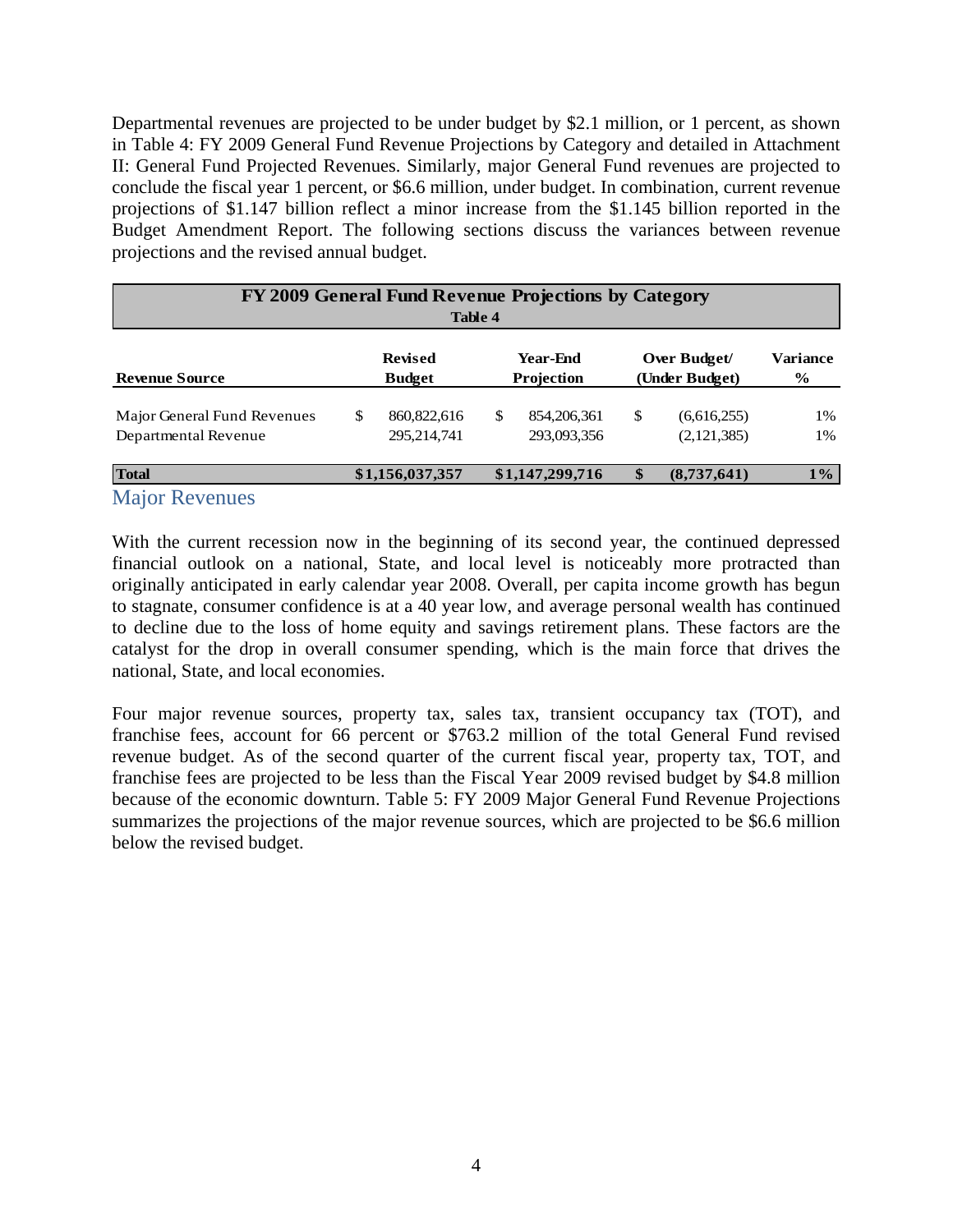Departmental revenues are projected to be under budget by $2.1 million, or 1 percent, as shown in Table 4: FY 2009 General Fund Revenue Projections by Category and detailed in Attachment II: General Fund Projected Revenues. Similarly, major General Fund revenues are projected to conclude the fiscal year 1 percent, or $6.6 million, under budget. In combination, current revenue projections of $1.147 billion reflect a minor increase from the $1.145 billion reported in the Budget Amendment Report. The following sections discuss the variances between revenue projections and the revised annual budget.

**FY 2009 General Fund Revenue Projections by Category**
**Table 4**

| Revenue Source | Revised Budget | Year-End Projection | Over Budget/ (Under Budget) | Variance % |
|---|---|---|---|---|
| Major General Fund Revenues | $ 860,822,616 | $ 854,206,361 | $ (6,616,255) | 1% |
| Departmental Revenue | 295,214,741 | 293,093,356 | (2,121,385) | 1% |
| **Total** | **$1,156,037,357** | **$1,147,299,716** | **$ (8,737,641)** | **1%** |

## Major Revenues

With the current recession now in the beginning of its second year, the continued depressed financial outlook on a national, State, and local level is noticeably more protracted than originally anticipated in early calendar year 2008. Overall, per capita income growth has begun to stagnate, consumer confidence is at a 40 year low, and average personal wealth has continued to decline due to the loss of home equity and savings retirement plans. These factors are the catalyst for the drop in overall consumer spending, which is the main force that drives the national, State, and local economies.

Four major revenue sources, property tax, sales tax, transient occupancy tax (TOT), and franchise fees, account for 66 percent or $763.2 million of the total General Fund revised revenue budget. As of the second quarter of the current fiscal year, property tax, TOT, and franchise fees are projected to be less than the Fiscal Year 2009 revised budget by $4.8 million because of the economic downturn. Table 5: FY 2009 Major General Fund Revenue Projections summarizes the projections of the major revenue sources, which are projected to be $6.6 million below the revised budget.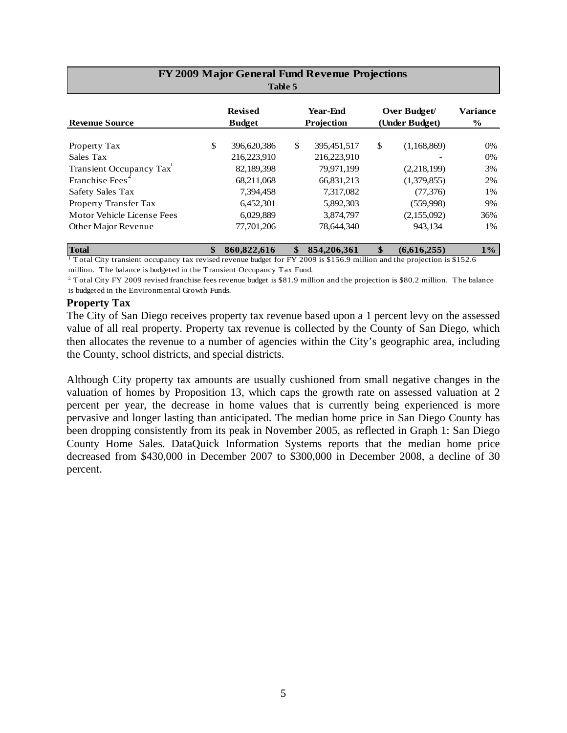**FY 2009 Major General Fund Revenue Projections**
**Table 5**

| Revenue Source | Revised Budget | Year-End Projection | Over Budget/ (Under Budget) | Variance % |
|---|---|---|---|---|
| Property Tax | $ 396,620,386 | $ 395,451,517 | $ (1,168,869) | 0% |
| Sales Tax | 216,223,910 | 216,223,910 | - | 0% |
| Transient Occupancy Tax[1] | 82,189,398 | 79,971,199 | (2,218,199) | 3% |
| Franchise Fees[2] | 68,211,068 | 66,831,213 | (1,379,855) | 2% |
| Safety Sales Tax | 7,394,458 | 7,317,082 | (77,376) | 1% |
| Property Transfer Tax | 6,452,301 | 5,892,303 | (559,998) | 9% |
| Motor Vehicle License Fees | 6,029,889 | 3,874,797 | (2,155,092) | 36% |
| Other Major Revenue | 77,701,206 | 78,644,340 | 943,134 | 1% |
| **Total** | **$ 860,822,616** | **$ 854,206,361** | **$ (6,616,255)** | **1%** |

[1] Total City transient occupancy tax revised revenue budget for FY 2009 is $156.9 million and the projection is $152.6 million. The balance is budgeted in the Transient Occupancy Tax Fund.

[2] Total City FY 2009 revised franchise fees revenue budget is $81.9 million and the projection is $80.2 million. The balance is budgeted in the Environmental Growth Funds.

**Property Tax**

The City of San Diego receives property tax revenue based upon a 1 percent levy on the assessed value of all real property. Property tax revenue is collected by the County of San Diego, which then allocates the revenue to a number of agencies within the City's geographic area, including the County, school districts, and special districts.

Although City property tax amounts are usually cushioned from small negative changes in the valuation of homes by Proposition 13, which caps the growth rate on assessed valuation at 2 percent per year, the decrease in home values that is currently being experienced is more pervasive and longer lasting than anticipated. The median home price in San Diego County has been dropping consistently from its peak in November 2005, as reflected in Graph 1: San Diego County Home Sales. DataQuick Information Systems reports that the median home price decreased from $430,000 in December 2007 to $300,000 in December 2008, a decline of 30 percent.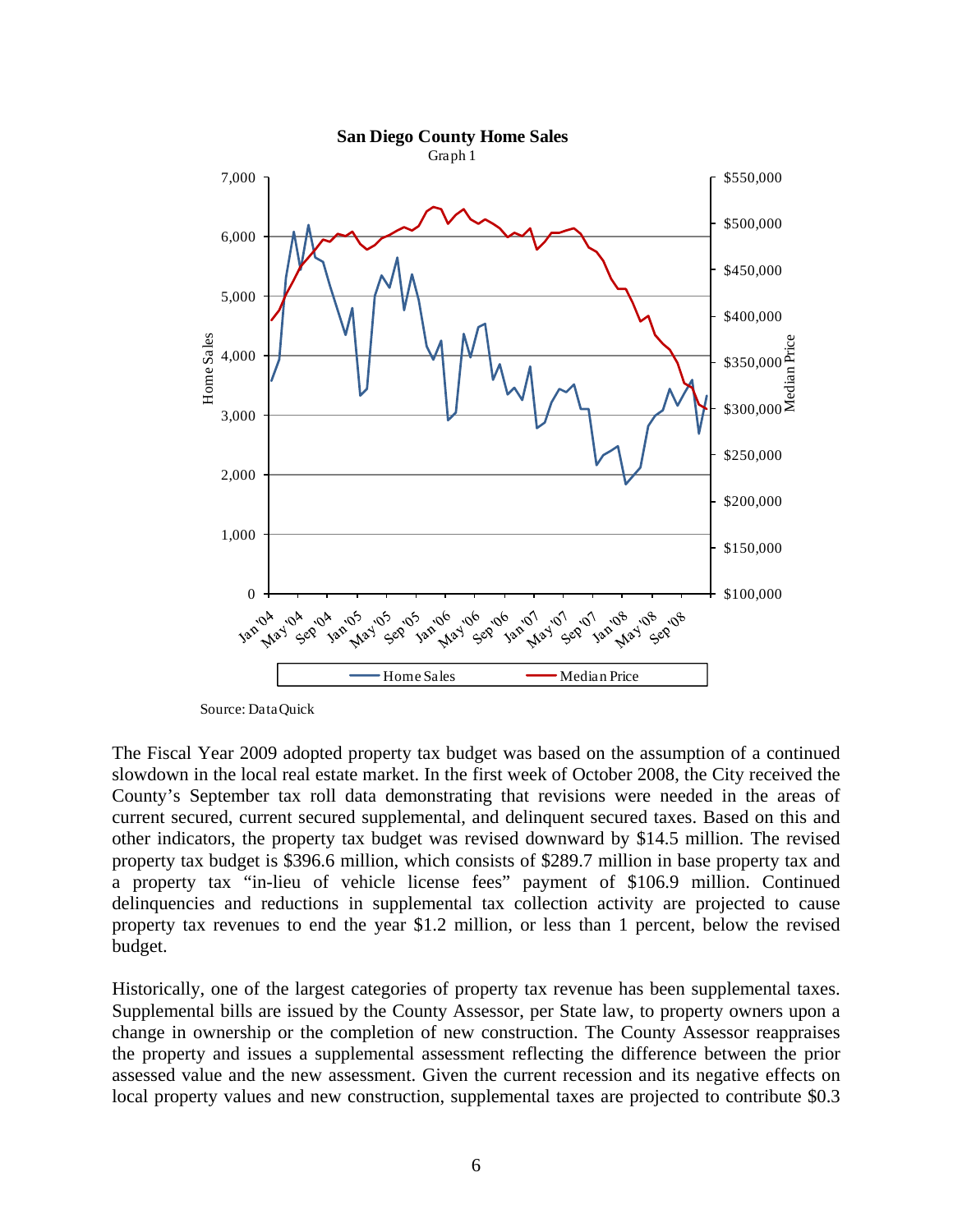**San Diego County Home Sales**
Graph 1

Source: DataQuick

The Fiscal Year 2009 adopted property tax budget was based on the assumption of a continued slowdown in the local real estate market. In the first week of October 2008, the City received the County's September tax roll data demonstrating that revisions were needed in the areas of current secured, current secured supplemental, and delinquent secured taxes. Based on this and other indicators, the property tax budget was revised downward by $14.5 million. The revised property tax budget is $396.6 million, which consists of $289.7 million in base property tax and a property tax "in-lieu of vehicle license fees" payment of $106.9 million. Continued delinquencies and reductions in supplemental tax collection activity are projected to cause property tax revenues to end the year $1.2 million, or less than 1 percent, below the revised budget.

Historically, one of the largest categories of property tax revenue has been supplemental taxes. Supplemental bills are issued by the County Assessor, per State law, to property owners upon a change in ownership or the completion of new construction. The County Assessor reappraises the property and issues a supplemental assessment reflecting the difference between the prior assessed value and the new assessment. Given the current recession and its negative effects on local property values and new construction, supplemental taxes are projected to contribute $0.3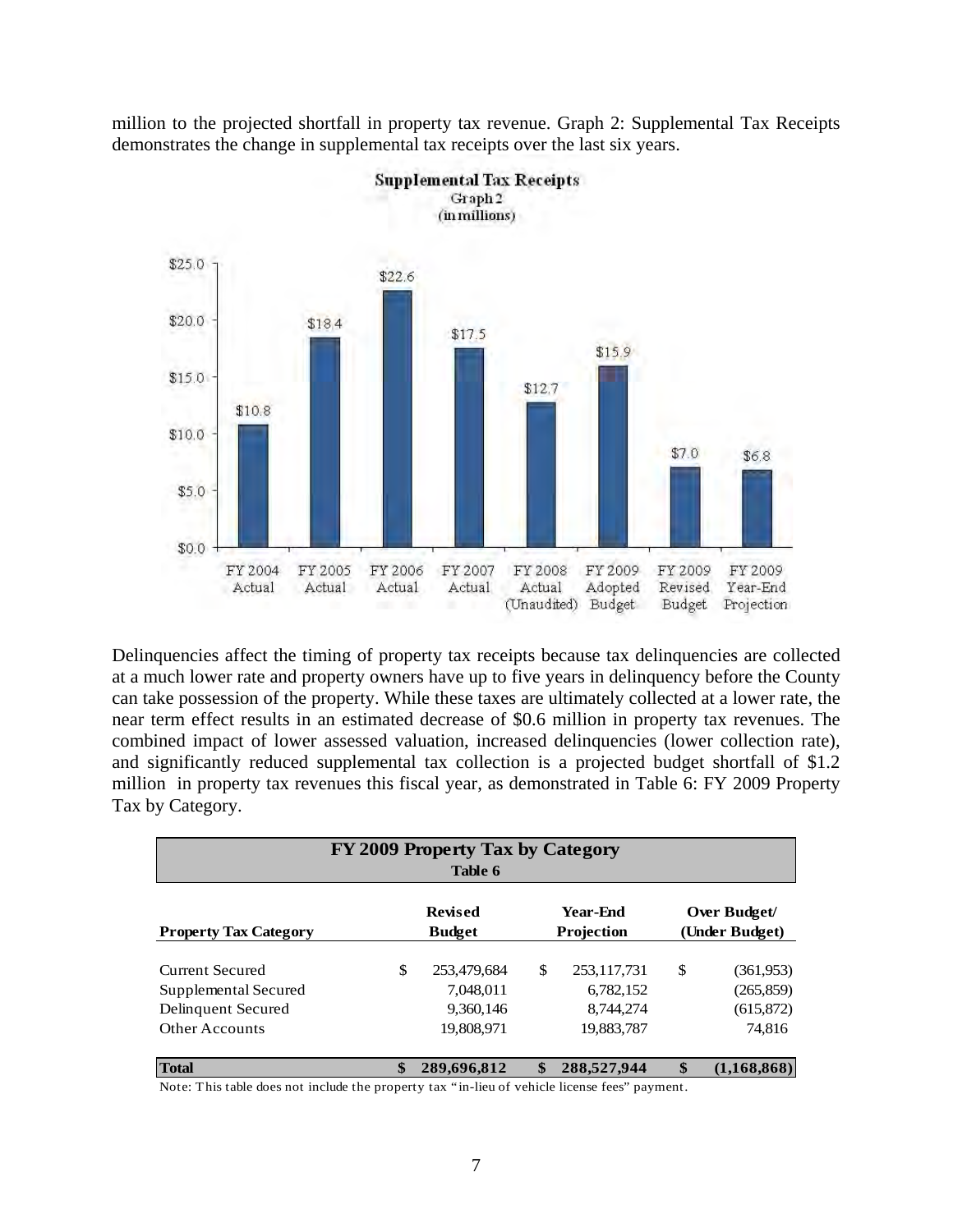million to the projected shortfall in property tax revenue. Graph 2: Supplemental Tax Receipts demonstrates the change in supplemental tax receipts over the last six years.

**Supplemental Tax Receipts**
Graph 2
(in millions)

| | FY 2004 Actual | FY 2005 Actual | FY 2006 Actual | FY 2007 Actual | FY 2008 Actual (Unaudited) | FY 2009 Adopted Budget | FY 2009 Revised Budget | FY 2009 Year-End Projection |
|---|---|---|---|---|---|---|---|---|
| Supplemental Tax Receipts | $10.8 | $18.4 | $22.6 | $17.5 | $12.7 | $15.9 | $7.0 | $6.8 |

Delinquencies affect the timing of property tax receipts because tax delinquencies are collected at a much lower rate and property owners have up to five years in delinquency before the County can take possession of the property. While these taxes are ultimately collected at a lower rate, the near term effect results in an estimated decrease of $0.6 million in property tax revenues. The combined impact of lower assessed valuation, increased delinquencies (lower collection rate), and significantly reduced supplemental tax collection is a projected budget shortfall of $1.2 million in property tax revenues this fiscal year, as demonstrated in Table 6: FY 2009 Property Tax by Category.

**FY 2009 Property Tax by Category**
**Table 6**

| Property Tax Category | Revised Budget | Year-End Projection | Over Budget/ (Under Budget) |
|---|---|---|---|
| Current Secured | $ 253,479,684 | $ 253,117,731 | $ (361,953) |
| Supplemental Secured | 7,048,011 | 6,782,152 | (265,859) |
| Delinquent Secured | 9,360,146 | 8,744,274 | (615,872) |
| Other Accounts | 19,808,971 | 19,883,787 | 74,816 |
| **Total** | **$ 289,696,812** | **$ 288,527,944** | **$ (1,168,868)** |

Note: This table does not include the property tax "in-lieu of vehicle license fees" payment.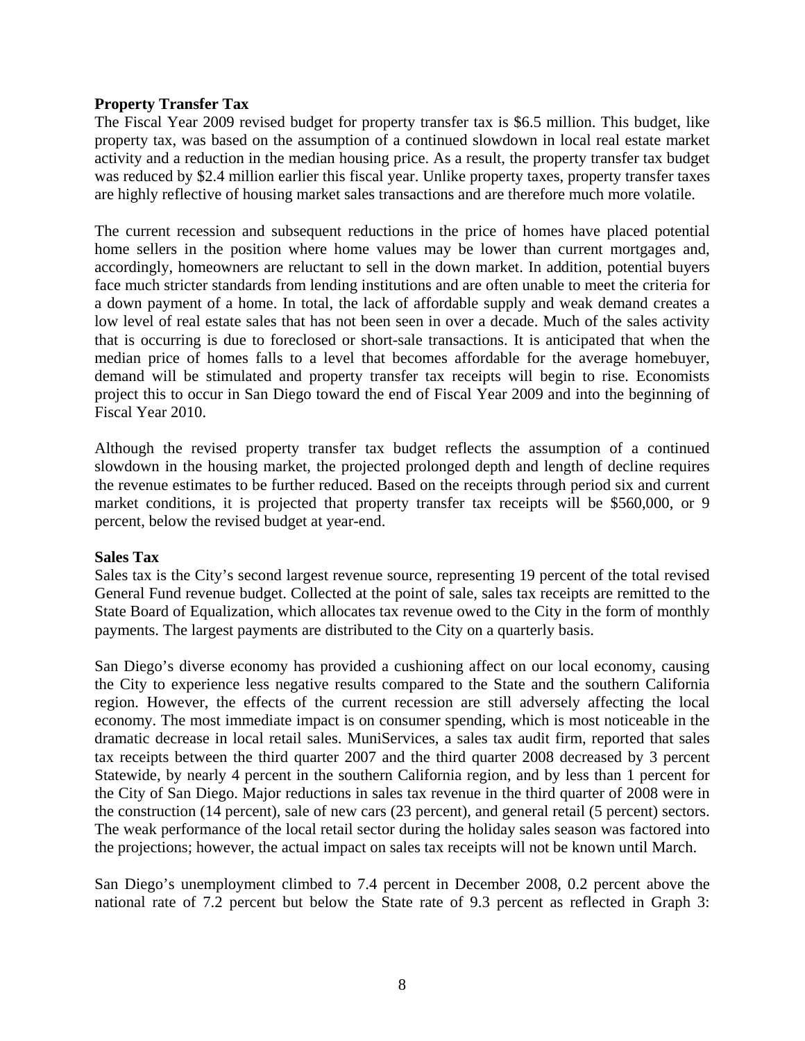**Property Transfer Tax**

The Fiscal Year 2009 revised budget for property transfer tax is $6.5 million. This budget, like property tax, was based on the assumption of a continued slowdown in local real estate market activity and a reduction in the median housing price. As a result, the property transfer tax budget was reduced by $2.4 million earlier this fiscal year. Unlike property taxes, property transfer taxes are highly reflective of housing market sales transactions and are therefore much more volatile.

The current recession and subsequent reductions in the price of homes have placed potential home sellers in the position where home values may be lower than current mortgages and, accordingly, homeowners are reluctant to sell in the down market. In addition, potential buyers face much stricter standards from lending institutions and are often unable to meet the criteria for a down payment of a home. In total, the lack of affordable supply and weak demand creates a low level of real estate sales that has not been seen in over a decade. Much of the sales activity that is occurring is due to foreclosed or short-sale transactions. It is anticipated that when the median price of homes falls to a level that becomes affordable for the average homebuyer, demand will be stimulated and property transfer tax receipts will begin to rise. Economists project this to occur in San Diego toward the end of Fiscal Year 2009 and into the beginning of Fiscal Year 2010.

Although the revised property transfer tax budget reflects the assumption of a continued slowdown in the housing market, the projected prolonged depth and length of decline requires the revenue estimates to be further reduced. Based on the receipts through period six and current market conditions, it is projected that property transfer tax receipts will be $560,000, or 9 percent, below the revised budget at year-end.

**Sales Tax**

Sales tax is the City's second largest revenue source, representing 19 percent of the total revised General Fund revenue budget. Collected at the point of sale, sales tax receipts are remitted to the State Board of Equalization, which allocates tax revenue owed to the City in the form of monthly payments. The largest payments are distributed to the City on a quarterly basis.

San Diego's diverse economy has provided a cushioning affect on our local economy, causing the City to experience less negative results compared to the State and the southern California region. However, the effects of the current recession are still adversely affecting the local economy. The most immediate impact is on consumer spending, which is most noticeable in the dramatic decrease in local retail sales. MuniServices, a sales tax audit firm, reported that sales tax receipts between the third quarter 2007 and the third quarter 2008 decreased by 3 percent Statewide, by nearly 4 percent in the southern California region, and by less than 1 percent for the City of San Diego. Major reductions in sales tax revenue in the third quarter of 2008 were in the construction (14 percent), sale of new cars (23 percent), and general retail (5 percent) sectors. The weak performance of the local retail sector during the holiday sales season was factored into the projections; however, the actual impact on sales tax receipts will not be known until March.

San Diego's unemployment climbed to 7.4 percent in December 2008, 0.2 percent above the national rate of 7.2 percent but below the State rate of 9.3 percent as reflected in Graph 3: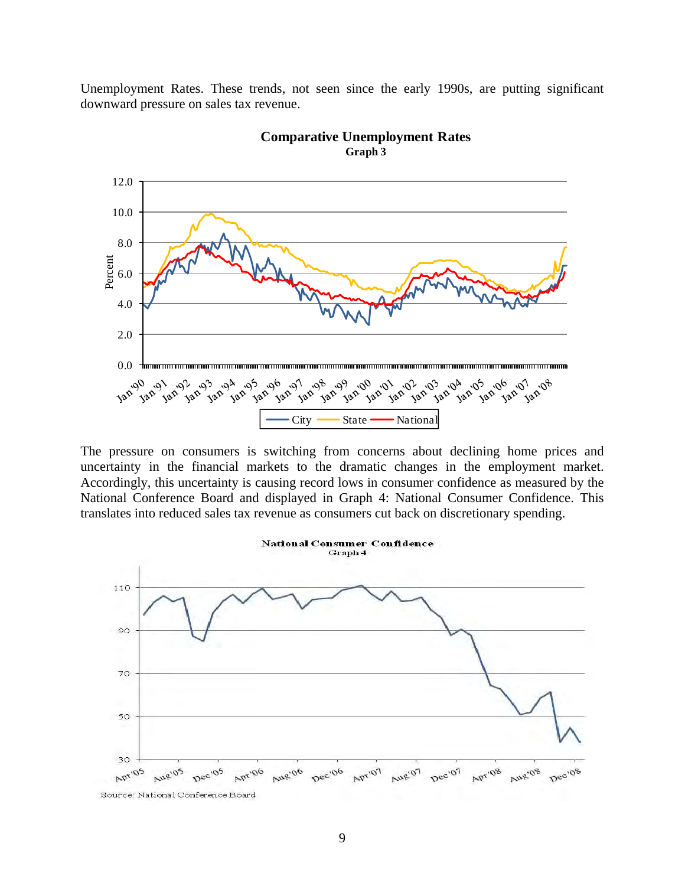Unemployment Rates. These trends, not seen since the early 1990s, are putting significant downward pressure on sales tax revenue.

**Comparative Unemployment Rates**
**Graph 3**

The pressure on consumers is switching from concerns about declining home prices and uncertainty in the financial markets to the dramatic changes in the employment market. Accordingly, this uncertainty is causing record lows in consumer confidence as measured by the National Conference Board and displayed in Graph 4: National Consumer Confidence. This translates into reduced sales tax revenue as consumers cut back on discretionary spending.

**National Consumer Confidence**
**Graph 4**

Source: National Conference Board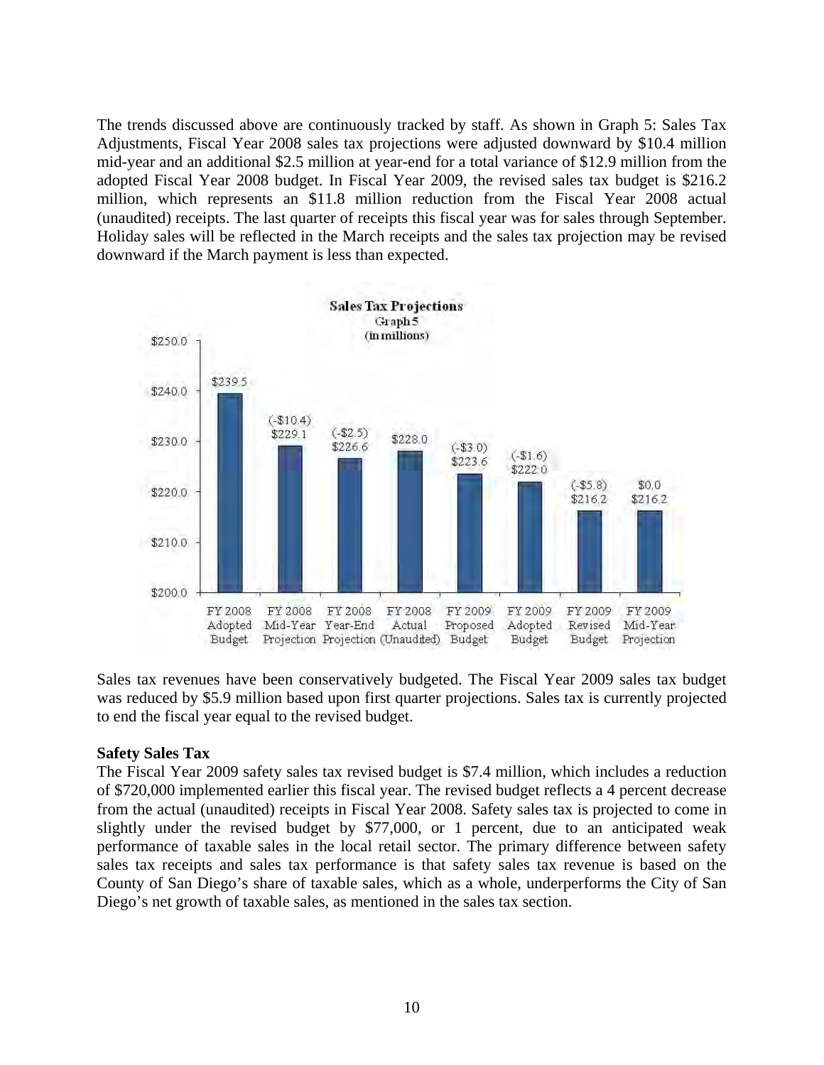The trends discussed above are continuously tracked by staff. As shown in Graph 5: Sales Tax Adjustments, Fiscal Year 2008 sales tax projections were adjusted downward by \$10.4 million mid-year and an additional \$2.5 million at year-end for a total variance of \$12.9 million from the adopted Fiscal Year 2008 budget. In Fiscal Year 2009, the revised sales tax budget is \$216.2 million, which represents an \$11.8 million reduction from the Fiscal Year 2008 actual (unaudited) receipts. The last quarter of receipts this fiscal year was for sales through September. Holiday sales will be reflected in the March receipts and the sales tax projection may be revised downward if the March payment is less than expected.

**Sales Tax Projections**
Graph 5
(in millions)

| | FY 2008 Adopted Budget | FY 2008 Mid-Year Projection | FY 2008 Year-End Projection | FY 2008 Actual (Unaudited) | FY 2009 Proposed Budget | FY 2009 Adopted Budget | FY 2009 Revised Budget | FY 2009 Mid-Year Projection |
|---|---|---|---|---|---|---|---|---|
| Adjustment | | (-\$10.4) | (-\$2.5) | | (-\$3.0) | (-\$1.6) | (-\$5.8) | \$0.0 |
| Amount | \$239.5 | \$229.1 | \$226.6 | \$228.0 | \$223.6 | \$222.0 | \$216.2 | \$216.2 |

Sales tax revenues have been conservatively budgeted. The Fiscal Year 2009 sales tax budget was reduced by \$5.9 million based upon first quarter projections. Sales tax is currently projected to end the fiscal year equal to the revised budget.

**Safety Sales Tax**

The Fiscal Year 2009 safety sales tax revised budget is \$7.4 million, which includes a reduction of \$720,000 implemented earlier this fiscal year. The revised budget reflects a 4 percent decrease from the actual (unaudited) receipts in Fiscal Year 2008. Safety sales tax is projected to come in slightly under the revised budget by \$77,000, or 1 percent, due to an anticipated weak performance of taxable sales in the local retail sector. The primary difference between safety sales tax receipts and sales tax performance is that safety sales tax revenue is based on the County of San Diego's share of taxable sales, which as a whole, underperforms the City of San Diego's net growth of taxable sales, as mentioned in the sales tax section.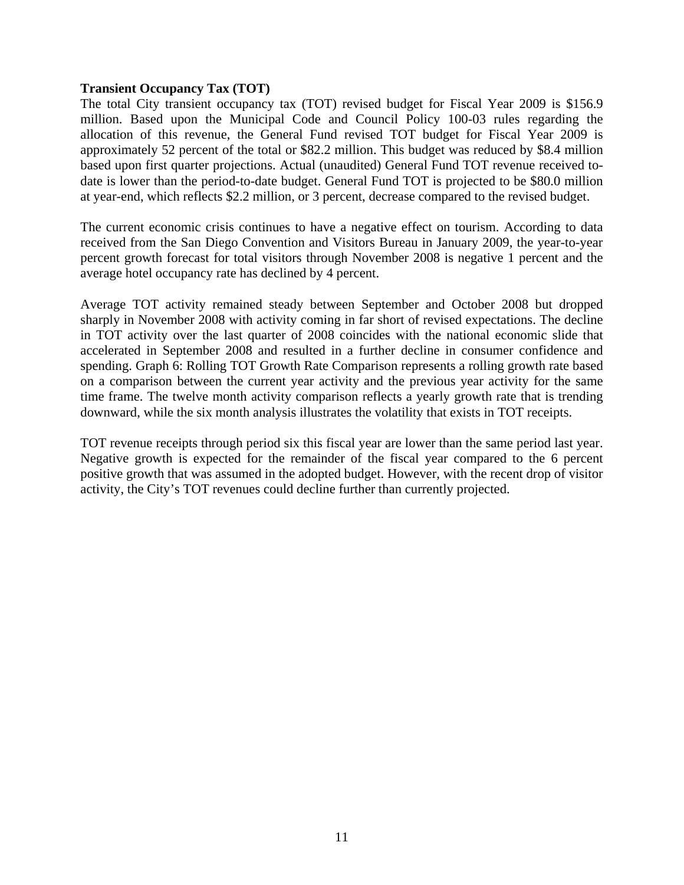**Transient Occupancy Tax (TOT)**

The total City transient occupancy tax (TOT) revised budget for Fiscal Year 2009 is $156.9 million. Based upon the Municipal Code and Council Policy 100-03 rules regarding the allocation of this revenue, the General Fund revised TOT budget for Fiscal Year 2009 is approximately 52 percent of the total or $82.2 million. This budget was reduced by $8.4 million based upon first quarter projections. Actual (unaudited) General Fund TOT revenue received to-date is lower than the period-to-date budget. General Fund TOT is projected to be $80.0 million at year-end, which reflects $2.2 million, or 3 percent, decrease compared to the revised budget.

The current economic crisis continues to have a negative effect on tourism. According to data received from the San Diego Convention and Visitors Bureau in January 2009, the year-to-year percent growth forecast for total visitors through November 2008 is negative 1 percent and the average hotel occupancy rate has declined by 4 percent.

Average TOT activity remained steady between September and October 2008 but dropped sharply in November 2008 with activity coming in far short of revised expectations. The decline in TOT activity over the last quarter of 2008 coincides with the national economic slide that accelerated in September 2008 and resulted in a further decline in consumer confidence and spending. Graph 6: Rolling TOT Growth Rate Comparison represents a rolling growth rate based on a comparison between the current year activity and the previous year activity for the same time frame. The twelve month activity comparison reflects a yearly growth rate that is trending downward, while the six month analysis illustrates the volatility that exists in TOT receipts.

TOT revenue receipts through period six this fiscal year are lower than the same period last year. Negative growth is expected for the remainder of the fiscal year compared to the 6 percent positive growth that was assumed in the adopted budget. However, with the recent drop of visitor activity, the City's TOT revenues could decline further than currently projected.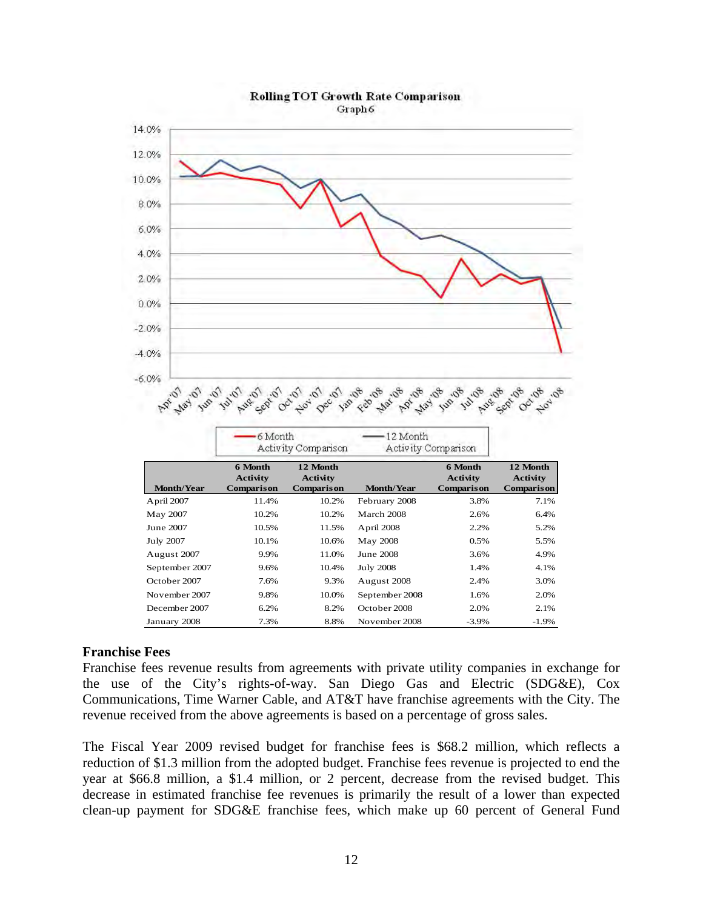**Rolling TOT Growth Rate Comparison**
Graph 6

| Month/Year | 6 Month Activity Comparison | 12 Month Activity Comparison | Month/Year | 6 Month Activity Comparison | 12 Month Activity Comparison |
|---|---|---|---|---|---|
| April 2007 | 11.4% | 10.2% | February 2008 | 3.8% | 7.1% |
| May 2007 | 10.2% | 10.2% | March 2008 | 2.6% | 6.4% |
| June 2007 | 10.5% | 11.5% | April 2008 | 2.2% | 5.2% |
| July 2007 | 10.1% | 10.6% | May 2008 | 0.5% | 5.5% |
| August 2007 | 9.9% | 11.0% | June 2008 | 3.6% | 4.9% |
| September 2007 | 9.6% | 10.4% | July 2008 | 1.4% | 4.1% |
| October 2007 | 7.6% | 9.3% | August 2008 | 2.4% | 3.0% |
| November 2007 | 9.8% | 10.0% | September 2008 | 1.6% | 2.0% |
| December 2007 | 6.2% | 8.2% | October 2008 | 2.0% | 2.1% |
| January 2008 | 7.3% | 8.8% | November 2008 | -3.9% | -1.9% |

**Franchise Fees**

Franchise fees revenue results from agreements with private utility companies in exchange for the use of the City's rights-of-way. San Diego Gas and Electric (SDG&E), Cox Communications, Time Warner Cable, and AT&T have franchise agreements with the City. The revenue received from the above agreements is based on a percentage of gross sales.

The Fiscal Year 2009 revised budget for franchise fees is $68.2 million, which reflects a reduction of $1.3 million from the adopted budget. Franchise fees revenue is projected to end the year at $66.8 million, a $1.4 million, or 2 percent, decrease from the revised budget. This decrease in estimated franchise fee revenues is primarily the result of a lower than expected clean-up payment for SDG&E franchise fees, which make up 60 percent of General Fund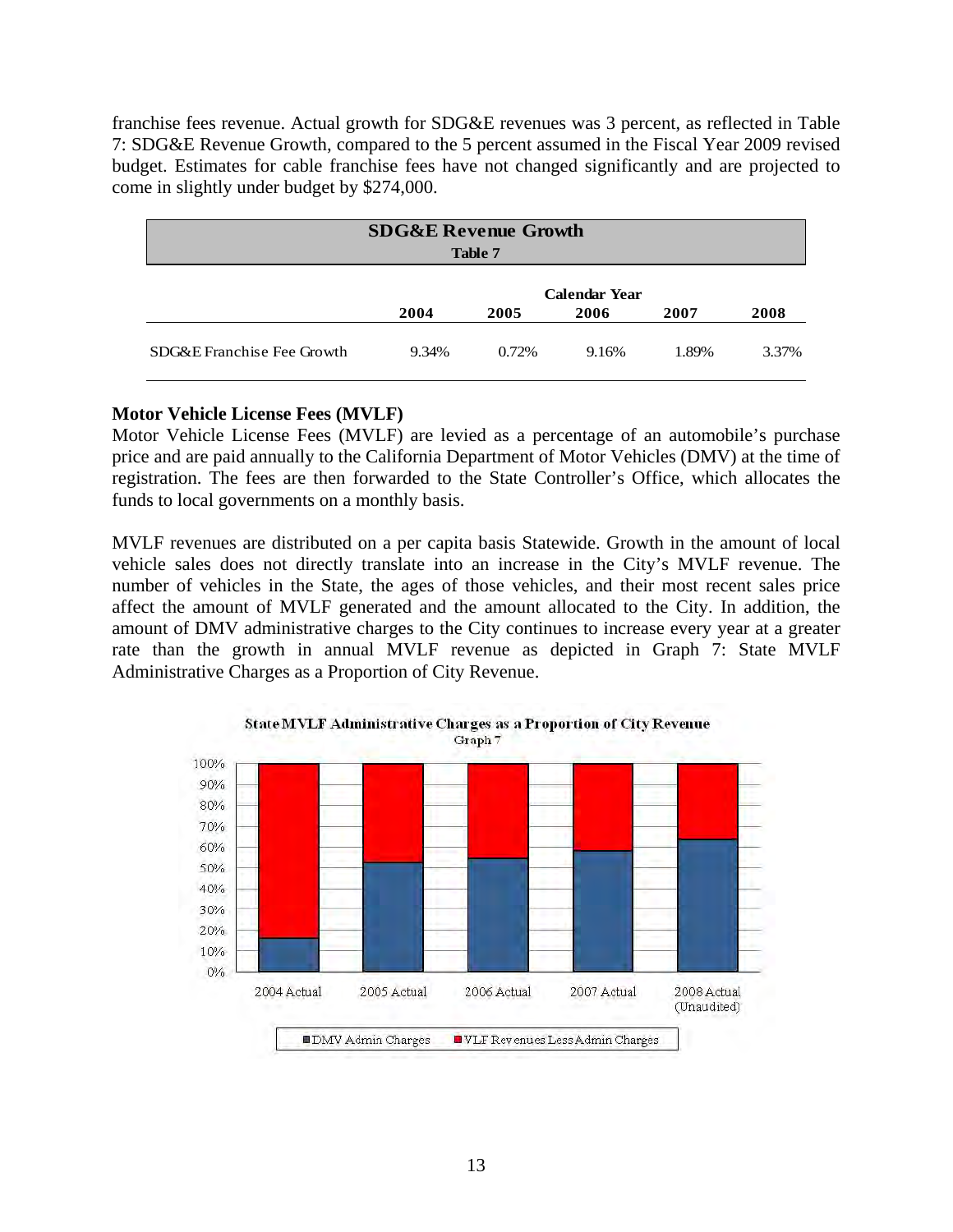franchise fees revenue. Actual growth for SDG&E revenues was 3 percent, as reflected in Table 7: SDG&E Revenue Growth, compared to the 5 percent assumed in the Fiscal Year 2009 revised budget. Estimates for cable franchise fees have not changed significantly and are projected to come in slightly under budget by $274,000.

**SDG&E Revenue Growth**
**Table 7**

| | Calendar Year | | | | |
|---|---|---|---|---|---|
| | 2004 | 2005 | 2006 | 2007 | 2008 |
| SDG&E Franchise Fee Growth | 9.34% | 0.72% | 9.16% | 1.89% | 3.37% |

### Motor Vehicle License Fees (MVLF)

Motor Vehicle License Fees (MVLF) are levied as a percentage of an automobile's purchase price and are paid annually to the California Department of Motor Vehicles (DMV) at the time of registration. The fees are then forwarded to the State Controller's Office, which allocates the funds to local governments on a monthly basis.

MVLF revenues are distributed on a per capita basis Statewide. Growth in the amount of local vehicle sales does not directly translate into an increase in the City's MVLF revenue. The number of vehicles in the State, the ages of those vehicles, and their most recent sales price affect the amount of MVLF generated and the amount allocated to the City. In addition, the amount of DMV administrative charges to the City continues to increase every year at a greater rate than the growth in annual MVLF revenue as depicted in Graph 7: State MVLF Administrative Charges as a Proportion of City Revenue.

**State MVLF Administrative Charges as a Proportion of City Revenue**
Graph 7

| | 2004 Actual | 2005 Actual | 2006 Actual | 2007 Actual | 2008 Actual (Unaudited) |
|---|---|---|---|---|---|
| DMV Admin Charges | ~16% | ~53% | ~55% | ~58% | ~64% |
| VLF Revenues Less Admin Charges | ~84% | ~47% | ~45% | ~42% | ~36% |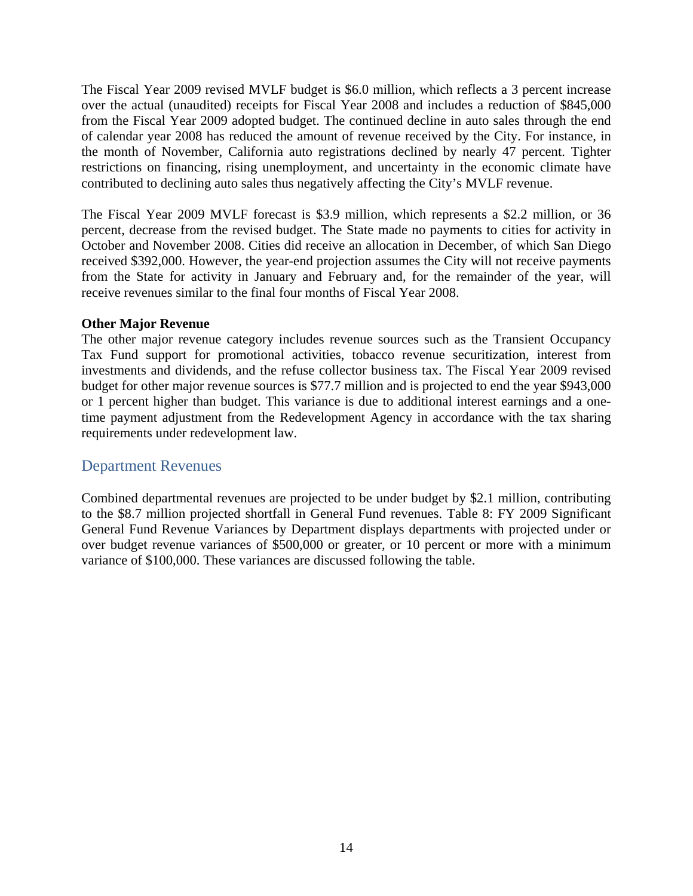The Fiscal Year 2009 revised MVLF budget is $6.0 million, which reflects a 3 percent increase over the actual (unaudited) receipts for Fiscal Year 2008 and includes a reduction of $845,000 from the Fiscal Year 2009 adopted budget. The continued decline in auto sales through the end of calendar year 2008 has reduced the amount of revenue received by the City. For instance, in the month of November, California auto registrations declined by nearly 47 percent. Tighter restrictions on financing, rising unemployment, and uncertainty in the economic climate have contributed to declining auto sales thus negatively affecting the City's MVLF revenue.

The Fiscal Year 2009 MVLF forecast is $3.9 million, which represents a $2.2 million, or 36 percent, decrease from the revised budget. The State made no payments to cities for activity in October and November 2008. Cities did receive an allocation in December, of which San Diego received $392,000. However, the year-end projection assumes the City will not receive payments from the State for activity in January and February and, for the remainder of the year, will receive revenues similar to the final four months of Fiscal Year 2008.

**Other Major Revenue**

The other major revenue category includes revenue sources such as the Transient Occupancy Tax Fund support for promotional activities, tobacco revenue securitization, interest from investments and dividends, and the refuse collector business tax. The Fiscal Year 2009 revised budget for other major revenue sources is $77.7 million and is projected to end the year $943,000 or 1 percent higher than budget. This variance is due to additional interest earnings and a one-time payment adjustment from the Redevelopment Agency in accordance with the tax sharing requirements under redevelopment law.

## Department Revenues

Combined departmental revenues are projected to be under budget by $2.1 million, contributing to the $8.7 million projected shortfall in General Fund revenues. Table 8: FY 2009 Significant General Fund Revenue Variances by Department displays departments with projected under or over budget revenue variances of $500,000 or greater, or 10 percent or more with a minimum variance of $100,000. These variances are discussed following the table.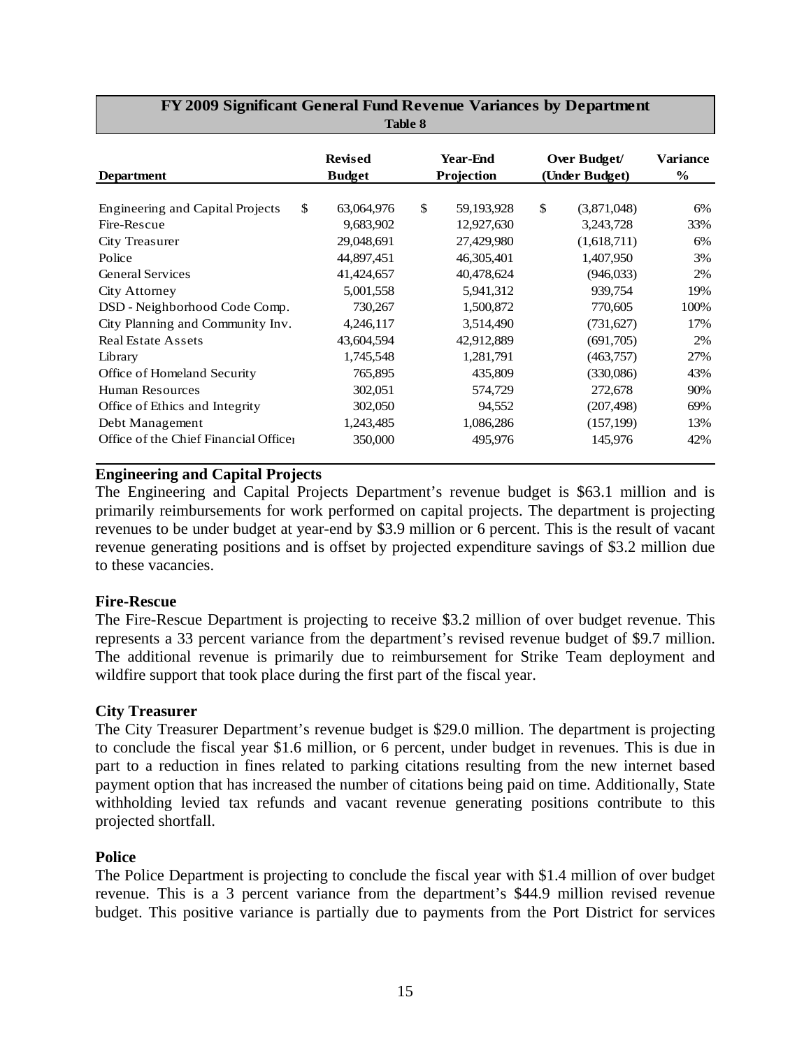**FY 2009 Significant General Fund Revenue Variances by Department**

**Table 8**

| Department | Revised Budget | Year-End Projection | Over Budget/ (Under Budget) | Variance % |
|---|---|---|---|---|
| Engineering and Capital Projects | $ 63,064,976 | $ 59,193,928 | $ (3,871,048) | 6% |
| Fire-Rescue | 9,683,902 | 12,927,630 | 3,243,728 | 33% |
| City Treasurer | 29,048,691 | 27,429,980 | (1,618,711) | 6% |
| Police | 44,897,451 | 46,305,401 | 1,407,950 | 3% |
| General Services | 41,424,657 | 40,478,624 | (946,033) | 2% |
| City Attorney | 5,001,558 | 5,941,312 | 939,754 | 19% |
| DSD - Neighborhood Code Comp. | 730,267 | 1,500,872 | 770,605 | 100% |
| City Planning and Community Inv. | 4,246,117 | 3,514,490 | (731,627) | 17% |
| Real Estate Assets | 43,604,594 | 42,912,889 | (691,705) | 2% |
| Library | 1,745,548 | 1,281,791 | (463,757) | 27% |
| Office of Homeland Security | 765,895 | 435,809 | (330,086) | 43% |
| Human Resources | 302,051 | 574,729 | 272,678 | 90% |
| Office of Ethics and Integrity | 302,050 | 94,552 | (207,498) | 69% |
| Debt Management | 1,243,485 | 1,086,286 | (157,199) | 13% |
| Office of the Chief Financial Officer | 350,000 | 495,976 | 145,976 | 42% |

**Engineering and Capital Projects**

The Engineering and Capital Projects Department's revenue budget is $63.1 million and is primarily reimbursements for work performed on capital projects. The department is projecting revenues to be under budget at year-end by $3.9 million or 6 percent. This is the result of vacant revenue generating positions and is offset by projected expenditure savings of $3.2 million due to these vacancies.

**Fire-Rescue**

The Fire-Rescue Department is projecting to receive $3.2 million of over budget revenue. This represents a 33 percent variance from the department's revised revenue budget of $9.7 million. The additional revenue is primarily due to reimbursement for Strike Team deployment and wildfire support that took place during the first part of the fiscal year.

**City Treasurer**

The City Treasurer Department's revenue budget is $29.0 million. The department is projecting to conclude the fiscal year $1.6 million, or 6 percent, under budget in revenues. This is due in part to a reduction in fines related to parking citations resulting from the new internet based payment option that has increased the number of citations being paid on time. Additionally, State withholding levied tax refunds and vacant revenue generating positions contribute to this projected shortfall.

**Police**

The Police Department is projecting to conclude the fiscal year with $1.4 million of over budget revenue. This is a 3 percent variance from the department's $44.9 million revised revenue budget. This positive variance is partially due to payments from the Port District for services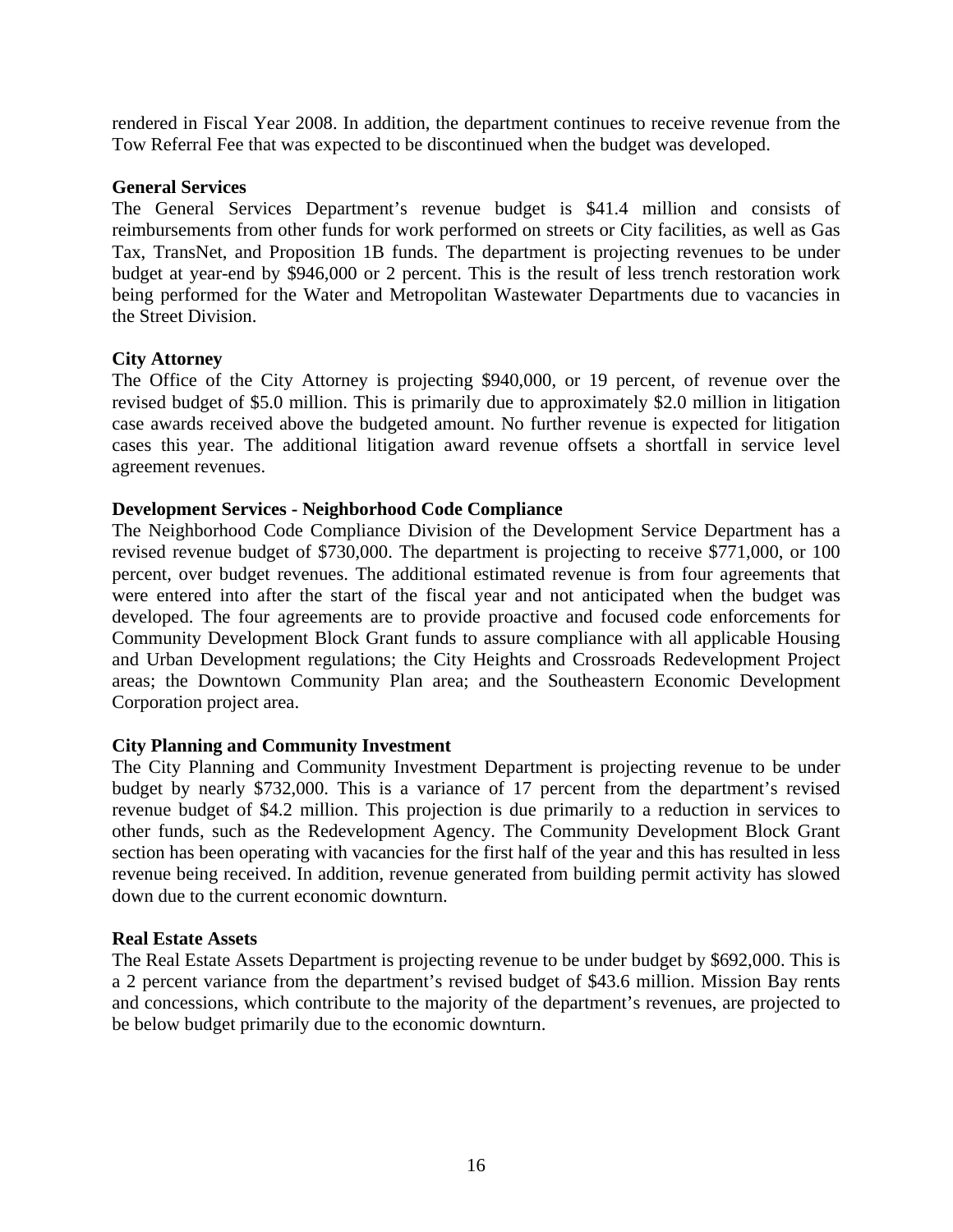rendered in Fiscal Year 2008. In addition, the department continues to receive revenue from the Tow Referral Fee that was expected to be discontinued when the budget was developed.

**General Services**

The General Services Department's revenue budget is $41.4 million and consists of reimbursements from other funds for work performed on streets or City facilities, as well as Gas Tax, TransNet, and Proposition 1B funds. The department is projecting revenues to be under budget at year-end by $946,000 or 2 percent. This is the result of less trench restoration work being performed for the Water and Metropolitan Wastewater Departments due to vacancies in the Street Division.

**City Attorney**

The Office of the City Attorney is projecting $940,000, or 19 percent, of revenue over the revised budget of $5.0 million. This is primarily due to approximately $2.0 million in litigation case awards received above the budgeted amount. No further revenue is expected for litigation cases this year. The additional litigation award revenue offsets a shortfall in service level agreement revenues.

**Development Services - Neighborhood Code Compliance**

The Neighborhood Code Compliance Division of the Development Service Department has a revised revenue budget of $730,000. The department is projecting to receive $771,000, or 100 percent, over budget revenues. The additional estimated revenue is from four agreements that were entered into after the start of the fiscal year and not anticipated when the budget was developed. The four agreements are to provide proactive and focused code enforcements for Community Development Block Grant funds to assure compliance with all applicable Housing and Urban Development regulations; the City Heights and Crossroads Redevelopment Project areas; the Downtown Community Plan area; and the Southeastern Economic Development Corporation project area.

**City Planning and Community Investment**

The City Planning and Community Investment Department is projecting revenue to be under budget by nearly $732,000. This is a variance of 17 percent from the department's revised revenue budget of $4.2 million. This projection is due primarily to a reduction in services to other funds, such as the Redevelopment Agency. The Community Development Block Grant section has been operating with vacancies for the first half of the year and this has resulted in less revenue being received. In addition, revenue generated from building permit activity has slowed down due to the current economic downturn.

**Real Estate Assets**

The Real Estate Assets Department is projecting revenue to be under budget by $692,000. This is a 2 percent variance from the department's revised budget of $43.6 million. Mission Bay rents and concessions, which contribute to the majority of the department's revenues, are projected to be below budget primarily due to the economic downturn.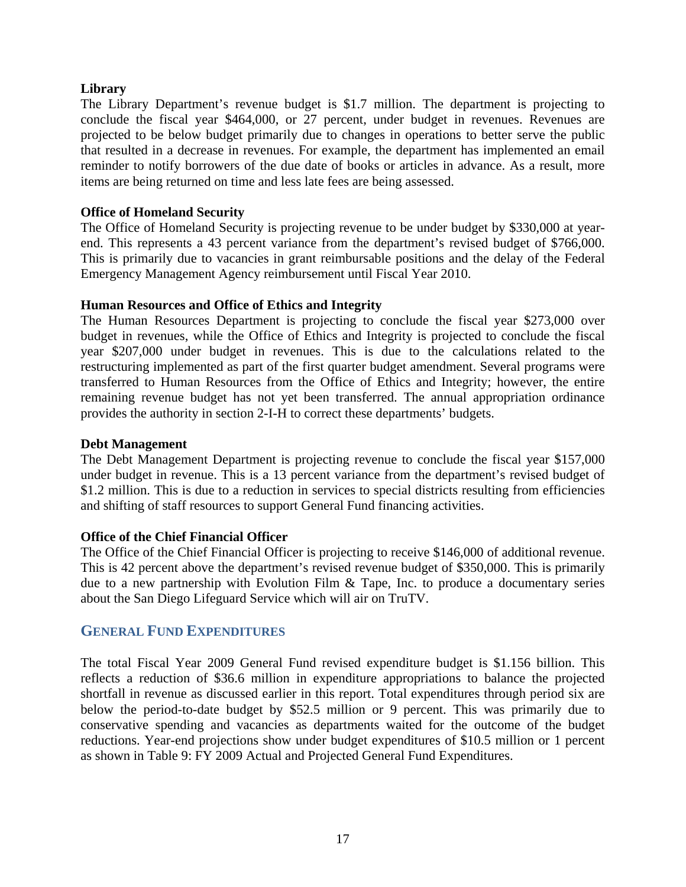**Library**

The Library Department's revenue budget is $1.7 million. The department is projecting to conclude the fiscal year $464,000, or 27 percent, under budget in revenues. Revenues are projected to be below budget primarily due to changes in operations to better serve the public that resulted in a decrease in revenues. For example, the department has implemented an email reminder to notify borrowers of the due date of books or articles in advance. As a result, more items are being returned on time and less late fees are being assessed.

**Office of Homeland Security**

The Office of Homeland Security is projecting revenue to be under budget by $330,000 at year-end. This represents a 43 percent variance from the department's revised budget of $766,000. This is primarily due to vacancies in grant reimbursable positions and the delay of the Federal Emergency Management Agency reimbursement until Fiscal Year 2010.

**Human Resources and Office of Ethics and Integrity**

The Human Resources Department is projecting to conclude the fiscal year $273,000 over budget in revenues, while the Office of Ethics and Integrity is projected to conclude the fiscal year $207,000 under budget in revenues. This is due to the calculations related to the restructuring implemented as part of the first quarter budget amendment. Several programs were transferred to Human Resources from the Office of Ethics and Integrity; however, the entire remaining revenue budget has not yet been transferred. The annual appropriation ordinance provides the authority in section 2-I-H to correct these departments' budgets.

**Debt Management**

The Debt Management Department is projecting revenue to conclude the fiscal year $157,000 under budget in revenue. This is a 13 percent variance from the department's revised budget of $1.2 million. This is due to a reduction in services to special districts resulting from efficiencies and shifting of staff resources to support General Fund financing activities.

**Office of the Chief Financial Officer**

The Office of the Chief Financial Officer is projecting to receive $146,000 of additional revenue. This is 42 percent above the department's revised revenue budget of $350,000. This is primarily due to a new partnership with Evolution Film & Tape, Inc. to produce a documentary series about the San Diego Lifeguard Service which will air on TruTV.

## GENERAL FUND EXPENDITURES

The total Fiscal Year 2009 General Fund revised expenditure budget is $1.156 billion. This reflects a reduction of $36.6 million in expenditure appropriations to balance the projected shortfall in revenue as discussed earlier in this report. Total expenditures through period six are below the period-to-date budget by $52.5 million or 9 percent. This was primarily due to conservative spending and vacancies as departments waited for the outcome of the budget reductions. Year-end projections show under budget expenditures of $10.5 million or 1 percent as shown in Table 9: FY 2009 Actual and Projected General Fund Expenditures.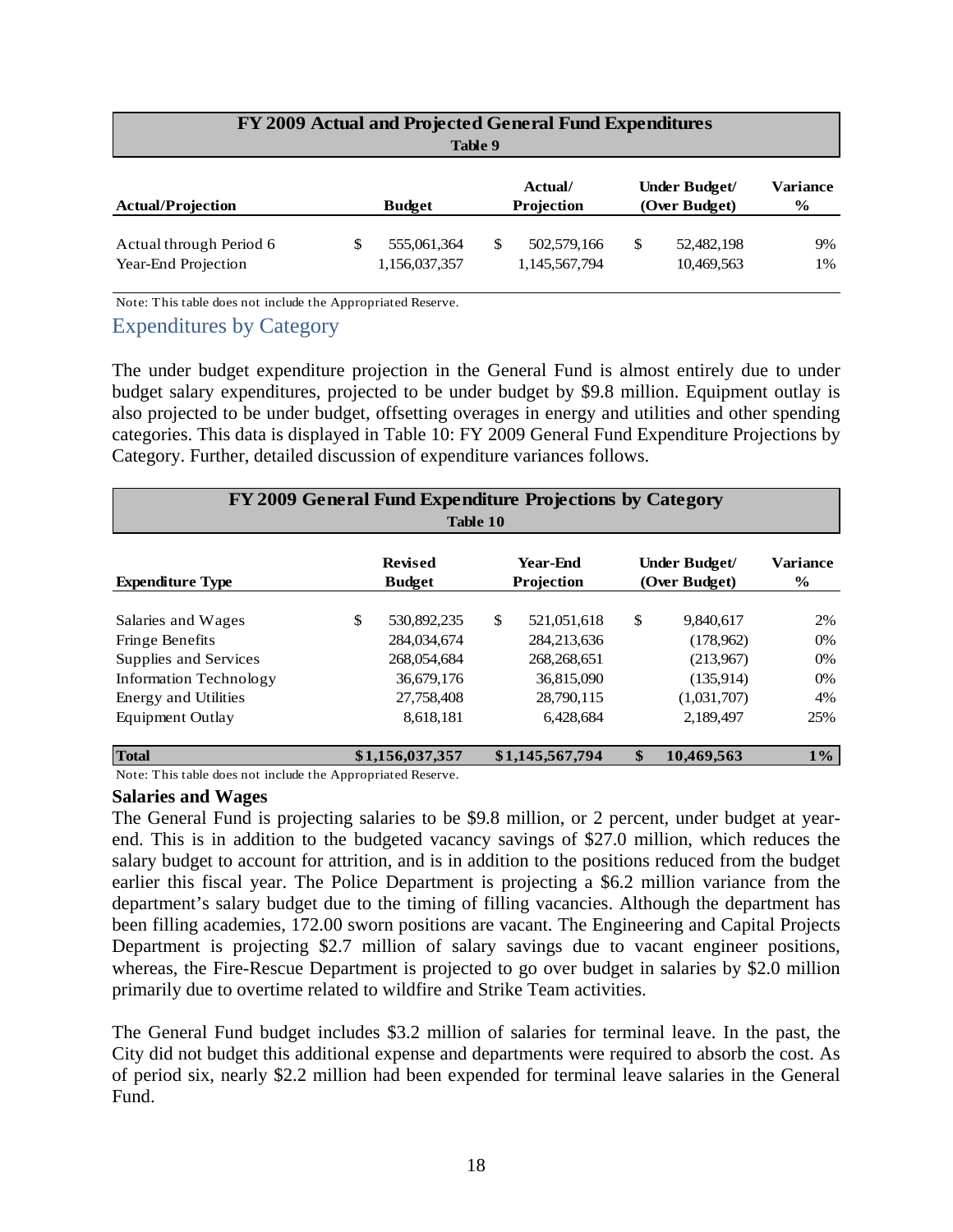| FY 2009 Actual and Projected General Fund Expenditures<br>Table 9 | | | | |
|---|---|---|---|---|
| **Actual/Projection** | **Budget** | **Actual/ Projection** | **Under Budget/ (Over Budget)** | **Variance %** |
| Actual through Period 6 | $ 555,061,364 | $ 502,579,166 | $ 52,482,198 | 9% |
| Year-End Projection | 1,156,037,357 | 1,145,567,794 | 10,469,563 | 1% |

Note: This table does not include the Appropriated Reserve.

## Expenditures by Category

The under budget expenditure projection in the General Fund is almost entirely due to under budget salary expenditures, projected to be under budget by $9.8 million. Equipment outlay is also projected to be under budget, offsetting overages in energy and utilities and other spending categories. This data is displayed in Table 10: FY 2009 General Fund Expenditure Projections by Category. Further, detailed discussion of expenditure variances follows.

| FY 2009 General Fund Expenditure Projections by Category<br>Table 10 | | | | |
|---|---|---|---|---|
| **Expenditure Type** | **Revised Budget** | **Year-End Projection** | **Under Budget/ (Over Budget)** | **Variance %** |
| Salaries and Wages | $ 530,892,235 | $ 521,051,618 | $ 9,840,617 | 2% |
| Fringe Benefits | 284,034,674 | 284,213,636 | (178,962) | 0% |
| Supplies and Services | 268,054,684 | 268,268,651 | (213,967) | 0% |
| Information Technology | 36,679,176 | 36,815,090 | (135,914) | 0% |
| Energy and Utilities | 27,758,408 | 28,790,115 | (1,031,707) | 4% |
| Equipment Outlay | 8,618,181 | 6,428,684 | 2,189,497 | 25% |
| **Total** | **$1,156,037,357** | **$1,145,567,794** | **$ 10,469,563** | **1%** |

Note: This table does not include the Appropriated Reserve.

### Salaries and Wages

The General Fund is projecting salaries to be $9.8 million, or 2 percent, under budget at year-end. This is in addition to the budgeted vacancy savings of $27.0 million, which reduces the salary budget to account for attrition, and is in addition to the positions reduced from the budget earlier this fiscal year. The Police Department is projecting a $6.2 million variance from the department's salary budget due to the timing of filling vacancies. Although the department has been filling academies, 172.00 sworn positions are vacant. The Engineering and Capital Projects Department is projecting $2.7 million of salary savings due to vacant engineer positions, whereas, the Fire-Rescue Department is projected to go over budget in salaries by $2.0 million primarily due to overtime related to wildfire and Strike Team activities.

The General Fund budget includes $3.2 million of salaries for terminal leave. In the past, the City did not budget this additional expense and departments were required to absorb the cost. As of period six, nearly $2.2 million had been expended for terminal leave salaries in the General Fund.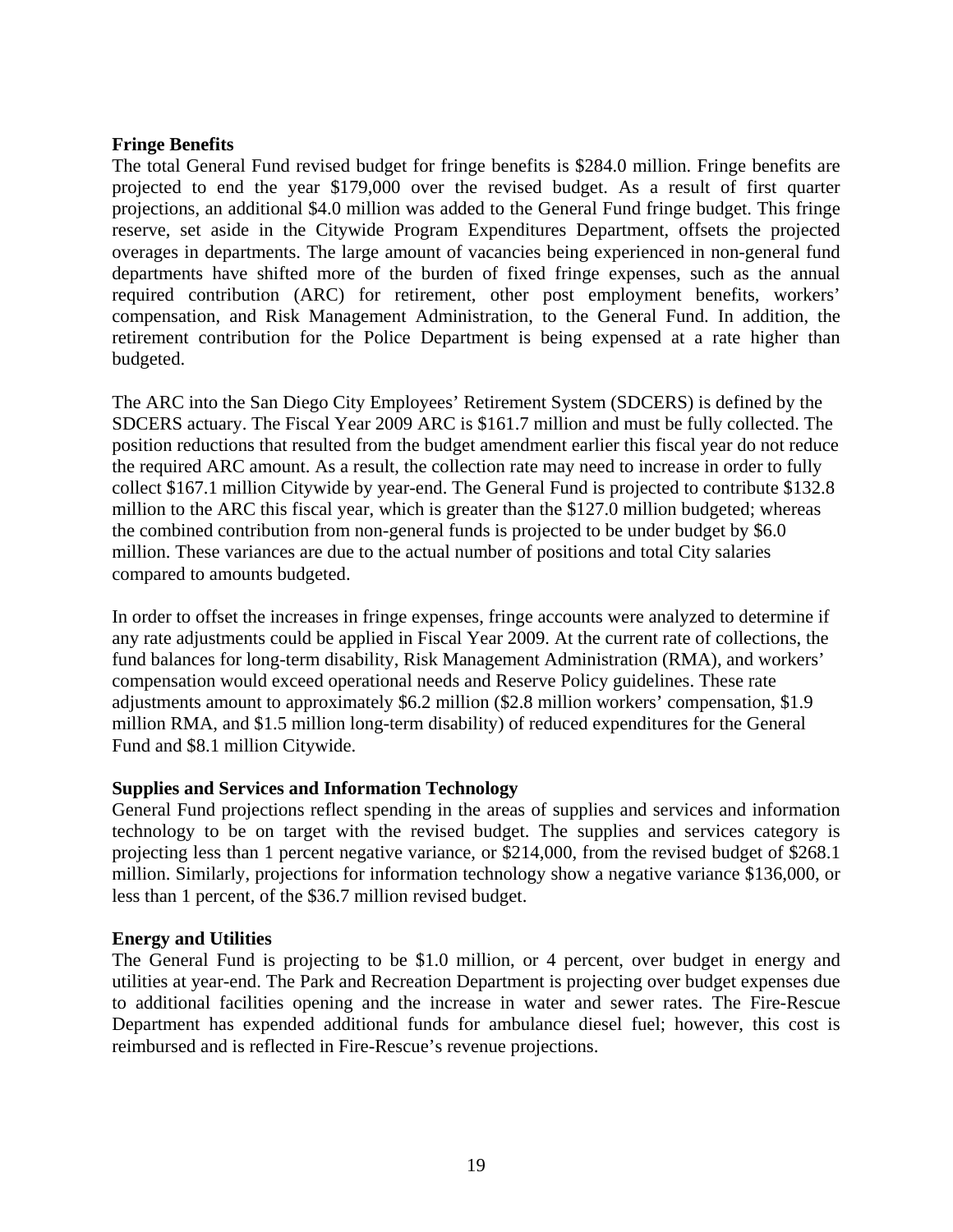**Fringe Benefits**

The total General Fund revised budget for fringe benefits is $284.0 million. Fringe benefits are projected to end the year $179,000 over the revised budget. As a result of first quarter projections, an additional $4.0 million was added to the General Fund fringe budget. This fringe reserve, set aside in the Citywide Program Expenditures Department, offsets the projected overages in departments. The large amount of vacancies being experienced in non-general fund departments have shifted more of the burden of fixed fringe expenses, such as the annual required contribution (ARC) for retirement, other post employment benefits, workers' compensation, and Risk Management Administration, to the General Fund. In addition, the retirement contribution for the Police Department is being expensed at a rate higher than budgeted.

The ARC into the San Diego City Employees' Retirement System (SDCERS) is defined by the SDCERS actuary. The Fiscal Year 2009 ARC is $161.7 million and must be fully collected. The position reductions that resulted from the budget amendment earlier this fiscal year do not reduce the required ARC amount. As a result, the collection rate may need to increase in order to fully collect $167.1 million Citywide by year-end. The General Fund is projected to contribute $132.8 million to the ARC this fiscal year, which is greater than the $127.0 million budgeted; whereas the combined contribution from non-general funds is projected to be under budget by $6.0 million. These variances are due to the actual number of positions and total City salaries compared to amounts budgeted.

In order to offset the increases in fringe expenses, fringe accounts were analyzed to determine if any rate adjustments could be applied in Fiscal Year 2009. At the current rate of collections, the fund balances for long-term disability, Risk Management Administration (RMA), and workers' compensation would exceed operational needs and Reserve Policy guidelines. These rate adjustments amount to approximately $6.2 million ($2.8 million workers' compensation, $1.9 million RMA, and $1.5 million long-term disability) of reduced expenditures for the General Fund and $8.1 million Citywide.

**Supplies and Services and Information Technology**

General Fund projections reflect spending in the areas of supplies and services and information technology to be on target with the revised budget. The supplies and services category is projecting less than 1 percent negative variance, or $214,000, from the revised budget of $268.1 million. Similarly, projections for information technology show a negative variance $136,000, or less than 1 percent, of the $36.7 million revised budget.

**Energy and Utilities**

The General Fund is projecting to be $1.0 million, or 4 percent, over budget in energy and utilities at year-end. The Park and Recreation Department is projecting over budget expenses due to additional facilities opening and the increase in water and sewer rates. The Fire-Rescue Department has expended additional funds for ambulance diesel fuel; however, this cost is reimbursed and is reflected in Fire-Rescue's revenue projections.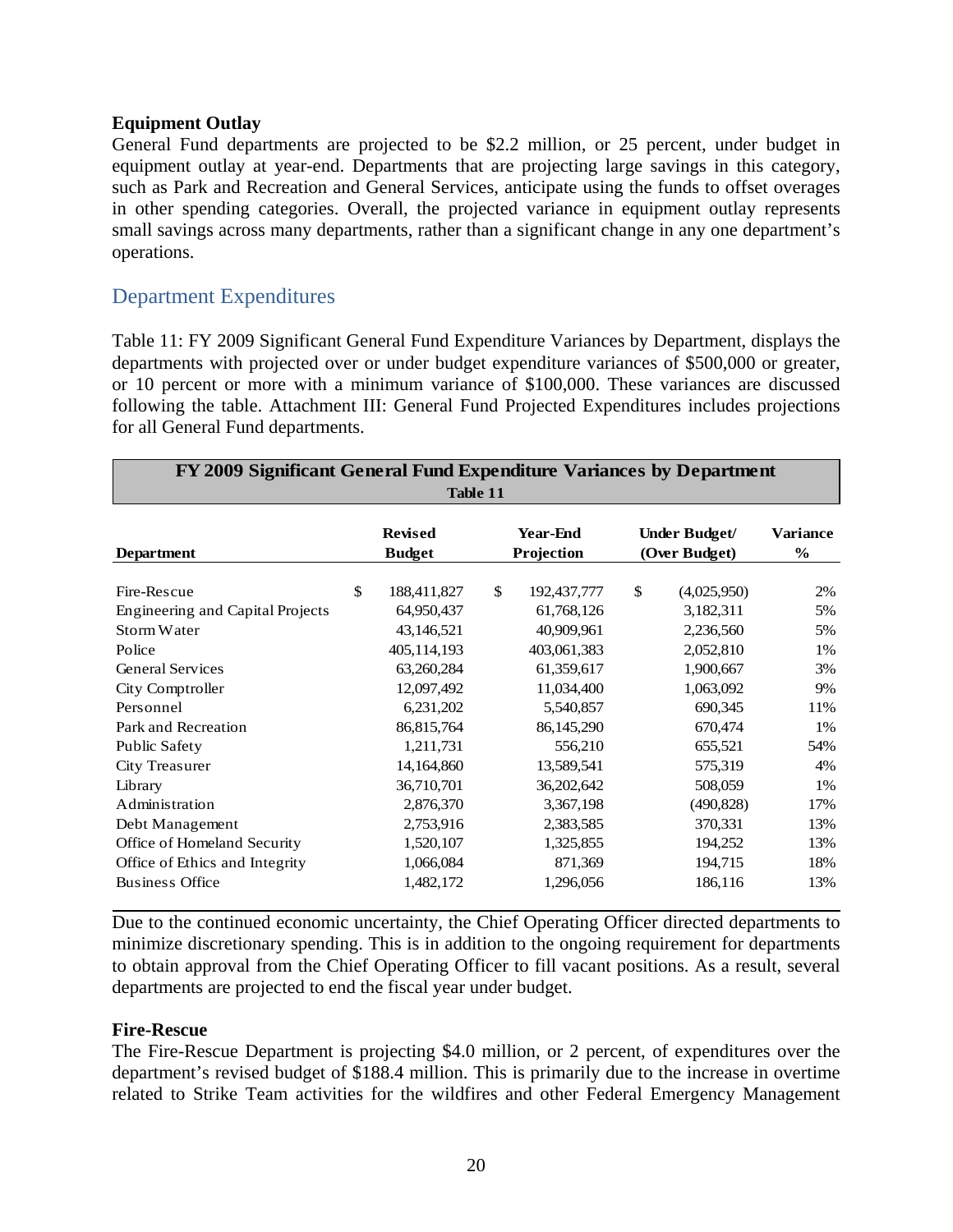**Equipment Outlay**
General Fund departments are projected to be $2.2 million, or 25 percent, under budget in equipment outlay at year-end. Departments that are projecting large savings in this category, such as Park and Recreation and General Services, anticipate using the funds to offset overages in other spending categories. Overall, the projected variance in equipment outlay represents small savings across many departments, rather than a significant change in any one department's operations.

## Department Expenditures

Table 11: FY 2009 Significant General Fund Expenditure Variances by Department, displays the departments with projected over or under budget expenditure variances of $500,000 or greater, or 10 percent or more with a minimum variance of $100,000. These variances are discussed following the table. Attachment III: General Fund Projected Expenditures includes projections for all General Fund departments.

**FY 2009 Significant General Fund Expenditure Variances by Department**
**Table 11**

| Department | Revised Budget | Year-End Projection | Under Budget/ (Over Budget) | Variance % |
|---|---|---|---|---|
| Fire-Rescue | $ 188,411,827 | $ 192,437,777 | $ (4,025,950) | 2% |
| Engineering and Capital Projects | 64,950,437 | 61,768,126 | 3,182,311 | 5% |
| Storm Water | 43,146,521 | 40,909,961 | 2,236,560 | 5% |
| Police | 405,114,193 | 403,061,383 | 2,052,810 | 1% |
| General Services | 63,260,284 | 61,359,617 | 1,900,667 | 3% |
| City Comptroller | 12,097,492 | 11,034,400 | 1,063,092 | 9% |
| Personnel | 6,231,202 | 5,540,857 | 690,345 | 11% |
| Park and Recreation | 86,815,764 | 86,145,290 | 670,474 | 1% |
| Public Safety | 1,211,731 | 556,210 | 655,521 | 54% |
| City Treasurer | 14,164,860 | 13,589,541 | 575,319 | 4% |
| Library | 36,710,701 | 36,202,642 | 508,059 | 1% |
| Administration | 2,876,370 | 3,367,198 | (490,828) | 17% |
| Debt Management | 2,753,916 | 2,383,585 | 370,331 | 13% |
| Office of Homeland Security | 1,520,107 | 1,325,855 | 194,252 | 13% |
| Office of Ethics and Integrity | 1,066,084 | 871,369 | 194,715 | 18% |
| Business Office | 1,482,172 | 1,296,056 | 186,116 | 13% |

Due to the continued economic uncertainty, the Chief Operating Officer directed departments to minimize discretionary spending. This is in addition to the ongoing requirement for departments to obtain approval from the Chief Operating Officer to fill vacant positions. As a result, several departments are projected to end the fiscal year under budget.

**Fire-Rescue**
The Fire-Rescue Department is projecting $4.0 million, or 2 percent, of expenditures over the department's revised budget of $188.4 million. This is primarily due to the increase in overtime related to Strike Team activities for the wildfires and other Federal Emergency Management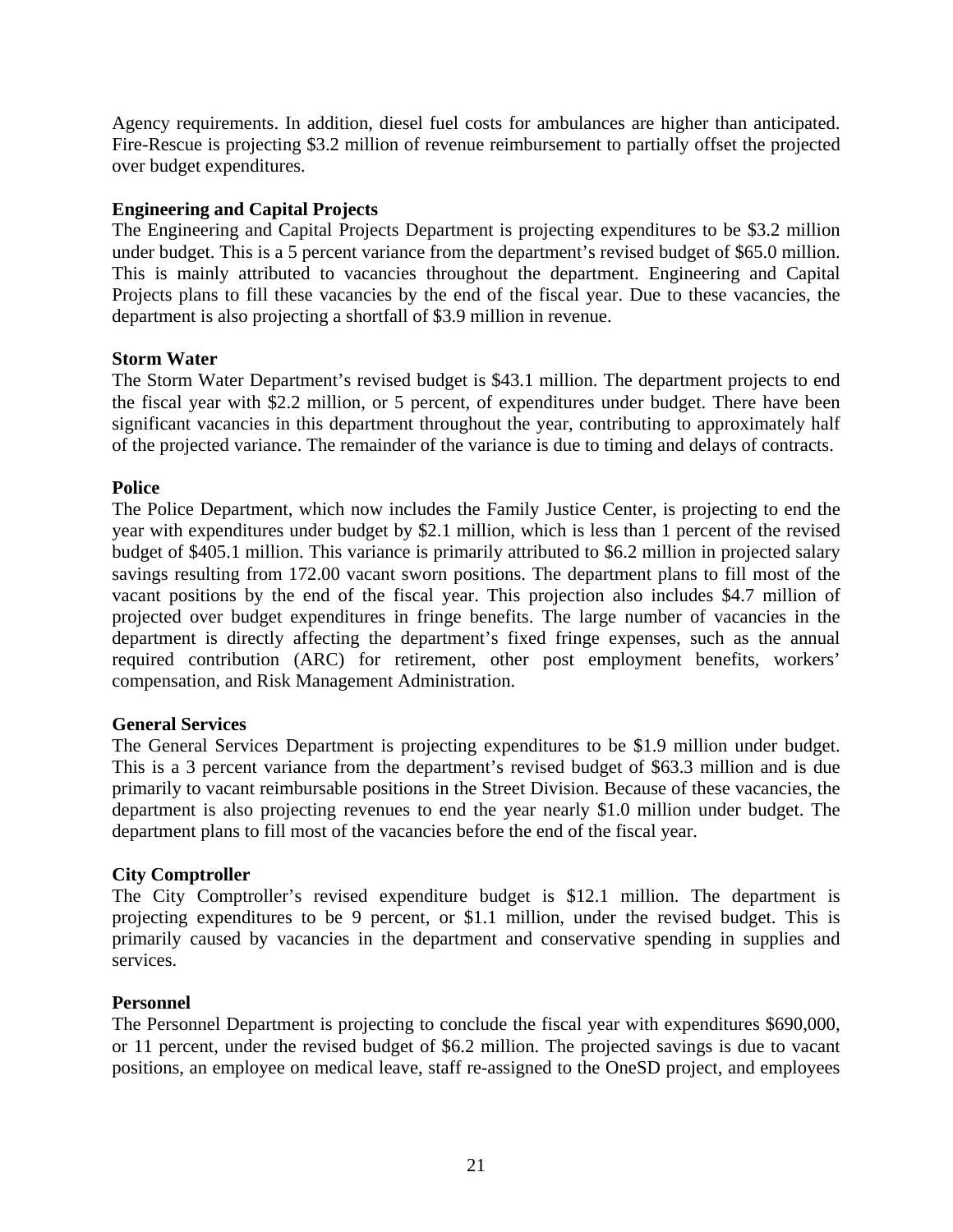Agency requirements. In addition, diesel fuel costs for ambulances are higher than anticipated. Fire-Rescue is projecting $3.2 million of revenue reimbursement to partially offset the projected over budget expenditures.

**Engineering and Capital Projects**

The Engineering and Capital Projects Department is projecting expenditures to be $3.2 million under budget. This is a 5 percent variance from the department's revised budget of $65.0 million. This is mainly attributed to vacancies throughout the department. Engineering and Capital Projects plans to fill these vacancies by the end of the fiscal year. Due to these vacancies, the department is also projecting a shortfall of $3.9 million in revenue.

**Storm Water**

The Storm Water Department's revised budget is $43.1 million. The department projects to end the fiscal year with $2.2 million, or 5 percent, of expenditures under budget. There have been significant vacancies in this department throughout the year, contributing to approximately half of the projected variance. The remainder of the variance is due to timing and delays of contracts.

**Police**

The Police Department, which now includes the Family Justice Center, is projecting to end the year with expenditures under budget by $2.1 million, which is less than 1 percent of the revised budget of $405.1 million. This variance is primarily attributed to $6.2 million in projected salary savings resulting from 172.00 vacant sworn positions. The department plans to fill most of the vacant positions by the end of the fiscal year. This projection also includes $4.7 million of projected over budget expenditures in fringe benefits. The large number of vacancies in the department is directly affecting the department's fixed fringe expenses, such as the annual required contribution (ARC) for retirement, other post employment benefits, workers' compensation, and Risk Management Administration.

**General Services**

The General Services Department is projecting expenditures to be $1.9 million under budget. This is a 3 percent variance from the department's revised budget of $63.3 million and is due primarily to vacant reimbursable positions in the Street Division. Because of these vacancies, the department is also projecting revenues to end the year nearly $1.0 million under budget. The department plans to fill most of the vacancies before the end of the fiscal year.

**City Comptroller**

The City Comptroller's revised expenditure budget is $12.1 million. The department is projecting expenditures to be 9 percent, or $1.1 million, under the revised budget. This is primarily caused by vacancies in the department and conservative spending in supplies and services.

**Personnel**

The Personnel Department is projecting to conclude the fiscal year with expenditures $690,000, or 11 percent, under the revised budget of $6.2 million. The projected savings is due to vacant positions, an employee on medical leave, staff re-assigned to the OneSD project, and employees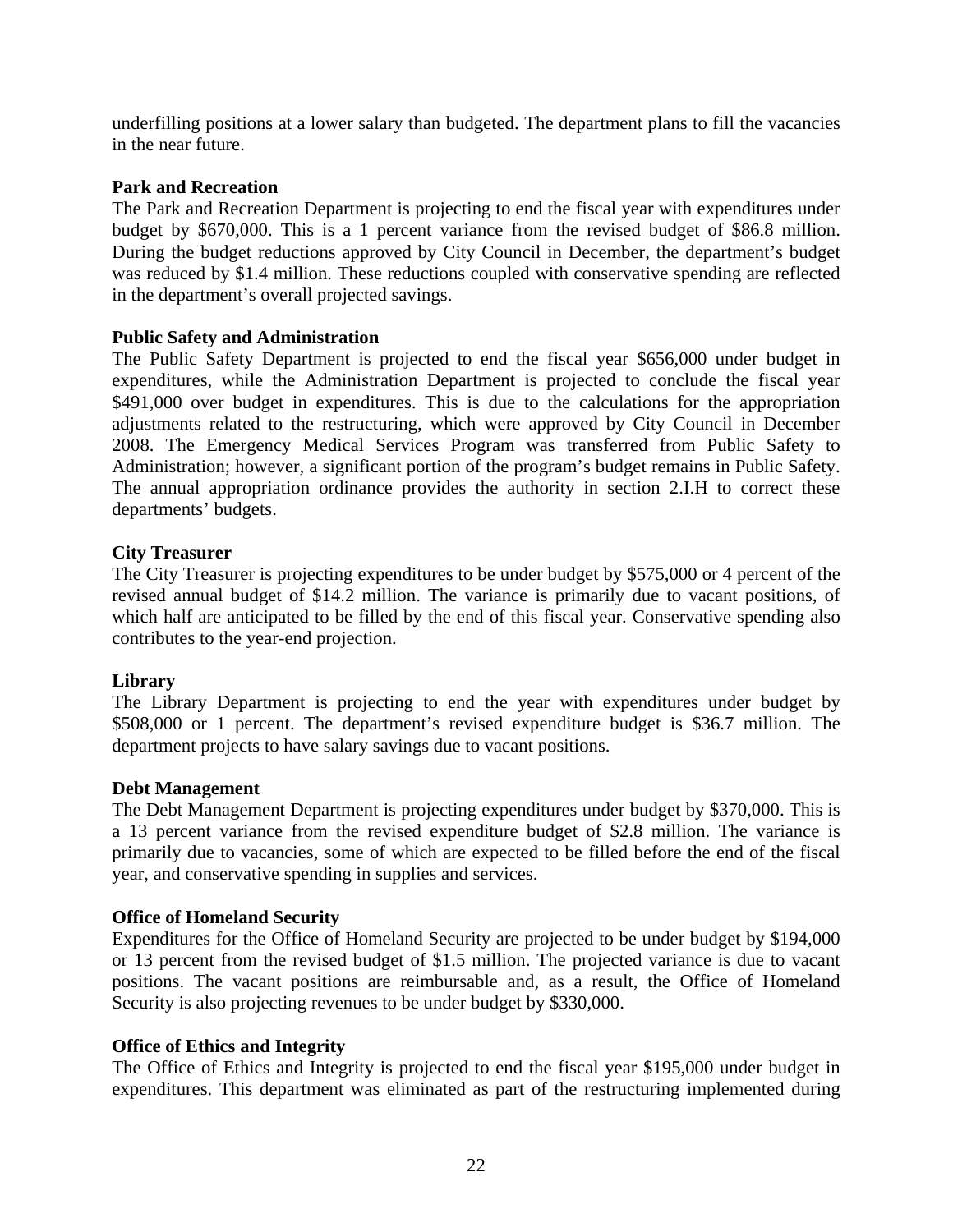underfilling positions at a lower salary than budgeted. The department plans to fill the vacancies in the near future.

**Park and Recreation**

The Park and Recreation Department is projecting to end the fiscal year with expenditures under budget by $670,000. This is a 1 percent variance from the revised budget of $86.8 million. During the budget reductions approved by City Council in December, the department's budget was reduced by $1.4 million. These reductions coupled with conservative spending are reflected in the department's overall projected savings.

**Public Safety and Administration**

The Public Safety Department is projected to end the fiscal year $656,000 under budget in expenditures, while the Administration Department is projected to conclude the fiscal year $491,000 over budget in expenditures. This is due to the calculations for the appropriation adjustments related to the restructuring, which were approved by City Council in December 2008. The Emergency Medical Services Program was transferred from Public Safety to Administration; however, a significant portion of the program's budget remains in Public Safety. The annual appropriation ordinance provides the authority in section 2.I.H to correct these departments' budgets.

**City Treasurer**

The City Treasurer is projecting expenditures to be under budget by $575,000 or 4 percent of the revised annual budget of $14.2 million. The variance is primarily due to vacant positions, of which half are anticipated to be filled by the end of this fiscal year. Conservative spending also contributes to the year-end projection.

**Library**

The Library Department is projecting to end the year with expenditures under budget by $508,000 or 1 percent. The department's revised expenditure budget is $36.7 million. The department projects to have salary savings due to vacant positions.

**Debt Management**

The Debt Management Department is projecting expenditures under budget by $370,000. This is a 13 percent variance from the revised expenditure budget of $2.8 million. The variance is primarily due to vacancies, some of which are expected to be filled before the end of the fiscal year, and conservative spending in supplies and services.

**Office of Homeland Security**

Expenditures for the Office of Homeland Security are projected to be under budget by $194,000 or 13 percent from the revised budget of $1.5 million. The projected variance is due to vacant positions. The vacant positions are reimbursable and, as a result, the Office of Homeland Security is also projecting revenues to be under budget by $330,000.

**Office of Ethics and Integrity**

The Office of Ethics and Integrity is projected to end the fiscal year $195,000 under budget in expenditures. This department was eliminated as part of the restructuring implemented during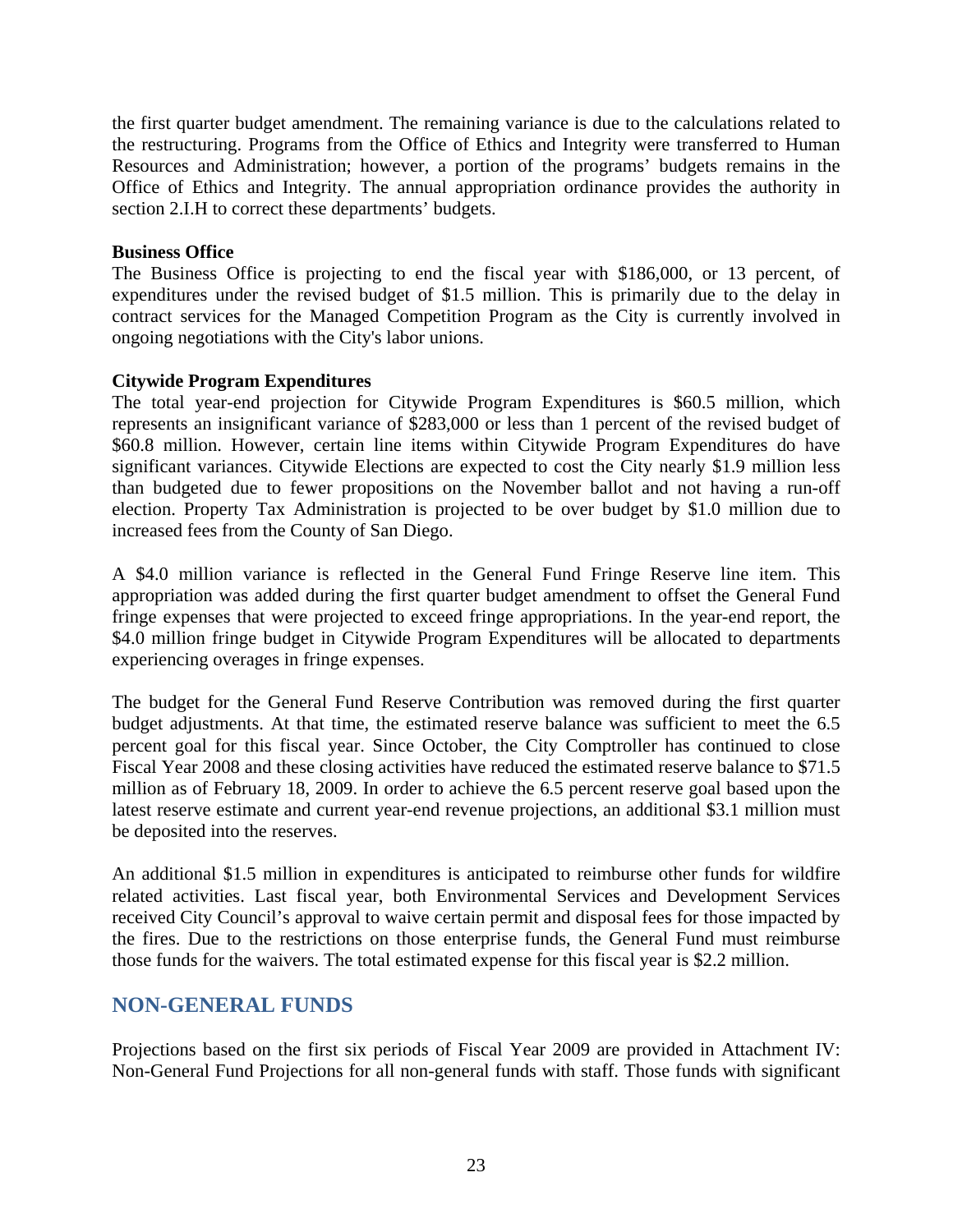the first quarter budget amendment. The remaining variance is due to the calculations related to the restructuring. Programs from the Office of Ethics and Integrity were transferred to Human Resources and Administration; however, a portion of the programs' budgets remains in the Office of Ethics and Integrity. The annual appropriation ordinance provides the authority in section 2.I.H to correct these departments' budgets.

**Business Office**

The Business Office is projecting to end the fiscal year with $186,000, or 13 percent, of expenditures under the revised budget of $1.5 million. This is primarily due to the delay in contract services for the Managed Competition Program as the City is currently involved in ongoing negotiations with the City's labor unions.

**Citywide Program Expenditures**

The total year-end projection for Citywide Program Expenditures is $60.5 million, which represents an insignificant variance of $283,000 or less than 1 percent of the revised budget of $60.8 million. However, certain line items within Citywide Program Expenditures do have significant variances. Citywide Elections are expected to cost the City nearly $1.9 million less than budgeted due to fewer propositions on the November ballot and not having a run-off election. Property Tax Administration is projected to be over budget by $1.0 million due to increased fees from the County of San Diego.

A $4.0 million variance is reflected in the General Fund Fringe Reserve line item. This appropriation was added during the first quarter budget amendment to offset the General Fund fringe expenses that were projected to exceed fringe appropriations. In the year-end report, the $4.0 million fringe budget in Citywide Program Expenditures will be allocated to departments experiencing overages in fringe expenses.

The budget for the General Fund Reserve Contribution was removed during the first quarter budget adjustments. At that time, the estimated reserve balance was sufficient to meet the 6.5 percent goal for this fiscal year. Since October, the City Comptroller has continued to close Fiscal Year 2008 and these closing activities have reduced the estimated reserve balance to $71.5 million as of February 18, 2009. In order to achieve the 6.5 percent reserve goal based upon the latest reserve estimate and current year-end revenue projections, an additional $3.1 million must be deposited into the reserves.

An additional $1.5 million in expenditures is anticipated to reimburse other funds for wildfire related activities. Last fiscal year, both Environmental Services and Development Services received City Council's approval to waive certain permit and disposal fees for those impacted by the fires. Due to the restrictions on those enterprise funds, the General Fund must reimburse those funds for the waivers. The total estimated expense for this fiscal year is $2.2 million.

## NON-GENERAL FUNDS

Projections based on the first six periods of Fiscal Year 2009 are provided in Attachment IV: Non-General Fund Projections for all non-general funds with staff. Those funds with significant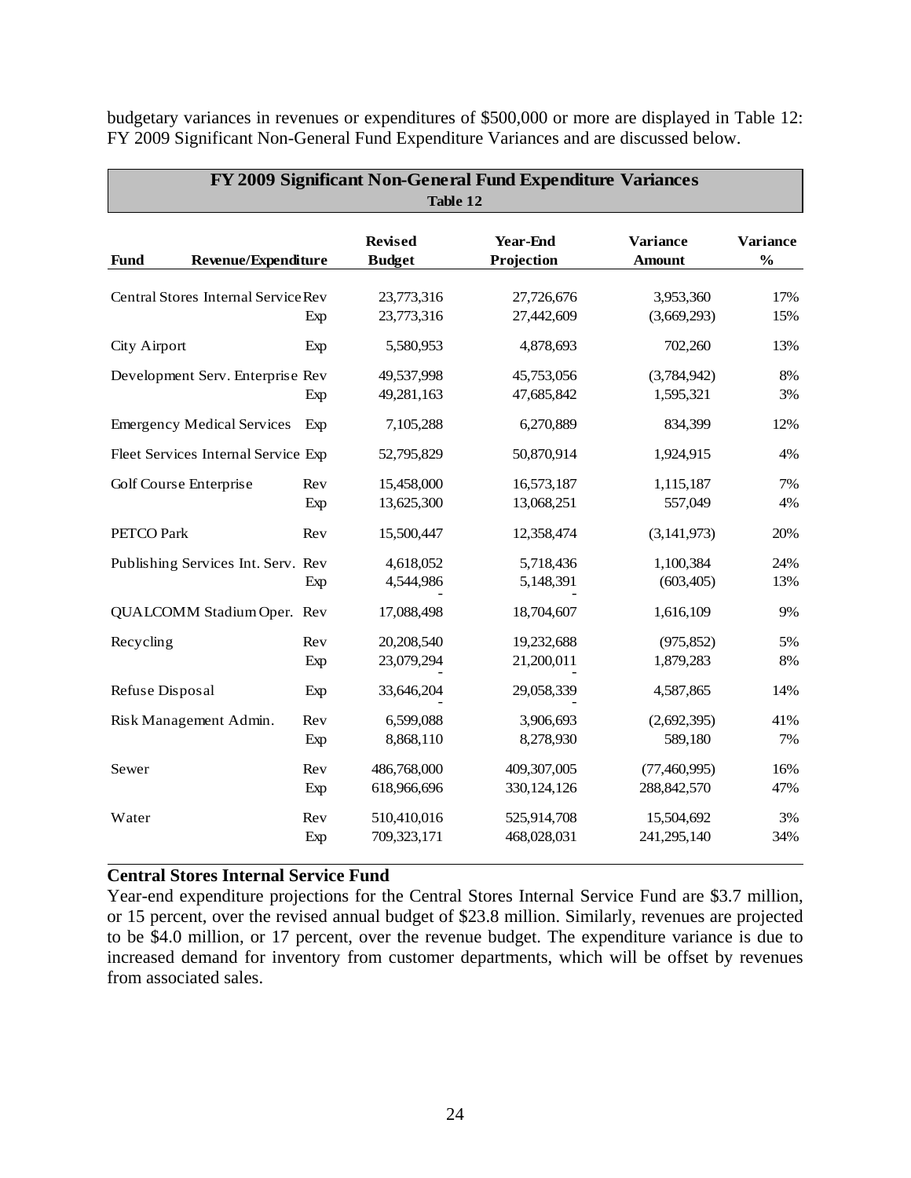budgetary variances in revenues or expenditures of $500,000 or more are displayed in Table 12: FY 2009 Significant Non-General Fund Expenditure Variances and are discussed below.

**FY 2009 Significant Non-General Fund Expenditure Variances**
**Table 12**

| Fund | Revenue/Expenditure | Revised Budget | Year-End Projection | Variance Amount | Variance % |
|---|---|---|---|---|---|
| Central Stores Internal Service | Rev | 23,773,316 | 27,726,676 | 3,953,360 | 17% |
| | Exp | 23,773,316 | 27,442,609 | (3,669,293) | 15% |
| City Airport | Exp | 5,580,953 | 4,878,693 | 702,260 | 13% |
| Development Serv. Enterprise | Rev | 49,537,998 | 45,753,056 | (3,784,942) | 8% |
| | Exp | 49,281,163 | 47,685,842 | 1,595,321 | 3% |
| Emergency Medical Services | Exp | 7,105,288 | 6,270,889 | 834,399 | 12% |
| Fleet Services Internal Service | Exp | 52,795,829 | 50,870,914 | 1,924,915 | 4% |
| Golf Course Enterprise | Rev | 15,458,000 | 16,573,187 | 1,115,187 | 7% |
| | Exp | 13,625,300 | 13,068,251 | 557,049 | 4% |
| PETCO Park | Rev | 15,500,447 | 12,358,474 | (3,141,973) | 20% |
| Publishing Services Int. Serv. | Rev | 4,618,052 | 5,718,436 | 1,100,384 | 24% |
| | Exp | 4,544,986 | 5,148,391 | (603,405) | 13% |
| QUALCOMM Stadium Oper. | Rev | 17,088,498 | 18,704,607 | 1,616,109 | 9% |
| Recycling | Rev | 20,208,540 | 19,232,688 | (975,852) | 5% |
| | Exp | 23,079,294 | 21,200,011 | 1,879,283 | 8% |
| Refuse Disposal | Exp | 33,646,204 | 29,058,339 | 4,587,865 | 14% |
| Risk Management Admin. | Rev | 6,599,088 | 3,906,693 | (2,692,395) | 41% |
| | Exp | 8,868,110 | 8,278,930 | 589,180 | 7% |
| Sewer | Rev | 486,768,000 | 409,307,005 | (77,460,995) | 16% |
| | Exp | 618,966,696 | 330,124,126 | 288,842,570 | 47% |
| Water | Rev | 510,410,016 | 525,914,708 | 15,504,692 | 3% |
| | Exp | 709,323,171 | 468,028,031 | 241,295,140 | 34% |

**Central Stores Internal Service Fund**

Year-end expenditure projections for the Central Stores Internal Service Fund are $3.7 million, or 15 percent, over the revised annual budget of $23.8 million. Similarly, revenues are projected to be $4.0 million, or 17 percent, over the revenue budget. The expenditure variance is due to increased demand for inventory from customer departments, which will be offset by revenues from associated sales.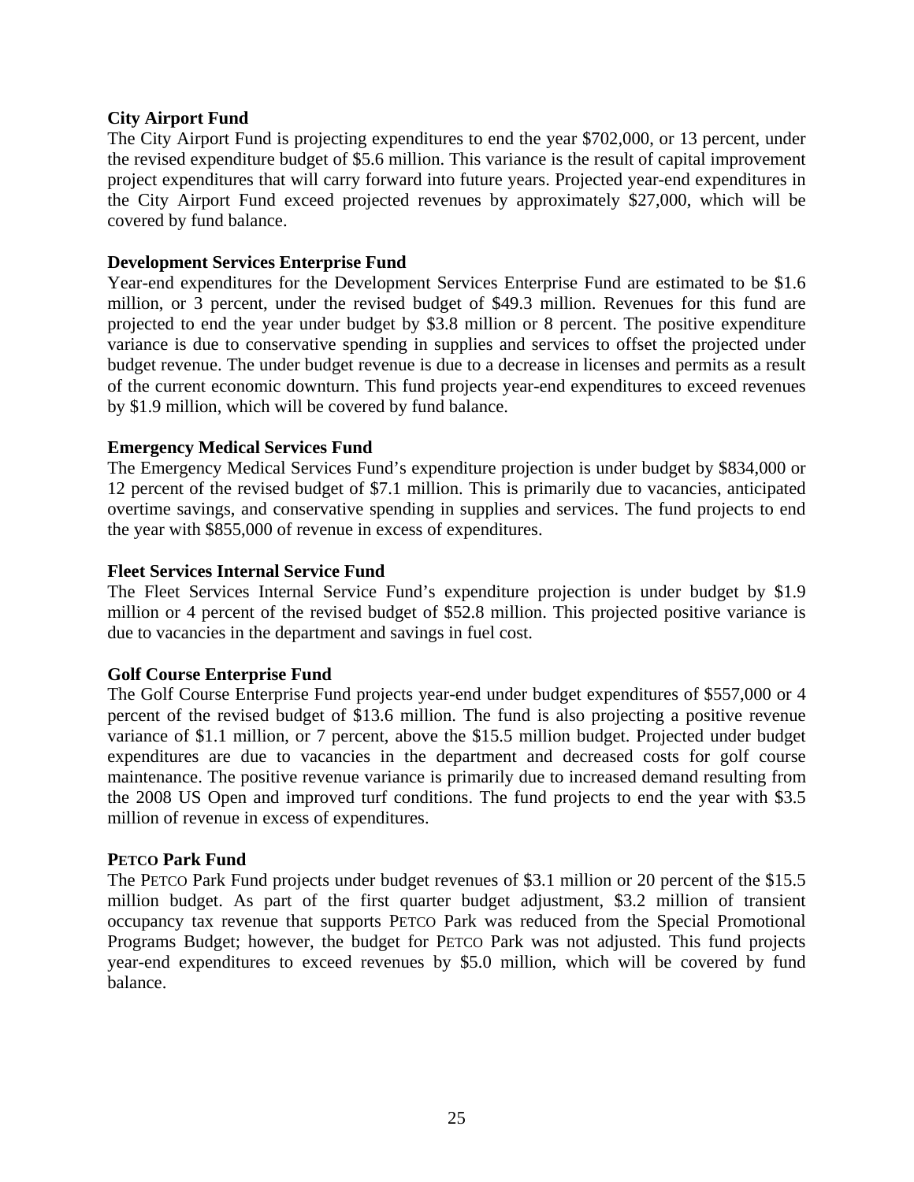**City Airport Fund**

The City Airport Fund is projecting expenditures to end the year $702,000, or 13 percent, under the revised expenditure budget of $5.6 million. This variance is the result of capital improvement project expenditures that will carry forward into future years. Projected year-end expenditures in the City Airport Fund exceed projected revenues by approximately $27,000, which will be covered by fund balance.

**Development Services Enterprise Fund**

Year-end expenditures for the Development Services Enterprise Fund are estimated to be $1.6 million, or 3 percent, under the revised budget of $49.3 million. Revenues for this fund are projected to end the year under budget by $3.8 million or 8 percent. The positive expenditure variance is due to conservative spending in supplies and services to offset the projected under budget revenue. The under budget revenue is due to a decrease in licenses and permits as a result of the current economic downturn. This fund projects year-end expenditures to exceed revenues by $1.9 million, which will be covered by fund balance.

**Emergency Medical Services Fund**

The Emergency Medical Services Fund's expenditure projection is under budget by $834,000 or 12 percent of the revised budget of $7.1 million. This is primarily due to vacancies, anticipated overtime savings, and conservative spending in supplies and services. The fund projects to end the year with $855,000 of revenue in excess of expenditures.

**Fleet Services Internal Service Fund**

The Fleet Services Internal Service Fund's expenditure projection is under budget by $1.9 million or 4 percent of the revised budget of $52.8 million. This projected positive variance is due to vacancies in the department and savings in fuel cost.

**Golf Course Enterprise Fund**

The Golf Course Enterprise Fund projects year-end under budget expenditures of $557,000 or 4 percent of the revised budget of $13.6 million. The fund is also projecting a positive revenue variance of $1.1 million, or 7 percent, above the $15.5 million budget. Projected under budget expenditures are due to vacancies in the department and decreased costs for golf course maintenance. The positive revenue variance is primarily due to increased demand resulting from the 2008 US Open and improved turf conditions. The fund projects to end the year with $3.5 million of revenue in excess of expenditures.

**PETCO Park Fund**

The PETCO Park Fund projects under budget revenues of $3.1 million or 20 percent of the $15.5 million budget. As part of the first quarter budget adjustment, $3.2 million of transient occupancy tax revenue that supports PETCO Park was reduced from the Special Promotional Programs Budget; however, the budget for PETCO Park was not adjusted. This fund projects year-end expenditures to exceed revenues by $5.0 million, which will be covered by fund balance.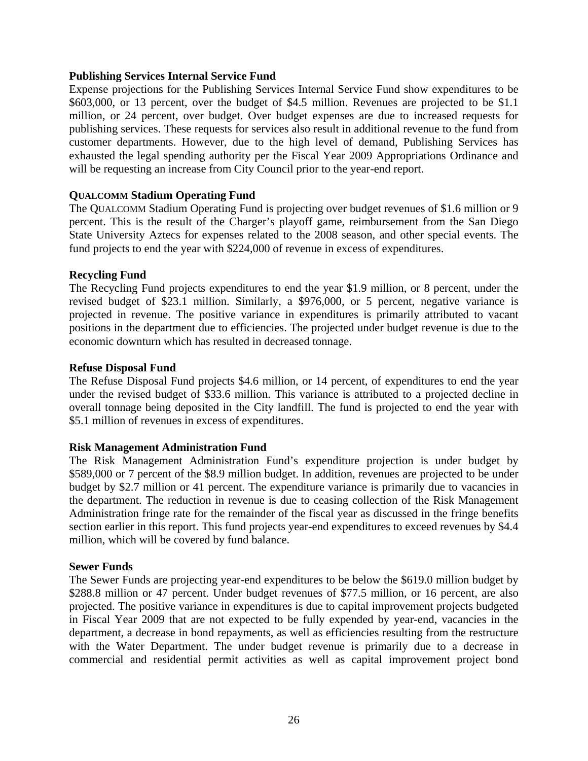**Publishing Services Internal Service Fund**

Expense projections for the Publishing Services Internal Service Fund show expenditures to be $603,000, or 13 percent, over the budget of $4.5 million. Revenues are projected to be $1.1 million, or 24 percent, over budget. Over budget expenses are due to increased requests for publishing services. These requests for services also result in additional revenue to the fund from customer departments. However, due to the high level of demand, Publishing Services has exhausted the legal spending authority per the Fiscal Year 2009 Appropriations Ordinance and will be requesting an increase from City Council prior to the year-end report.

**QUALCOMM Stadium Operating Fund**

The QUALCOMM Stadium Operating Fund is projecting over budget revenues of $1.6 million or 9 percent. This is the result of the Charger's playoff game, reimbursement from the San Diego State University Aztecs for expenses related to the 2008 season, and other special events. The fund projects to end the year with $224,000 of revenue in excess of expenditures.

**Recycling Fund**

The Recycling Fund projects expenditures to end the year $1.9 million, or 8 percent, under the revised budget of $23.1 million. Similarly, a $976,000, or 5 percent, negative variance is projected in revenue. The positive variance in expenditures is primarily attributed to vacant positions in the department due to efficiencies. The projected under budget revenue is due to the economic downturn which has resulted in decreased tonnage.

**Refuse Disposal Fund**

The Refuse Disposal Fund projects $4.6 million, or 14 percent, of expenditures to end the year under the revised budget of $33.6 million. This variance is attributed to a projected decline in overall tonnage being deposited in the City landfill. The fund is projected to end the year with $5.1 million of revenues in excess of expenditures.

**Risk Management Administration Fund**

The Risk Management Administration Fund's expenditure projection is under budget by $589,000 or 7 percent of the $8.9 million budget. In addition, revenues are projected to be under budget by $2.7 million or 41 percent. The expenditure variance is primarily due to vacancies in the department. The reduction in revenue is due to ceasing collection of the Risk Management Administration fringe rate for the remainder of the fiscal year as discussed in the fringe benefits section earlier in this report. This fund projects year-end expenditures to exceed revenues by $4.4 million, which will be covered by fund balance.

**Sewer Funds**

The Sewer Funds are projecting year-end expenditures to be below the $619.0 million budget by $288.8 million or 47 percent. Under budget revenues of $77.5 million, or 16 percent, are also projected. The positive variance in expenditures is due to capital improvement projects budgeted in Fiscal Year 2009 that are not expected to be fully expended by year-end, vacancies in the department, a decrease in bond repayments, as well as efficiencies resulting from the restructure with the Water Department. The under budget revenue is primarily due to a decrease in commercial and residential permit activities as well as capital improvement project bond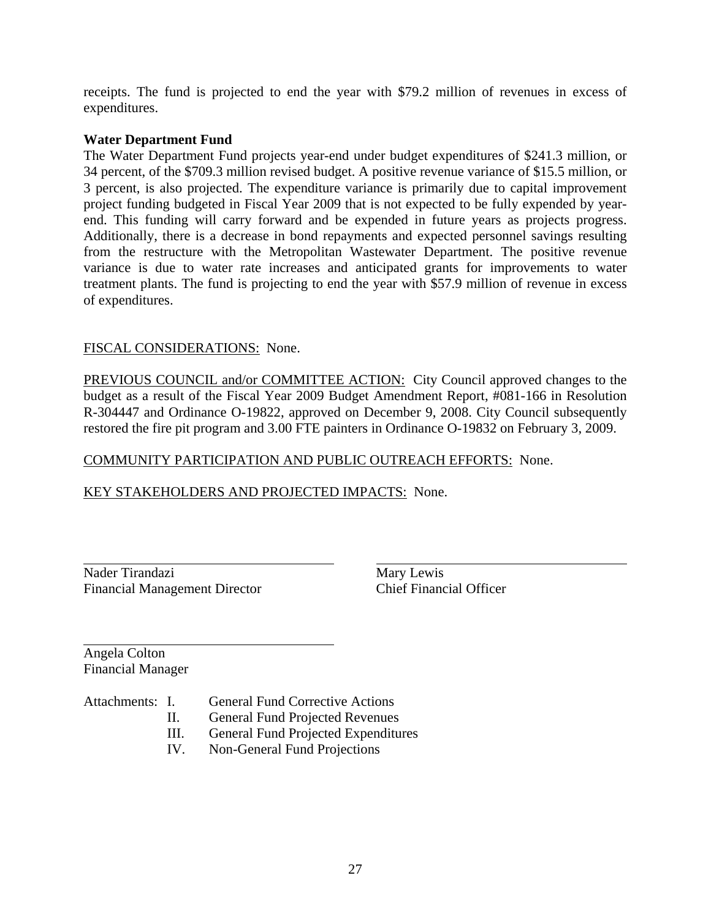receipts. The fund is projected to end the year with $79.2 million of revenues in excess of expenditures.

**Water Department Fund**

The Water Department Fund projects year-end under budget expenditures of $241.3 million, or 34 percent, of the $709.3 million revised budget. A positive revenue variance of $15.5 million, or 3 percent, is also projected. The expenditure variance is primarily due to capital improvement project funding budgeted in Fiscal Year 2009 that is not expected to be fully expended by year-end. This funding will carry forward and be expended in future years as projects progress. Additionally, there is a decrease in bond repayments and expected personnel savings resulting from the restructure with the Metropolitan Wastewater Department. The positive revenue variance is due to water rate increases and anticipated grants for improvements to water treatment plants. The fund is projecting to end the year with $57.9 million of revenue in excess of expenditures.

<u>FISCAL CONSIDERATIONS:</u> None.

<u>PREVIOUS COUNCIL and/or COMMITTEE ACTION:</u> City Council approved changes to the budget as a result of the Fiscal Year 2009 Budget Amendment Report, #081-166 in Resolution R-304447 and Ordinance O-19822, approved on December 9, 2008. City Council subsequently restored the fire pit program and 3.00 FTE painters in Ordinance O-19832 on February 3, 2009.

<u>COMMUNITY PARTICIPATION AND PUBLIC OUTREACH EFFORTS:</u> None.

<u>KEY STAKEHOLDERS AND PROJECTED IMPACTS:</u> None.

Nader Tirandazi
Financial Management Director

Mary Lewis
Chief Financial Officer

Angela Colton
Financial Manager

Attachments:
- I. General Fund Corrective Actions
- II. General Fund Projected Revenues
- III. General Fund Projected Expenditures
- IV. Non-General Fund Projections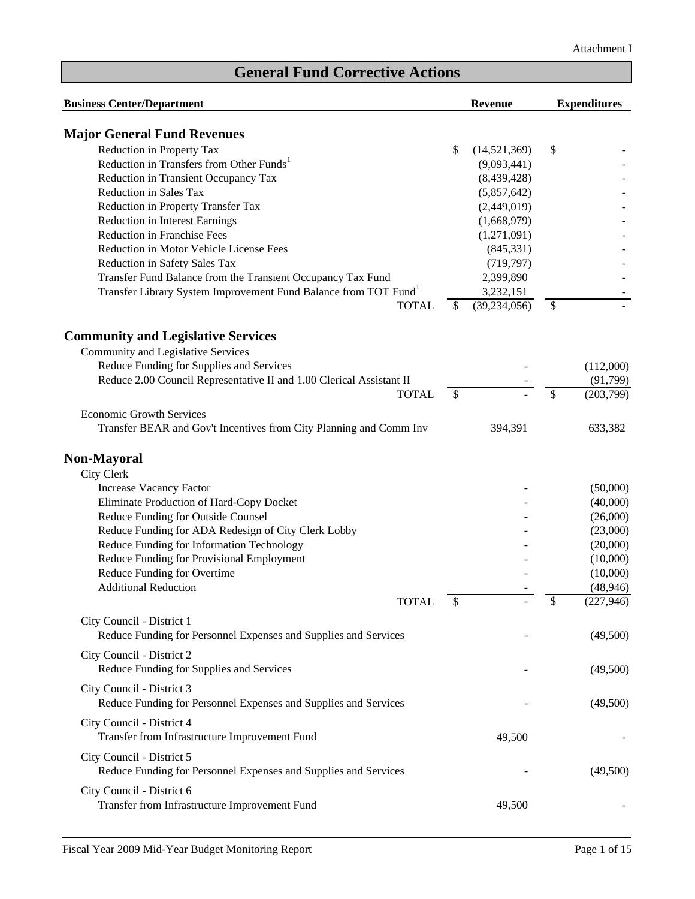Attachment I

# General Fund Corrective Actions

| Business Center/Department | Revenue | Expenditures |
|---|---|---|
| **Major General Fund Revenues** | | |
| Reduction in Property Tax | $ (14,521,369) | $ - |
| Reduction in Transfers from Other Funds[1] | (9,093,441) | - |
| Reduction in Transient Occupancy Tax | (8,439,428) | - |
| Reduction in Sales Tax | (5,857,642) | - |
| Reduction in Property Transfer Tax | (2,449,019) | - |
| Reduction in Interest Earnings | (1,668,979) | - |
| Reduction in Franchise Fees | (1,271,091) | - |
| Reduction in Motor Vehicle License Fees | (845,331) | - |
| Reduction in Safety Sales Tax | (719,797) | - |
| Transfer Fund Balance from the Transient Occupancy Tax Fund | 2,399,890 | - |
| Transfer Library System Improvement Fund Balance from TOT Fund[1] | 3,232,151 | - |
| TOTAL | $ (39,234,056) | $ - |
| **Community and Legislative Services** | | |
| Community and Legislative Services | | |
| Reduce Funding for Supplies and Services | - | (112,000) |
| Reduce 2.00 Council Representative II and 1.00 Clerical Assistant II | - | (91,799) |
| TOTAL | $ - | $ (203,799) |
| Economic Growth Services | | |
| Transfer BEAR and Gov't Incentives from City Planning and Comm Inv | 394,391 | 633,382 |
| **Non-Mayoral** | | |
| City Clerk | | |
| Increase Vacancy Factor | - | (50,000) |
| Eliminate Production of Hard-Copy Docket | - | (40,000) |
| Reduce Funding for Outside Counsel | - | (26,000) |
| Reduce Funding for ADA Redesign of City Clerk Lobby | - | (23,000) |
| Reduce Funding for Information Technology | - | (20,000) |
| Reduce Funding for Provisional Employment | - | (10,000) |
| Reduce Funding for Overtime | - | (10,000) |
| Additional Reduction | - | (48,946) |
| TOTAL | $ - | $ (227,946) |
| City Council - District 1 | | |
| Reduce Funding for Personnel Expenses and Supplies and Services | - | (49,500) |
| City Council - District 2 | | |
| Reduce Funding for Supplies and Services | - | (49,500) |
| City Council - District 3 | | |
| Reduce Funding for Personnel Expenses and Supplies and Services | - | (49,500) |
| City Council - District 4 | | |
| Transfer from Infrastructure Improvement Fund | 49,500 | - |
| City Council - District 5 | | |
| Reduce Funding for Personnel Expenses and Supplies and Services | - | (49,500) |
| City Council - District 6 | | |
| Transfer from Infrastructure Improvement Fund | 49,500 | - |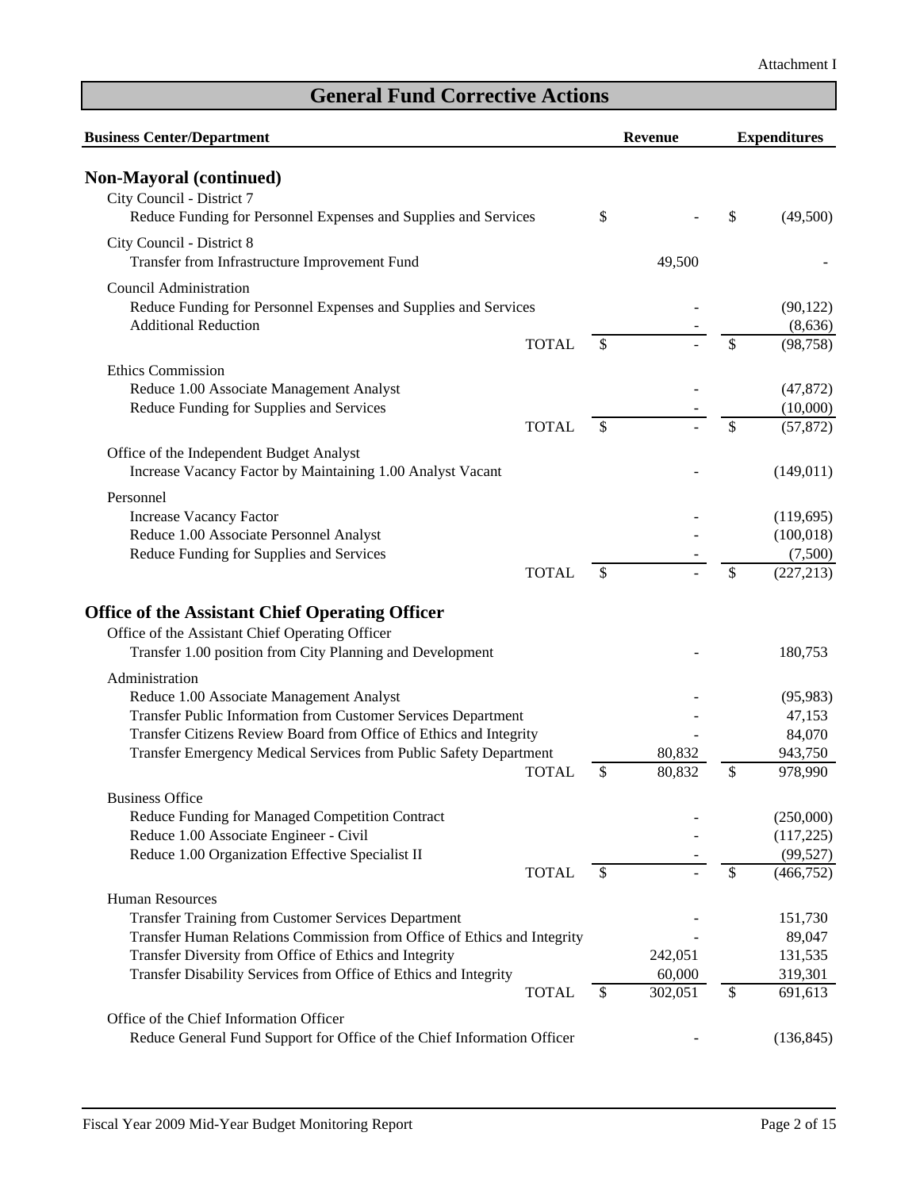Attachment I

# General Fund Corrective Actions

| Business Center/Department | Revenue | Expenditures |
|---|---|---|
| **Non-Mayoral (continued)** | | |
| City Council - District 7 | | |
| Reduce Funding for Personnel Expenses and Supplies and Services | $ - | $ (49,500) |
| City Council - District 8 | | |
| Transfer from Infrastructure Improvement Fund | 49,500 | - |
| Council Administration | | |
| Reduce Funding for Personnel Expenses and Supplies and Services | - | (90,122) |
| Additional Reduction | - | (8,636) |
| TOTAL | $ - | $ (98,758) |
| Ethics Commission | | |
| Reduce 1.00 Associate Management Analyst | - | (47,872) |
| Reduce Funding for Supplies and Services | - | (10,000) |
| TOTAL | $ - | $ (57,872) |
| Office of the Independent Budget Analyst | | |
| Increase Vacancy Factor by Maintaining 1.00 Analyst Vacant | - | (149,011) |
| Personnel | | |
| Increase Vacancy Factor | - | (119,695) |
| Reduce 1.00 Associate Personnel Analyst | - | (100,018) |
| Reduce Funding for Supplies and Services | - | (7,500) |
| TOTAL | $ - | $ (227,213) |
| **Office of the Assistant Chief Operating Officer** | | |
| Office of the Assistant Chief Operating Officer | | |
| Transfer 1.00 position from City Planning and Development | - | 180,753 |
| Administration | | |
| Reduce 1.00 Associate Management Analyst | - | (95,983) |
| Transfer Public Information from Customer Services Department | - | 47,153 |
| Transfer Citizens Review Board from Office of Ethics and Integrity | - | 84,070 |
| Transfer Emergency Medical Services from Public Safety Department | 80,832 | 943,750 |
| TOTAL | $ 80,832 | $ 978,990 |
| Business Office | | |
| Reduce Funding for Managed Competition Contract | - | (250,000) |
| Reduce 1.00 Associate Engineer - Civil | - | (117,225) |
| Reduce 1.00 Organization Effective Specialist II | - | (99,527) |
| TOTAL | $ - | $ (466,752) |
| Human Resources | | |
| Transfer Training from Customer Services Department | - | 151,730 |
| Transfer Human Relations Commission from Office of Ethics and Integrity | - | 89,047 |
| Transfer Diversity from Office of Ethics and Integrity | 242,051 | 131,535 |
| Transfer Disability Services from Office of Ethics and Integrity | 60,000 | 319,301 |
| TOTAL | $ 302,051 | $ 691,613 |
| Office of the Chief Information Officer | | |
| Reduce General Fund Support for Office of the Chief Information Officer | - | (136,845) |

Fiscal Year 2009 Mid-Year Budget Monitoring Report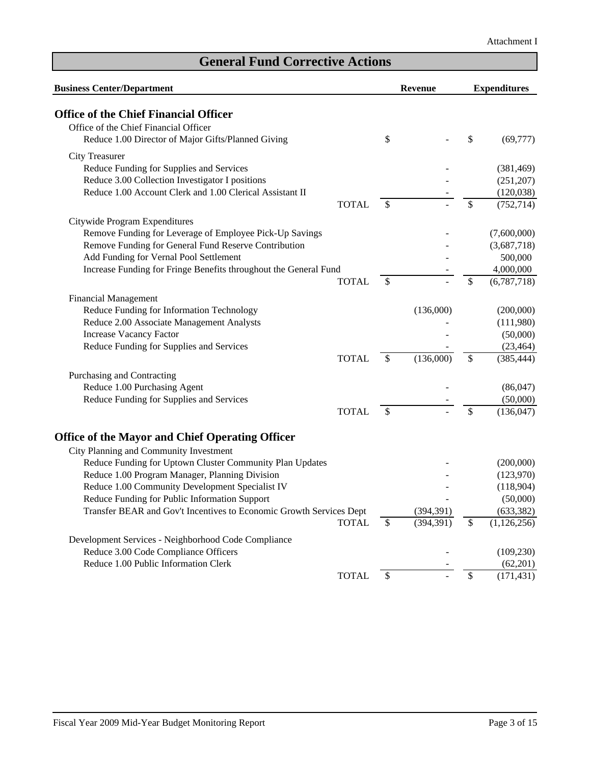Attachment I

# General Fund Corrective Actions

| Business Center/Department | Revenue | Expenditures |
|---|---|---|
| **Office of the Chief Financial Officer** | | |
| Office of the Chief Financial Officer | | |
| Reduce 1.00 Director of Major Gifts/Planned Giving | $ - | $ (69,777) |
| City Treasurer | | |
| Reduce Funding for Supplies and Services | - | (381,469) |
| Reduce 3.00 Collection Investigator I positions | - | (251,207) |
| Reduce 1.00 Account Clerk and 1.00 Clerical Assistant II | - | (120,038) |
| TOTAL | $ - | $ (752,714) |
| Citywide Program Expenditures | | |
| Remove Funding for Leverage of Employee Pick-Up Savings | - | (7,600,000) |
| Remove Funding for General Fund Reserve Contribution | - | (3,687,718) |
| Add Funding for Vernal Pool Settlement | - | 500,000 |
| Increase Funding for Fringe Benefits throughout the General Fund | - | 4,000,000 |
| TOTAL | $ - | $ (6,787,718) |
| Financial Management | | |
| Reduce Funding for Information Technology | (136,000) | (200,000) |
| Reduce 2.00 Associate Management Analysts | - | (111,980) |
| Increase Vacancy Factor | - | (50,000) |
| Reduce Funding for Supplies and Services | - | (23,464) |
| TOTAL | $ (136,000) | $ (385,444) |
| Purchasing and Contracting | | |
| Reduce 1.00 Purchasing Agent | - | (86,047) |
| Reduce Funding for Supplies and Services | - | (50,000) |
| TOTAL | $ - | $ (136,047) |
| **Office of the Mayor and Chief Operating Officer** | | |
| City Planning and Community Investment | | |
| Reduce Funding for Uptown Cluster Community Plan Updates | - | (200,000) |
| Reduce 1.00 Program Manager, Planning Division | - | (123,970) |
| Reduce 1.00 Community Development Specialist IV | - | (118,904) |
| Reduce Funding for Public Information Support | - | (50,000) |
| Transfer BEAR and Gov't Incentives to Economic Growth Services Dept | (394,391) | (633,382) |
| TOTAL | $ (394,391) | $ (1,126,256) |
| Development Services - Neighborhood Code Compliance | | |
| Reduce 3.00 Code Compliance Officers | - | (109,230) |
| Reduce 1.00 Public Information Clerk | - | (62,201) |
| TOTAL | $ - | $ (171,431) |

Fiscal Year 2009 Mid-Year Budget Monitoring Report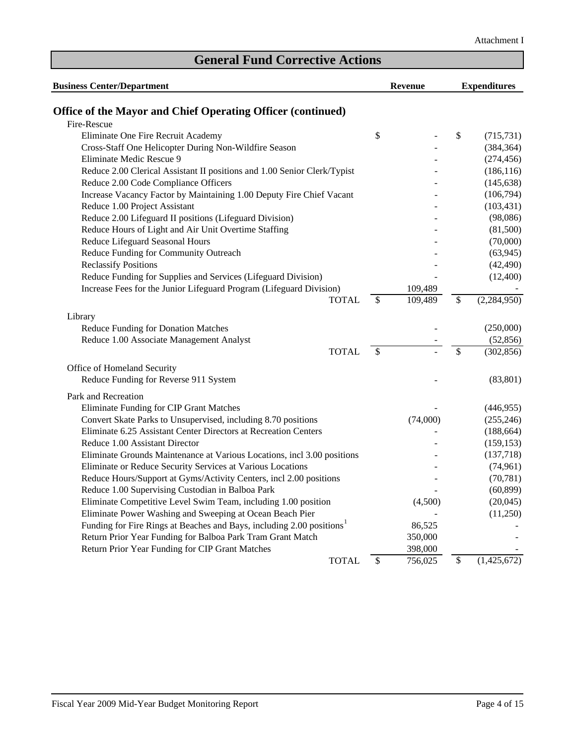Attachment I

# General Fund Corrective Actions

| Business Center/Department | Revenue | Expenditures |
|---|---|---|
| **Office of the Mayor and Chief Operating Officer (continued)** | | |
| Fire-Rescue | | |
| Eliminate One Fire Recruit Academy | $ - | $ (715,731) |
| Cross-Staff One Helicopter During Non-Wildfire Season | - | (384,364) |
| Eliminate Medic Rescue 9 | - | (274,456) |
| Reduce 2.00 Clerical Assistant II positions and 1.00 Senior Clerk/Typist | - | (186,116) |
| Reduce 2.00 Code Compliance Officers | - | (145,638) |
| Increase Vacancy Factor by Maintaining 1.00 Deputy Fire Chief Vacant | - | (106,794) |
| Reduce 1.00 Project Assistant | - | (103,431) |
| Reduce 2.00 Lifeguard II positions (Lifeguard Division) | - | (98,086) |
| Reduce Hours of Light and Air Unit Overtime Staffing | - | (81,500) |
| Reduce Lifeguard Seasonal Hours | - | (70,000) |
| Reduce Funding for Community Outreach | - | (63,945) |
| Reclassify Positions | - | (42,490) |
| Reduce Funding for Supplies and Services (Lifeguard Division) | - | (12,400) |
| Increase Fees for the Junior Lifeguard Program (Lifeguard Division) | 109,489 | - |
| TOTAL | $ 109,489 | $ (2,284,950) |
| Library | | |
| Reduce Funding for Donation Matches | - | (250,000) |
| Reduce 1.00 Associate Management Analyst | - | (52,856) |
| TOTAL | $ - | $ (302,856) |
| Office of Homeland Security | | |
| Reduce Funding for Reverse 911 System | - | (83,801) |
| Park and Recreation | | |
| Eliminate Funding for CIP Grant Matches | - | (446,955) |
| Convert Skate Parks to Unsupervised, including 8.70 positions | (74,000) | (255,246) |
| Eliminate 6.25 Assistant Center Directors at Recreation Centers | - | (188,664) |
| Reduce 1.00 Assistant Director | - | (159,153) |
| Eliminate Grounds Maintenance at Various Locations, incl 3.00 positions | - | (137,718) |
| Eliminate or Reduce Security Services at Various Locations | - | (74,961) |
| Reduce Hours/Support at Gyms/Activity Centers, incl 2.00 positions | - | (70,781) |
| Reduce 1.00 Supervising Custodian in Balboa Park | - | (60,899) |
| Eliminate Competitive Level Swim Team, including 1.00 position | (4,500) | (20,045) |
| Eliminate Power Washing and Sweeping at Ocean Beach Pier | - | (11,250) |
| Funding for Fire Rings at Beaches and Bays, including 2.00 positions[1] | 86,525 | - |
| Return Prior Year Funding for Balboa Park Tram Grant Match | 350,000 | - |
| Return Prior Year Funding for CIP Grant Matches | 398,000 | - |
| TOTAL | $ 756,025 | $ (1,425,672) |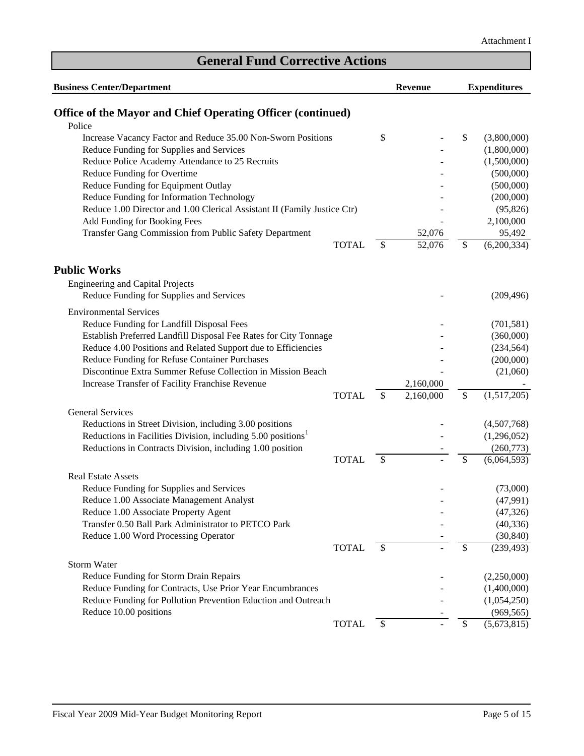Attachment I

# General Fund Corrective Actions

| Business Center/Department | | Revenue | Expenditures |
|---|---|---|---|
| **Office of the Mayor and Chief Operating Officer (continued)** | | | |
| Police | | | |
| Increase Vacancy Factor and Reduce 35.00 Non-Sworn Positions | | $ - | $ (3,800,000) |
| Reduce Funding for Supplies and Services | | - | (1,800,000) |
| Reduce Police Academy Attendance to 25 Recruits | | - | (1,500,000) |
| Reduce Funding for Overtime | | - | (500,000) |
| Reduce Funding for Equipment Outlay | | - | (500,000) |
| Reduce Funding for Information Technology | | - | (200,000) |
| Reduce 1.00 Director and 1.00 Clerical Assistant II (Family Justice Ctr) | | - | (95,826) |
| Add Funding for Booking Fees | | - | 2,100,000 |
| Transfer Gang Commission from Public Safety Department | | 52,076 | 95,492 |
| | TOTAL | $ 52,076 | $ (6,200,334) |
| **Public Works** | | | |
| Engineering and Capital Projects | | | |
| Reduce Funding for Supplies and Services | | - | (209,496) |
| Environmental Services | | | |
| Reduce Funding for Landfill Disposal Fees | | - | (701,581) |
| Establish Preferred Landfill Disposal Fee Rates for City Tonnage | | - | (360,000) |
| Reduce 4.00 Positions and Related Support due to Efficiencies | | - | (234,564) |
| Reduce Funding for Refuse Container Purchases | | - | (200,000) |
| Discontinue Extra Summer Refuse Collection in Mission Beach | | - | (21,060) |
| Increase Transfer of Facility Franchise Revenue | | 2,160,000 | - |
| | TOTAL | $ 2,160,000 | $ (1,517,205) |
| General Services | | | |
| Reductions in Street Division, including 3.00 positions | | - | (4,507,768) |
| Reductions in Facilities Division, including 5.00 positions[1] | | - | (1,296,052) |
| Reductions in Contracts Division, including 1.00 position | | - | (260,773) |
| | TOTAL | $ - | $ (6,064,593) |
| Real Estate Assets | | | |
| Reduce Funding for Supplies and Services | | - | (73,000) |
| Reduce 1.00 Associate Management Analyst | | - | (47,991) |
| Reduce 1.00 Associate Property Agent | | - | (47,326) |
| Transfer 0.50 Ball Park Administrator to PETCO Park | | - | (40,336) |
| Reduce 1.00 Word Processing Operator | | - | (30,840) |
| | TOTAL | $ - | $ (239,493) |
| Storm Water | | | |
| Reduce Funding for Storm Drain Repairs | | - | (2,250,000) |
| Reduce Funding for Contracts, Use Prior Year Encumbrances | | - | (1,400,000) |
| Reduce Funding for Pollution Prevention Eduction and Outreach | | - | (1,054,250) |
| Reduce 10.00 positions | | - | (969,565) |
| | TOTAL | $ - | $ (5,673,815) |

Fiscal Year 2009 Mid-Year Budget Monitoring Report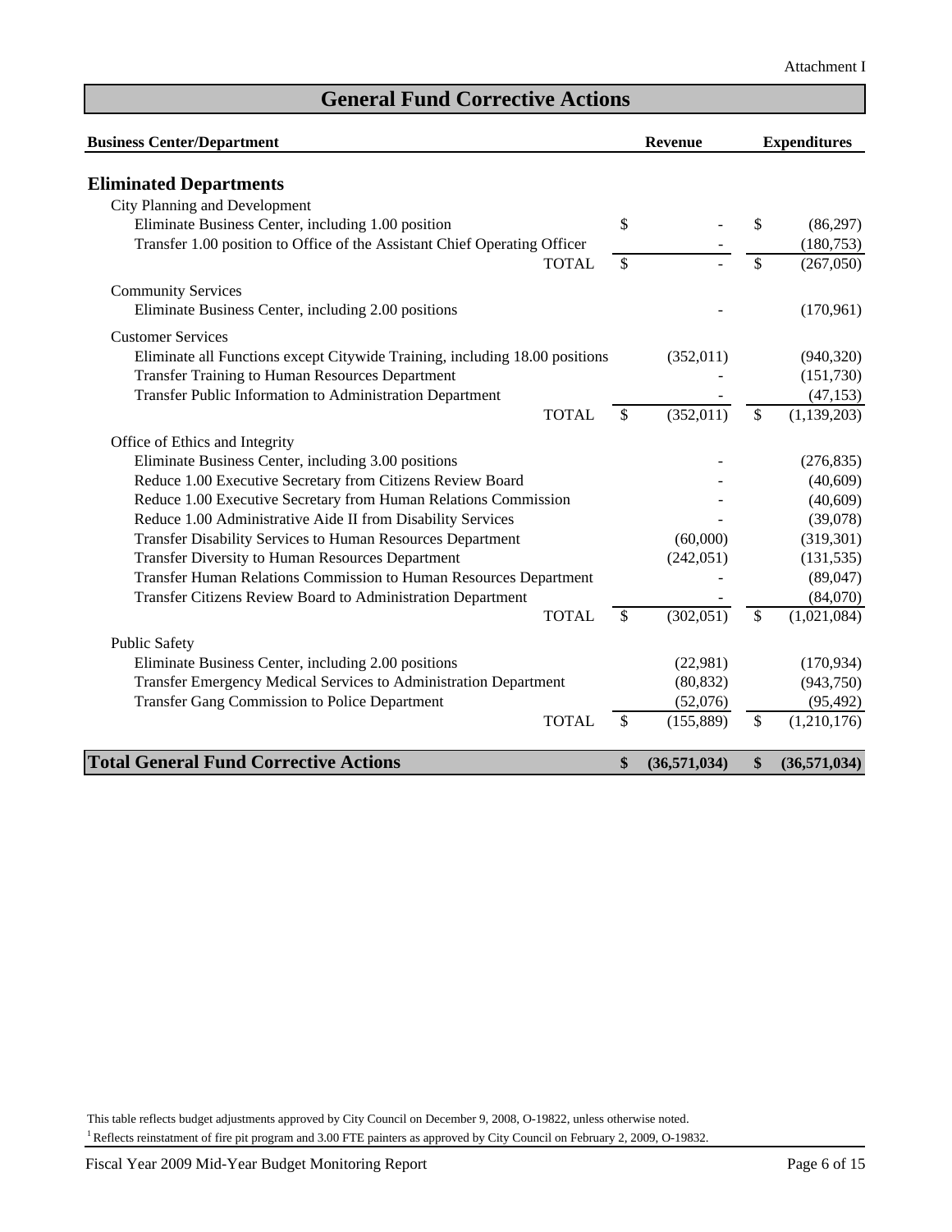Attachment I

# General Fund Corrective Actions

| Business Center/Department | Revenue | Expenditures |
|---|---|---|
| **Eliminated Departments** | | |
| City Planning and Development | | |
| Eliminate Business Center, including 1.00 position | $ - | $ (86,297) |
| Transfer 1.00 position to Office of the Assistant Chief Operating Officer | - | (180,753) |
| TOTAL | $ - | $ (267,050) |
| Community Services | | |
| Eliminate Business Center, including 2.00 positions | - | (170,961) |
| Customer Services | | |
| Eliminate all Functions except Citywide Training, including 18.00 positions | (352,011) | (940,320) |
| Transfer Training to Human Resources Department | - | (151,730) |
| Transfer Public Information to Administration Department | - | (47,153) |
| TOTAL | $ (352,011) | $ (1,139,203) |
| Office of Ethics and Integrity | | |
| Eliminate Business Center, including 3.00 positions | - | (276,835) |
| Reduce 1.00 Executive Secretary from Citizens Review Board | - | (40,609) |
| Reduce 1.00 Executive Secretary from Human Relations Commission | - | (40,609) |
| Reduce 1.00 Administrative Aide II from Disability Services | - | (39,078) |
| Transfer Disability Services to Human Resources Department | (60,000) | (319,301) |
| Transfer Diversity to Human Resources Department | (242,051) | (131,535) |
| Transfer Human Relations Commission to Human Resources Department | - | (89,047) |
| Transfer Citizens Review Board to Administration Department | - | (84,070) |
| TOTAL | $ (302,051) | $ (1,021,084) |
| Public Safety | | |
| Eliminate Business Center, including 2.00 positions | (22,981) | (170,934) |
| Transfer Emergency Medical Services to Administration Department | (80,832) | (943,750) |
| Transfer Gang Commission to Police Department | (52,076) | (95,492) |
| TOTAL | $ (155,889) | $ (1,210,176) |
| **Total General Fund Corrective Actions** | **$ (36,571,034)** | **$ (36,571,034)** |

This table reflects budget adjustments approved by City Council on December 9, 2008, O-19822, unless otherwise noted.

[1] Reflects reinstatment of fire pit program and 3.00 FTE painters as approved by City Council on February 2, 2009, O-19832.

Fiscal Year 2009 Mid-Year Budget Monitoring Report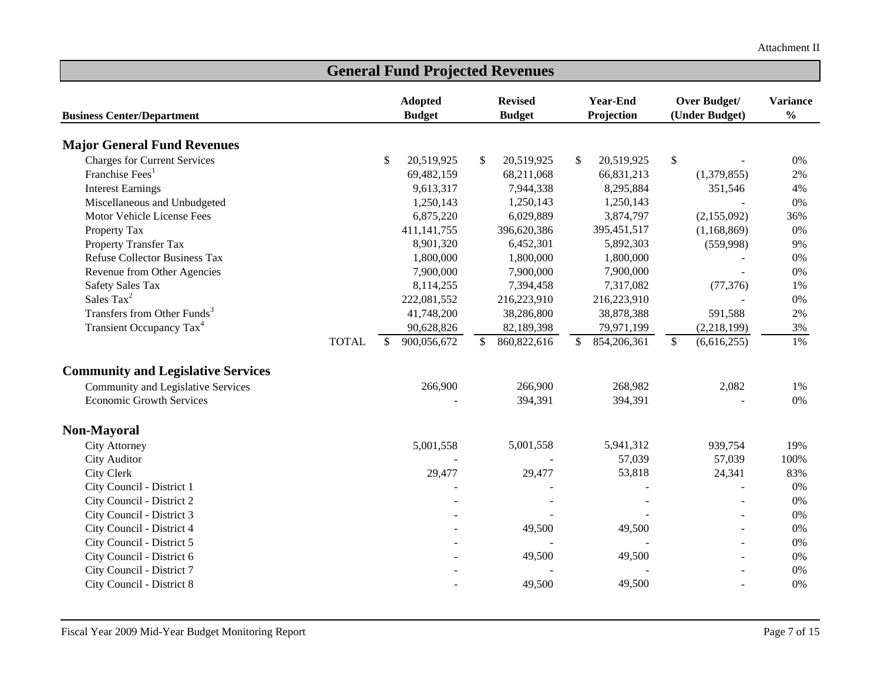Attachment II

# General Fund Projected Revenues

| Business Center/Department | | Adopted Budget | Revised Budget | Year-End Projection | Over Budget/ (Under Budget) | Variance % |
|---|---|---|---|---|---|---|
| **Major General Fund Revenues** | | | | | | |
| Charges for Current Services | | $ 20,519,925 | $ 20,519,925 | $ 20,519,925 | $ - | 0% |
| Franchise Fees[1] | | 69,482,159 | 68,211,068 | 66,831,213 | (1,379,855) | 2% |
| Interest Earnings | | 9,613,317 | 7,944,338 | 8,295,884 | 351,546 | 4% |
| Miscellaneous and Unbudgeted | | 1,250,143 | 1,250,143 | 1,250,143 | - | 0% |
| Motor Vehicle License Fees | | 6,875,220 | 6,029,889 | 3,874,797 | (2,155,092) | 36% |
| Property Tax | | 411,141,755 | 396,620,386 | 395,451,517 | (1,168,869) | 0% |
| Property Transfer Tax | | 8,901,320 | 6,452,301 | 5,892,303 | (559,998) | 9% |
| Refuse Collector Business Tax | | 1,800,000 | 1,800,000 | 1,800,000 | - | 0% |
| Revenue from Other Agencies | | 7,900,000 | 7,900,000 | 7,900,000 | - | 0% |
| Safety Sales Tax | | 8,114,255 | 7,394,458 | 7,317,082 | (77,376) | 1% |
| Sales Tax[2] | | 222,081,552 | 216,223,910 | 216,223,910 | - | 0% |
| Transfers from Other Funds[3] | | 41,748,200 | 38,286,800 | 38,878,388 | 591,588 | 2% |
| Transient Occupancy Tax[4] | | 90,628,826 | 82,189,398 | 79,971,199 | (2,218,199) | 3% |
| | TOTAL | $ 900,056,672 | $ 860,822,616 | $ 854,206,361 | $ (6,616,255) | 1% |
| **Community and Legislative Services** | | | | | | |
| Community and Legislative Services | | 266,900 | 266,900 | 268,982 | 2,082 | 1% |
| Economic Growth Services | | - | 394,391 | 394,391 | - | 0% |
| **Non-Mayoral** | | | | | | |
| City Attorney | | 5,001,558 | 5,001,558 | 5,941,312 | 939,754 | 19% |
| City Auditor | | - | - | 57,039 | 57,039 | 100% |
| City Clerk | | 29,477 | 29,477 | 53,818 | 24,341 | 83% |
| City Council - District 1 | | - | - | - | - | 0% |
| City Council - District 2 | | - | - | - | - | 0% |
| City Council - District 3 | | - | - | - | - | 0% |
| City Council - District 4 | | - | 49,500 | 49,500 | - | 0% |
| City Council - District 5 | | - | - | - | - | 0% |
| City Council - District 6 | | - | 49,500 | 49,500 | - | 0% |
| City Council - District 7 | | - | - | - | - | 0% |
| City Council - District 8 | | - | 49,500 | 49,500 | - | 0% |

Fiscal Year 2009 Mid-Year Budget Monitoring Report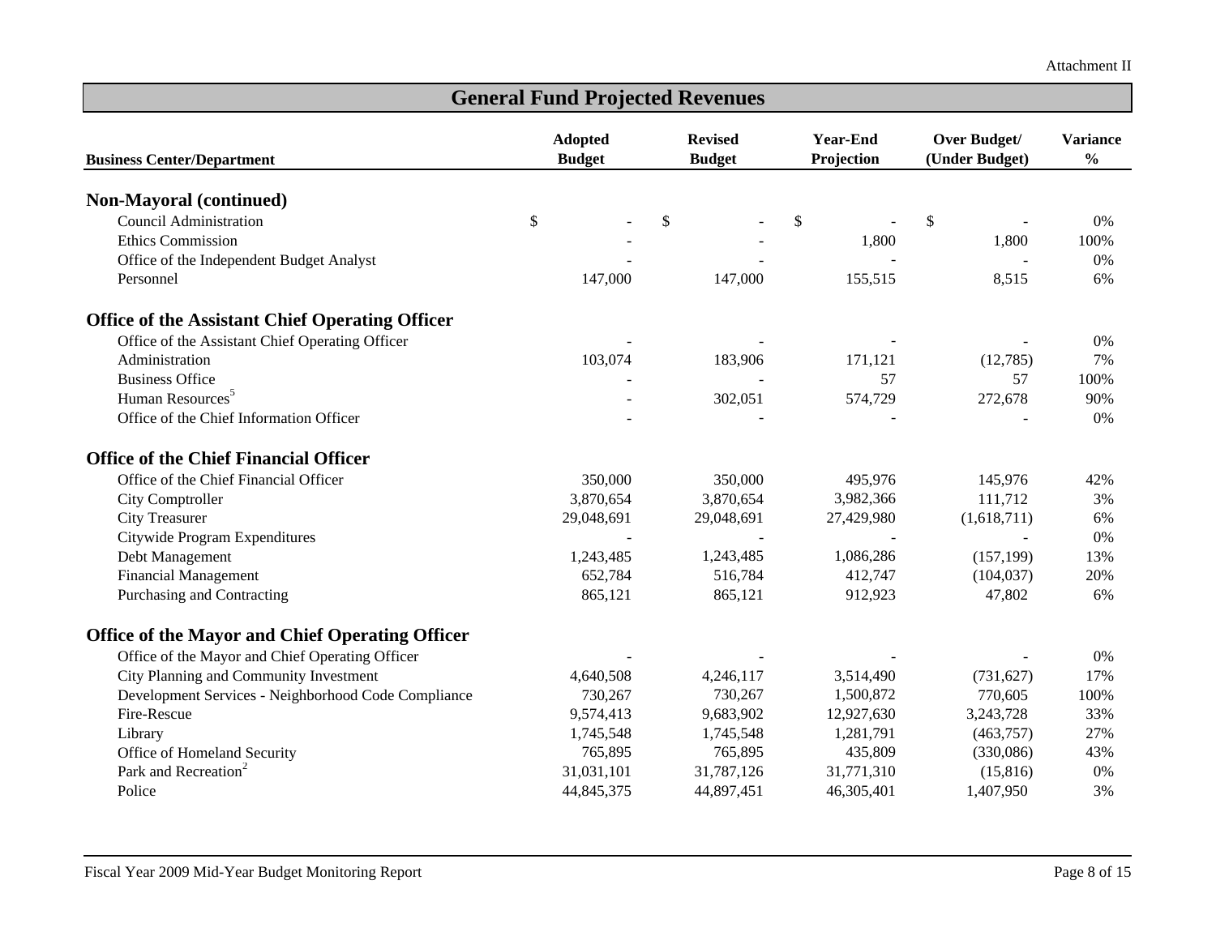Attachment II

## General Fund Projected Revenues

| Business Center/Department | Adopted Budget | Revised Budget | Year-End Projection | Over Budget/ (Under Budget) | Variance % |
|---|---|---|---|---|---|
| **Non-Mayoral (continued)** | | | | | |
| Council Administration | $ - | $ - | $ - | $ - | 0% |
| Ethics Commission | - | - | 1,800 | 1,800 | 100% |
| Office of the Independent Budget Analyst | - | - | - | - | 0% |
| Personnel | 147,000 | 147,000 | 155,515 | 8,515 | 6% |
| **Office of the Assistant Chief Operating Officer** | | | | | |
| Office of the Assistant Chief Operating Officer | - | - | - | - | 0% |
| Administration | 103,074 | 183,906 | 171,121 | (12,785) | 7% |
| Business Office | - | - | 57 | 57 | 100% |
| Human Resources[5] | - | 302,051 | 574,729 | 272,678 | 90% |
| Office of the Chief Information Officer | - | - | - | - | 0% |
| **Office of the Chief Financial Officer** | | | | | |
| Office of the Chief Financial Officer | 350,000 | 350,000 | 495,976 | 145,976 | 42% |
| City Comptroller | 3,870,654 | 3,870,654 | 3,982,366 | 111,712 | 3% |
| City Treasurer | 29,048,691 | 29,048,691 | 27,429,980 | (1,618,711) | 6% |
| Citywide Program Expenditures | - | - | - | - | 0% |
| Debt Management | 1,243,485 | 1,243,485 | 1,086,286 | (157,199) | 13% |
| Financial Management | 652,784 | 516,784 | 412,747 | (104,037) | 20% |
| Purchasing and Contracting | 865,121 | 865,121 | 912,923 | 47,802 | 6% |
| **Office of the Mayor and Chief Operating Officer** | | | | | |
| Office of the Mayor and Chief Operating Officer | - | - | - | - | 0% |
| City Planning and Community Investment | 4,640,508 | 4,246,117 | 3,514,490 | (731,627) | 17% |
| Development Services - Neighborhood Code Compliance | 730,267 | 730,267 | 1,500,872 | 770,605 | 100% |
| Fire-Rescue | 9,574,413 | 9,683,902 | 12,927,630 | 3,243,728 | 33% |
| Library | 1,745,548 | 1,745,548 | 1,281,791 | (463,757) | 27% |
| Office of Homeland Security | 765,895 | 765,895 | 435,809 | (330,086) | 43% |
| Park and Recreation[2] | 31,031,101 | 31,787,126 | 31,771,310 | (15,816) | 0% |
| Police | 44,845,375 | 44,897,451 | 46,305,401 | 1,407,950 | 3% |

Fiscal Year 2009 Mid-Year Budget Monitoring Report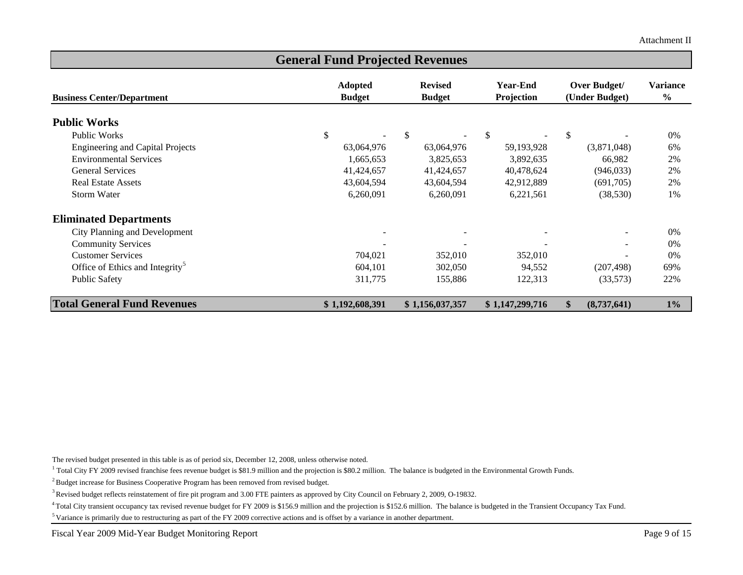Attachment II

## General Fund Projected Revenues

| Business Center/Department | Adopted Budget | Revised Budget | Year-End Projection | Over Budget/ (Under Budget) | Variance % |
|---|---|---|---|---|---|
| **Public Works** | | | | | |
| Public Works | $ - | $ - | $ - | $ - | 0% |
| Engineering and Capital Projects | 63,064,976 | 63,064,976 | 59,193,928 | (3,871,048) | 6% |
| Environmental Services | 1,665,653 | 3,825,653 | 3,892,635 | 66,982 | 2% |
| General Services | 41,424,657 | 41,424,657 | 40,478,624 | (946,033) | 2% |
| Real Estate Assets | 43,604,594 | 43,604,594 | 42,912,889 | (691,705) | 2% |
| Storm Water | 6,260,091 | 6,260,091 | 6,221,561 | (38,530) | 1% |
| **Eliminated Departments** | | | | | |
| City Planning and Development | - | - | - | - | 0% |
| Community Services | - | - | - | - | 0% |
| Customer Services | 704,021 | 352,010 | 352,010 | - | 0% |
| Office of Ethics and Integrity[5] | 604,101 | 302,050 | 94,552 | (207,498) | 69% |
| Public Safety | 311,775 | 155,886 | 122,313 | (33,573) | 22% |
| **Total General Fund Revenues** | **$ 1,192,608,391** | **$ 1,156,037,357** | **$ 1,147,299,716** | **$ (8,737,641)** | **1%** |

The revised budget presented in this table is as of period six, December 12, 2008, unless otherwise noted.

[1] Total City FY 2009 revised franchise fees revenue budget is $81.9 million and the projection is $80.2 million. The balance is budgeted in the Environmental Growth Funds.

[2] Budget increase for Business Cooperative Program has been removed from revised budget.

[3] Revised budget reflects reinstatement of fire pit program and 3.00 FTE painters as approved by City Council on February 2, 2009, O-19832.

[4] Total City transient occupancy tax revised revenue budget for FY 2009 is $156.9 million and the projection is $152.6 million. The balance is budgeted in the Transient Occupancy Tax Fund.

[5] Variance is primarily due to restructuring as part of the FY 2009 corrective actions and is offset by a variance in another department.

Fiscal Year 2009 Mid-Year Budget Monitoring Report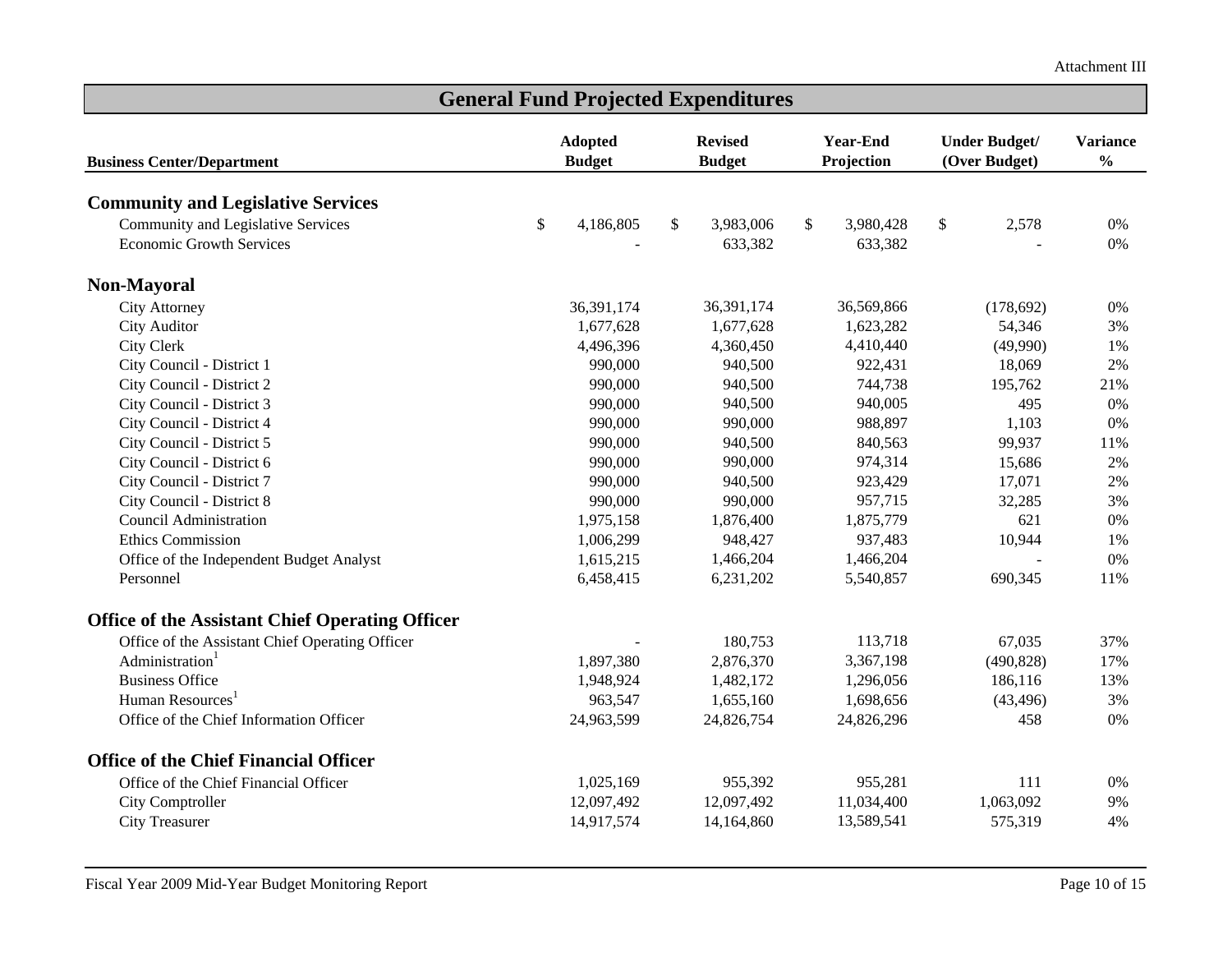Attachment III

## General Fund Projected Expenditures

| Business Center/Department | Adopted Budget | Revised Budget | Year-End Projection | Under Budget/ (Over Budget) | Variance % |
|---|---|---|---|---|---|
| **Community and Legislative Services** | | | | | |
| Community and Legislative Services | $ 4,186,805 | $ 3,983,006 | $ 3,980,428 | $ 2,578 | 0% |
| Economic Growth Services | - | 633,382 | 633,382 | - | 0% |
| **Non-Mayoral** | | | | | |
| City Attorney | 36,391,174 | 36,391,174 | 36,569,866 | (178,692) | 0% |
| City Auditor | 1,677,628 | 1,677,628 | 1,623,282 | 54,346 | 3% |
| City Clerk | 4,496,396 | 4,360,450 | 4,410,440 | (49,990) | 1% |
| City Council - District 1 | 990,000 | 940,500 | 922,431 | 18,069 | 2% |
| City Council - District 2 | 990,000 | 940,500 | 744,738 | 195,762 | 21% |
| City Council - District 3 | 990,000 | 940,500 | 940,005 | 495 | 0% |
| City Council - District 4 | 990,000 | 990,000 | 988,897 | 1,103 | 0% |
| City Council - District 5 | 990,000 | 940,500 | 840,563 | 99,937 | 11% |
| City Council - District 6 | 990,000 | 990,000 | 974,314 | 15,686 | 2% |
| City Council - District 7 | 990,000 | 940,500 | 923,429 | 17,071 | 2% |
| City Council - District 8 | 990,000 | 990,000 | 957,715 | 32,285 | 3% |
| Council Administration | 1,975,158 | 1,876,400 | 1,875,779 | 621 | 0% |
| Ethics Commission | 1,006,299 | 948,427 | 937,483 | 10,944 | 1% |
| Office of the Independent Budget Analyst | 1,615,215 | 1,466,204 | 1,466,204 | - | 0% |
| Personnel | 6,458,415 | 6,231,202 | 5,540,857 | 690,345 | 11% |
| **Office of the Assistant Chief Operating Officer** | | | | | |
| Office of the Assistant Chief Operating Officer | - | 180,753 | 113,718 | 67,035 | 37% |
| Administration[1] | 1,897,380 | 2,876,370 | 3,367,198 | (490,828) | 17% |
| Business Office | 1,948,924 | 1,482,172 | 1,296,056 | 186,116 | 13% |
| Human Resources[1] | 963,547 | 1,655,160 | 1,698,656 | (43,496) | 3% |
| Office of the Chief Information Officer | 24,963,599 | 24,826,754 | 24,826,296 | 458 | 0% |
| **Office of the Chief Financial Officer** | | | | | |
| Office of the Chief Financial Officer | 1,025,169 | 955,392 | 955,281 | 111 | 0% |
| City Comptroller | 12,097,492 | 12,097,492 | 11,034,400 | 1,063,092 | 9% |
| City Treasurer | 14,917,574 | 14,164,860 | 13,589,541 | 575,319 | 4% |

Fiscal Year 2009 Mid-Year Budget Monitoring Report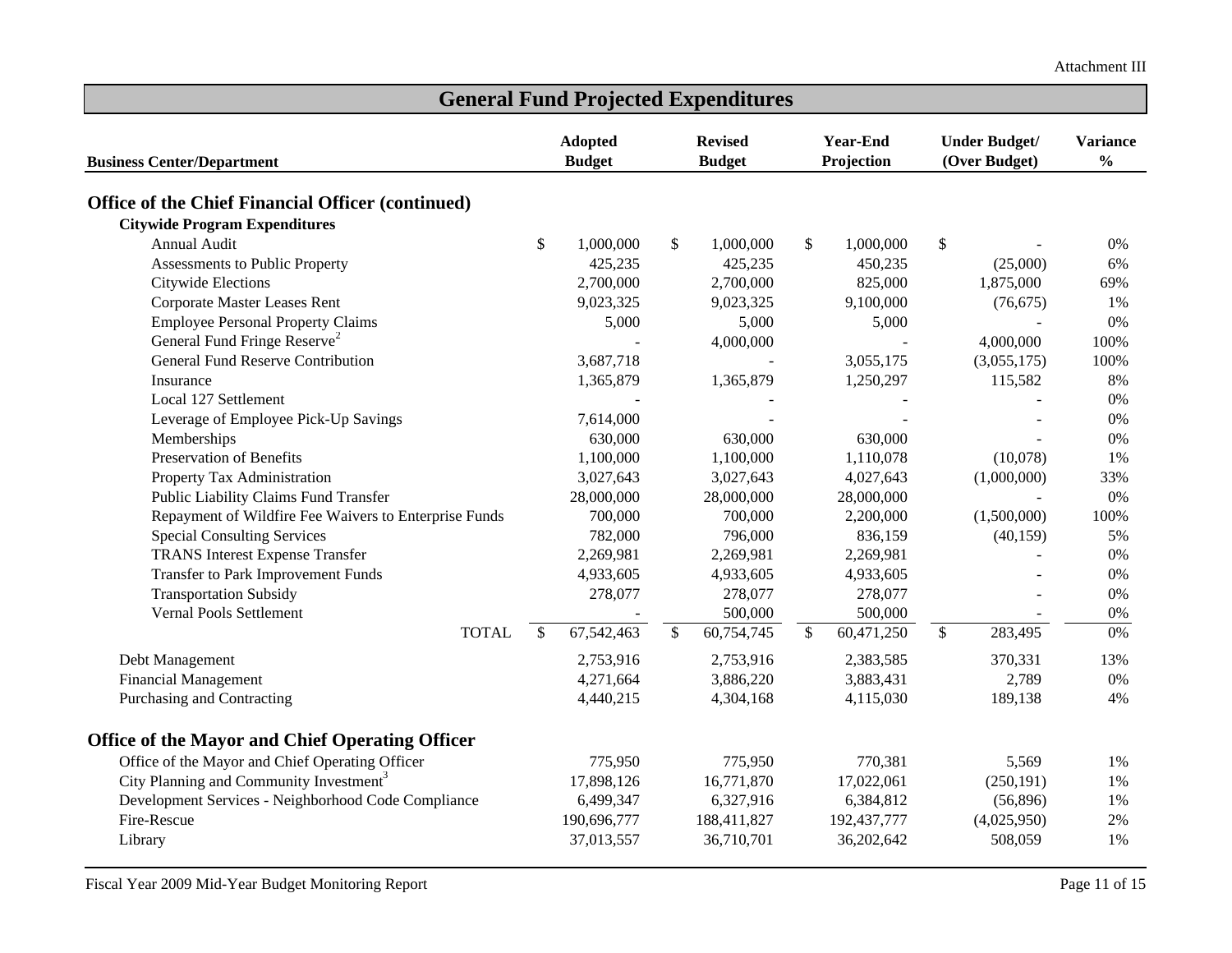Attachment III

# General Fund Projected Expenditures

| Business Center/Department | Adopted Budget | Revised Budget | Year-End Projection | Under Budget/ (Over Budget) | Variance % |
|---|---|---|---|---|---|
| **Office of the Chief Financial Officer (continued)** | | | | | |
| **Citywide Program Expenditures** | | | | | |
| Annual Audit | $ 1,000,000 | $ 1,000,000 | $ 1,000,000 | $ - | 0% |
| Assessments to Public Property | 425,235 | 425,235 | 450,235 | (25,000) | 6% |
| Citywide Elections | 2,700,000 | 2,700,000 | 825,000 | 1,875,000 | 69% |
| Corporate Master Leases Rent | 9,023,325 | 9,023,325 | 9,100,000 | (76,675) | 1% |
| Employee Personal Property Claims | 5,000 | 5,000 | 5,000 | - | 0% |
| General Fund Fringe Reserve[2] | - | 4,000,000 | - | 4,000,000 | 100% |
| General Fund Reserve Contribution | 3,687,718 | - | 3,055,175 | (3,055,175) | 100% |
| Insurance | 1,365,879 | 1,365,879 | 1,250,297 | 115,582 | 8% |
| Local 127 Settlement | - | - | - | - | 0% |
| Leverage of Employee Pick-Up Savings | 7,614,000 | - | - | - | 0% |
| Memberships | 630,000 | 630,000 | 630,000 | - | 0% |
| Preservation of Benefits | 1,100,000 | 1,100,000 | 1,110,078 | (10,078) | 1% |
| Property Tax Administration | 3,027,643 | 3,027,643 | 4,027,643 | (1,000,000) | 33% |
| Public Liability Claims Fund Transfer | 28,000,000 | 28,000,000 | 28,000,000 | - | 0% |
| Repayment of Wildfire Fee Waivers to Enterprise Funds | 700,000 | 700,000 | 2,200,000 | (1,500,000) | 100% |
| Special Consulting Services | 782,000 | 796,000 | 836,159 | (40,159) | 5% |
| TRANS Interest Expense Transfer | 2,269,981 | 2,269,981 | 2,269,981 | - | 0% |
| Transfer to Park Improvement Funds | 4,933,605 | 4,933,605 | 4,933,605 | - | 0% |
| Transportation Subsidy | 278,077 | 278,077 | 278,077 | - | 0% |
| Vernal Pools Settlement | - | 500,000 | 500,000 | - | 0% |
| TOTAL | $ 67,542,463 | $ 60,754,745 | $ 60,471,250 | $ 283,495 | 0% |
| Debt Management | 2,753,916 | 2,753,916 | 2,383,585 | 370,331 | 13% |
| Financial Management | 4,271,664 | 3,886,220 | 3,883,431 | 2,789 | 0% |
| Purchasing and Contracting | 4,440,215 | 4,304,168 | 4,115,030 | 189,138 | 4% |
| **Office of the Mayor and Chief Operating Officer** | | | | | |
| Office of the Mayor and Chief Operating Officer | 775,950 | 775,950 | 770,381 | 5,569 | 1% |
| City Planning and Community Investment[3] | 17,898,126 | 16,771,870 | 17,022,061 | (250,191) | 1% |
| Development Services - Neighborhood Code Compliance | 6,499,347 | 6,327,916 | 6,384,812 | (56,896) | 1% |
| Fire-Rescue | 190,696,777 | 188,411,827 | 192,437,777 | (4,025,950) | 2% |
| Library | 37,013,557 | 36,710,701 | 36,202,642 | 508,059 | 1% |

Fiscal Year 2009 Mid-Year Budget Monitoring Report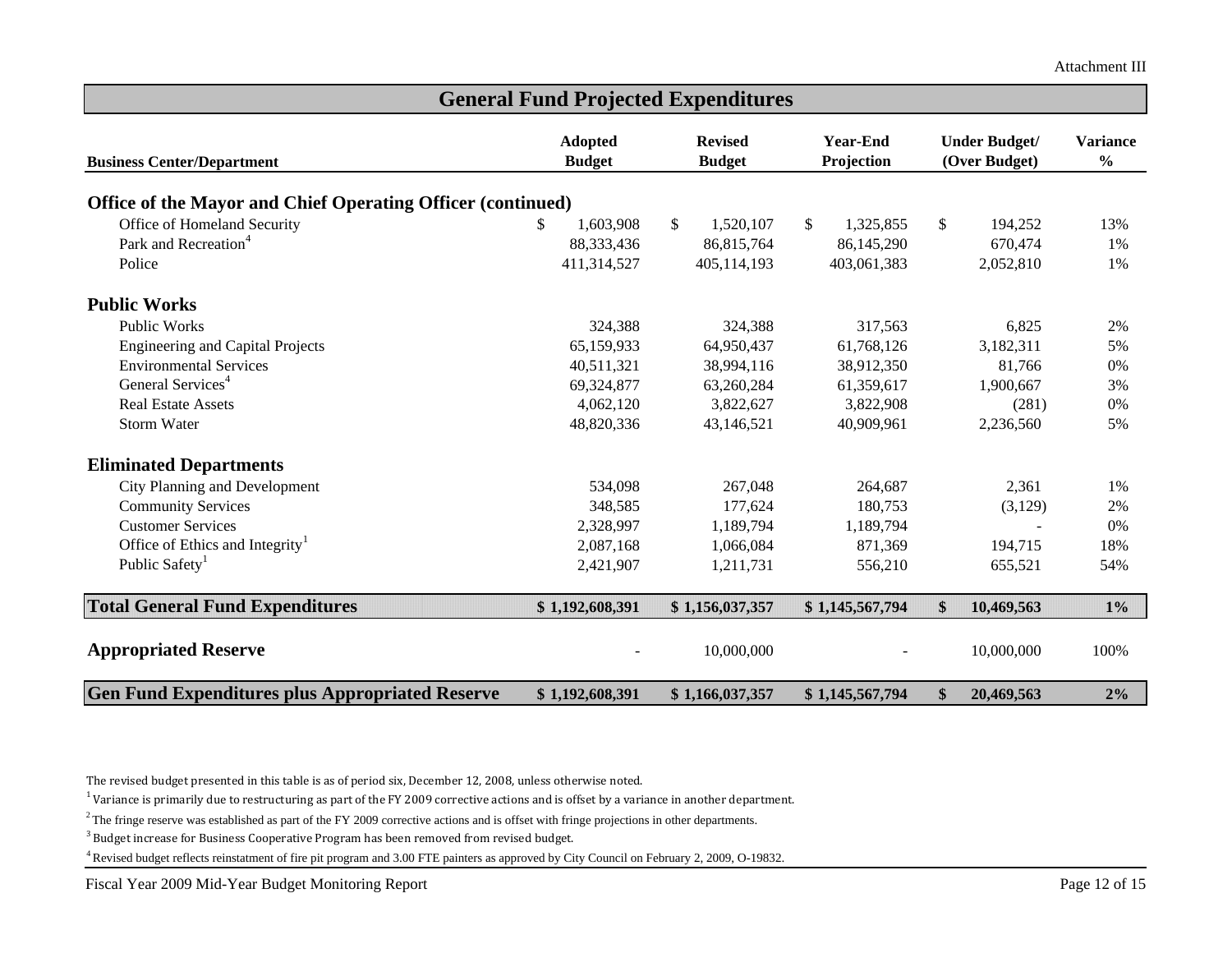Attachment III

## General Fund Projected Expenditures

| Business Center/Department | Adopted Budget | Revised Budget | Year-End Projection | Under Budget/ (Over Budget) | Variance % |
|---|---|---|---|---|---|
| **Office of the Mayor and Chief Operating Officer (continued)** | | | | | |
| Office of Homeland Security | $ 1,603,908 | $ 1,520,107 | $ 1,325,855 | $ 194,252 | 13% |
| Park and Recreation[4] | 88,333,436 | 86,815,764 | 86,145,290 | 670,474 | 1% |
| Police | 411,314,527 | 405,114,193 | 403,061,383 | 2,052,810 | 1% |
| **Public Works** | | | | | |
| Public Works | 324,388 | 324,388 | 317,563 | 6,825 | 2% |
| Engineering and Capital Projects | 65,159,933 | 64,950,437 | 61,768,126 | 3,182,311 | 5% |
| Environmental Services | 40,511,321 | 38,994,116 | 38,912,350 | 81,766 | 0% |
| General Services[4] | 69,324,877 | 63,260,284 | 61,359,617 | 1,900,667 | 3% |
| Real Estate Assets | 4,062,120 | 3,822,627 | 3,822,908 | (281) | 0% |
| Storm Water | 48,820,336 | 43,146,521 | 40,909,961 | 2,236,560 | 5% |
| **Eliminated Departments** | | | | | |
| City Planning and Development | 534,098 | 267,048 | 264,687 | 2,361 | 1% |
| Community Services | 348,585 | 177,624 | 180,753 | (3,129) | 2% |
| Customer Services | 2,328,997 | 1,189,794 | 1,189,794 | - | 0% |
| Office of Ethics and Integrity[1] | 2,087,168 | 1,066,084 | 871,369 | 194,715 | 18% |
| Public Safety[1] | 2,421,907 | 1,211,731 | 556,210 | 655,521 | 54% |
| **Total General Fund Expenditures** | **$ 1,192,608,391** | **$ 1,156,037,357** | **$ 1,145,567,794** | **$ 10,469,563** | **1%** |
| **Appropriated Reserve** | - | 10,000,000 | - | 10,000,000 | 100% |
| **Gen Fund Expenditures plus Appropriated Reserve** | **$ 1,192,608,391** | **$ 1,166,037,357** | **$ 1,145,567,794** | **$ 20,469,563** | **2%** |

The revised budget presented in this table is as of period six, December 12, 2008, unless otherwise noted.

[1] Variance is primarily due to restructuring as part of the FY 2009 corrective actions and is offset by a variance in another department.

[2] The fringe reserve was established as part of the FY 2009 corrective actions and is offset with fringe projections in other departments.

[3] Budget increase for Business Cooperative Program has been removed from revised budget.

[4] Revised budget reflects reinstatment of fire pit program and 3.00 FTE painters as approved by City Council on February 2, 2009, O-19832.

Fiscal Year 2009 Mid-Year Budget Monitoring Report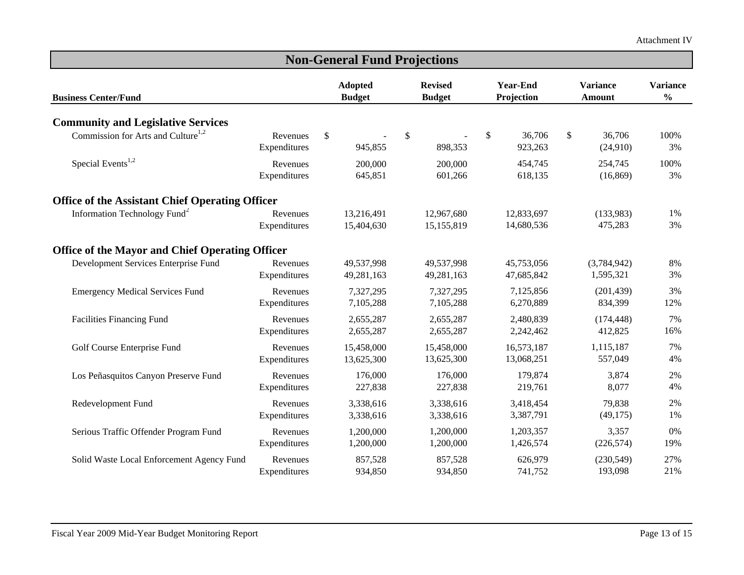Attachment IV

## Non-General Fund Projections

| Business Center/Fund | | Adopted Budget | Revised Budget | Year-End Projection | Variance Amount | Variance % |
|---|---|---|---|---|---|---|
| **Community and Legislative Services** | | | | | | |
| Commission for Arts and Culture[1,2] | Revenues | $ - | $ - | $ 36,706 | $ 36,706 | 100% |
| | Expenditures | 945,855 | 898,353 | 923,263 | (24,910) | 3% |
| Special Events[1,2] | Revenues | 200,000 | 200,000 | 454,745 | 254,745 | 100% |
| | Expenditures | 645,851 | 601,266 | 618,135 | (16,869) | 3% |
| **Office of the Assistant Chief Operating Officer** | | | | | | |
| Information Technology Fund[2] | Revenues | 13,216,491 | 12,967,680 | 12,833,697 | (133,983) | 1% |
| | Expenditures | 15,404,630 | 15,155,819 | 14,680,536 | 475,283 | 3% |
| **Office of the Mayor and Chief Operating Officer** | | | | | | |
| Development Services Enterprise Fund | Revenues | 49,537,998 | 49,537,998 | 45,753,056 | (3,784,942) | 8% |
| | Expenditures | 49,281,163 | 49,281,163 | 47,685,842 | 1,595,321 | 3% |
| Emergency Medical Services Fund | Revenues | 7,327,295 | 7,327,295 | 7,125,856 | (201,439) | 3% |
| | Expenditures | 7,105,288 | 7,105,288 | 6,270,889 | 834,399 | 12% |
| Facilities Financing Fund | Revenues | 2,655,287 | 2,655,287 | 2,480,839 | (174,448) | 7% |
| | Expenditures | 2,655,287 | 2,655,287 | 2,242,462 | 412,825 | 16% |
| Golf Course Enterprise Fund | Revenues | 15,458,000 | 15,458,000 | 16,573,187 | 1,115,187 | 7% |
| | Expenditures | 13,625,300 | 13,625,300 | 13,068,251 | 557,049 | 4% |
| Los Peñasquitos Canyon Preserve Fund | Revenues | 176,000 | 176,000 | 179,874 | 3,874 | 2% |
| | Expenditures | 227,838 | 227,838 | 219,761 | 8,077 | 4% |
| Redevelopment Fund | Revenues | 3,338,616 | 3,338,616 | 3,418,454 | 79,838 | 2% |
| | Expenditures | 3,338,616 | 3,338,616 | 3,387,791 | (49,175) | 1% |
| Serious Traffic Offender Program Fund | Revenues | 1,200,000 | 1,200,000 | 1,203,357 | 3,357 | 0% |
| | Expenditures | 1,200,000 | 1,200,000 | 1,426,574 | (226,574) | 19% |
| Solid Waste Local Enforcement Agency Fund | Revenues | 857,528 | 857,528 | 626,979 | (230,549) | 27% |
| | Expenditures | 934,850 | 934,850 | 741,752 | 193,098 | 21% |

Fiscal Year 2009 Mid-Year Budget Monitoring Report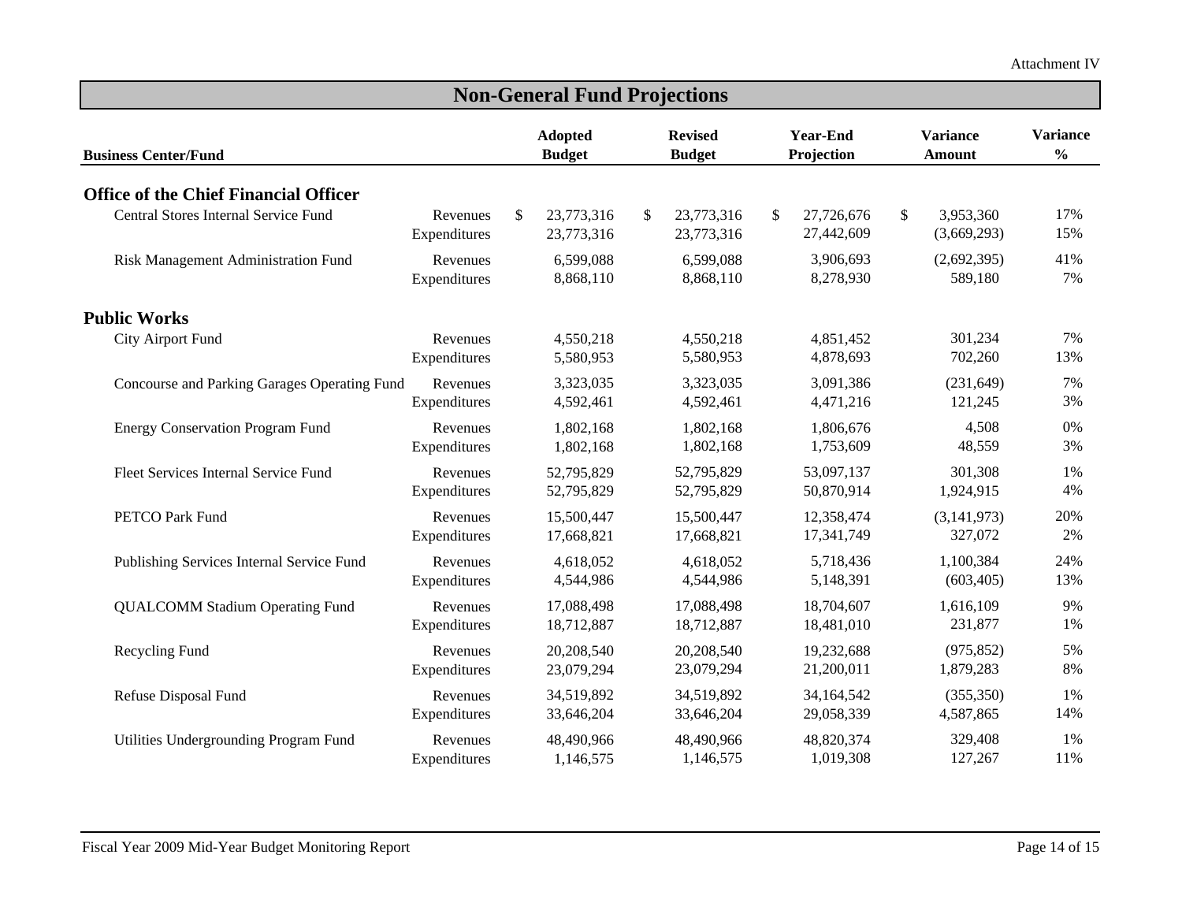Attachment IV

## Non-General Fund Projections

| Business Center/Fund | | Adopted Budget | Revised Budget | Year-End Projection | Variance Amount | Variance % |
|---|---|---|---|---|---|---|
| **Office of the Chief Financial Officer** | | | | | | |
| Central Stores Internal Service Fund | Revenues | $ 23,773,316 | $ 23,773,316 | $ 27,726,676 | $ 3,953,360 | 17% |
| | Expenditures | 23,773,316 | 23,773,316 | 27,442,609 | (3,669,293) | 15% |
| Risk Management Administration Fund | Revenues | 6,599,088 | 6,599,088 | 3,906,693 | (2,692,395) | 41% |
| | Expenditures | 8,868,110 | 8,868,110 | 8,278,930 | 589,180 | 7% |
| **Public Works** | | | | | | |
| City Airport Fund | Revenues | 4,550,218 | 4,550,218 | 4,851,452 | 301,234 | 7% |
| | Expenditures | 5,580,953 | 5,580,953 | 4,878,693 | 702,260 | 13% |
| Concourse and Parking Garages Operating Fund | Revenues | 3,323,035 | 3,323,035 | 3,091,386 | (231,649) | 7% |
| | Expenditures | 4,592,461 | 4,592,461 | 4,471,216 | 121,245 | 3% |
| Energy Conservation Program Fund | Revenues | 1,802,168 | 1,802,168 | 1,806,676 | 4,508 | 0% |
| | Expenditures | 1,802,168 | 1,802,168 | 1,753,609 | 48,559 | 3% |
| Fleet Services Internal Service Fund | Revenues | 52,795,829 | 52,795,829 | 53,097,137 | 301,308 | 1% |
| | Expenditures | 52,795,829 | 52,795,829 | 50,870,914 | 1,924,915 | 4% |
| PETCO Park Fund | Revenues | 15,500,447 | 15,500,447 | 12,358,474 | (3,141,973) | 20% |
| | Expenditures | 17,668,821 | 17,668,821 | 17,341,749 | 327,072 | 2% |
| Publishing Services Internal Service Fund | Revenues | 4,618,052 | 4,618,052 | 5,718,436 | 1,100,384 | 24% |
| | Expenditures | 4,544,986 | 4,544,986 | 5,148,391 | (603,405) | 13% |
| QUALCOMM Stadium Operating Fund | Revenues | 17,088,498 | 17,088,498 | 18,704,607 | 1,616,109 | 9% |
| | Expenditures | 18,712,887 | 18,712,887 | 18,481,010 | 231,877 | 1% |
| Recycling Fund | Revenues | 20,208,540 | 20,208,540 | 19,232,688 | (975,852) | 5% |
| | Expenditures | 23,079,294 | 23,079,294 | 21,200,011 | 1,879,283 | 8% |
| Refuse Disposal Fund | Revenues | 34,519,892 | 34,519,892 | 34,164,542 | (355,350) | 1% |
| | Expenditures | 33,646,204 | 33,646,204 | 29,058,339 | 4,587,865 | 14% |
| Utilities Undergrounding Program Fund | Revenues | 48,490,966 | 48,490,966 | 48,820,374 | 329,408 | 1% |
| | Expenditures | 1,146,575 | 1,146,575 | 1,019,308 | 127,267 | 11% |

Fiscal Year 2009 Mid-Year Budget Monitoring Report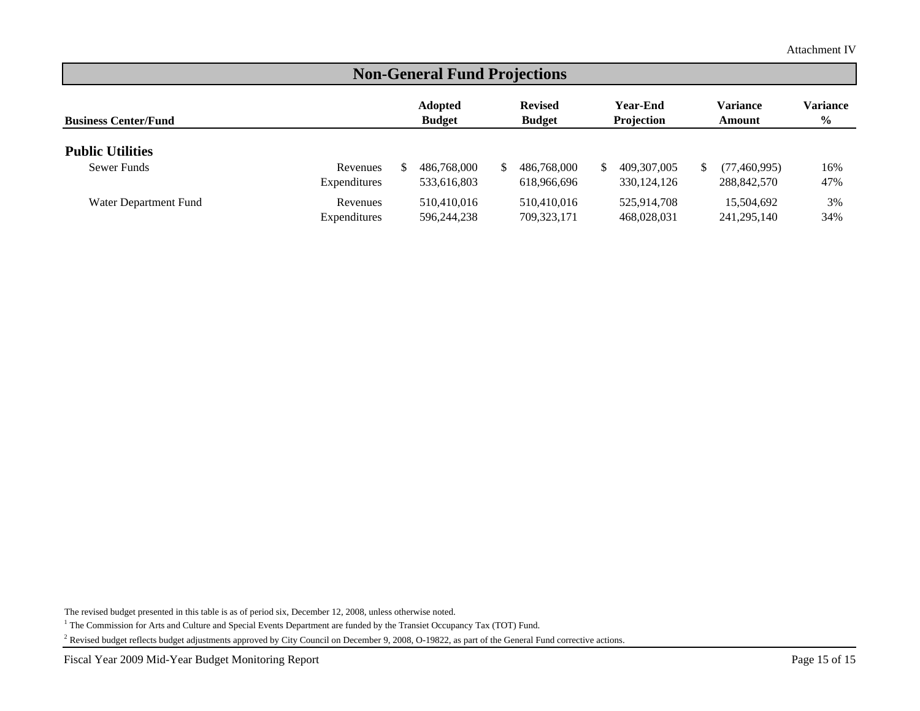Attachment IV

## Non-General Fund Projections

| Business Center/Fund | | Adopted Budget | Revised Budget | Year-End Projection | Variance Amount | Variance % |
|---|---|---|---|---|---|---|
| **Public Utilities** | | | | | | |
| Sewer Funds | Revenues | $ 486,768,000 | $ 486,768,000 | $ 409,307,005 | $ (77,460,995) | 16% |
| | Expenditures | 533,616,803 | 618,966,696 | 330,124,126 | 288,842,570 | 47% |
| Water Department Fund | Revenues | 510,410,016 | 510,410,016 | 525,914,708 | 15,504,692 | 3% |
| | Expenditures | 596,244,238 | 709,323,171 | 468,028,031 | 241,295,140 | 34% |

The revised budget presented in this table is as of period six, December 12, 2008, unless otherwise noted.

[1] The Commission for Arts and Culture and Special Events Department are funded by the Transiet Occupancy Tax (TOT) Fund.

[2] Revised budget reflects budget adjustments approved by City Council on December 9, 2008, O-19822, as part of the General Fund corrective actions.

Fiscal Year 2009 Mid-Year Budget Monitoring Report